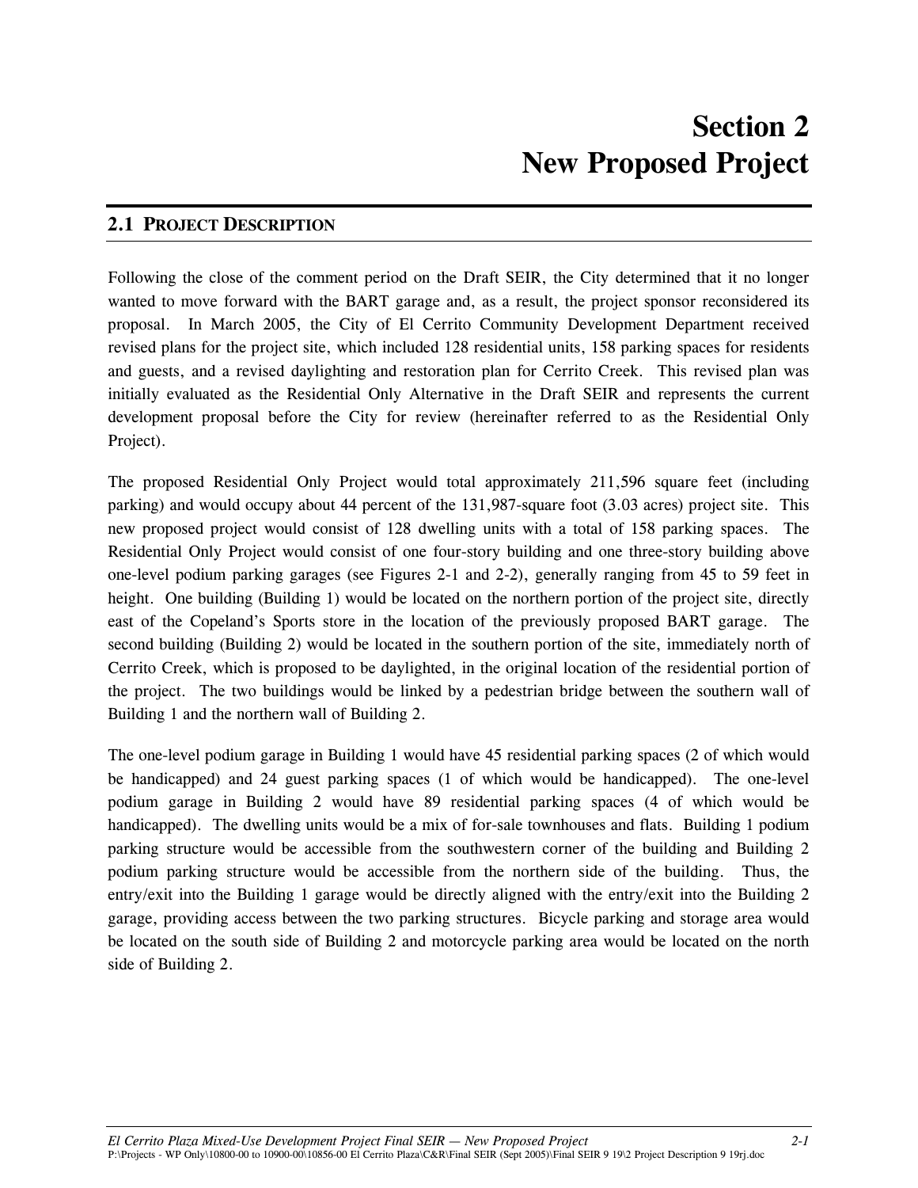# Section 2
# New Proposed Project

## 2.1 PROJECT DESCRIPTION

Following the close of the comment period on the Draft SEIR, the City determined that it no longer wanted to move forward with the BART garage and, as a result, the project sponsor reconsidered its proposal. In March 2005, the City of El Cerrito Community Development Department received revised plans for the project site, which included 128 residential units, 158 parking spaces for residents and guests, and a revised daylighting and restoration plan for Cerrito Creek. This revised plan was initially evaluated as the Residential Only Alternative in the Draft SEIR and represents the current development proposal before the City for review (hereinafter referred to as the Residential Only Project).

The proposed Residential Only Project would total approximately 211,596 square feet (including parking) and would occupy about 44 percent of the 131,987-square foot (3.03 acres) project site. This new proposed project would consist of 128 dwelling units with a total of 158 parking spaces. The Residential Only Project would consist of one four-story building and one three-story building above one-level podium parking garages (see Figures 2-1 and 2-2), generally ranging from 45 to 59 feet in height. One building (Building 1) would be located on the northern portion of the project site, directly east of the Copeland's Sports store in the location of the previously proposed BART garage. The second building (Building 2) would be located in the southern portion of the site, immediately north of Cerrito Creek, which is proposed to be daylighted, in the original location of the residential portion of the project. The two buildings would be linked by a pedestrian bridge between the southern wall of Building 1 and the northern wall of Building 2.

The one-level podium garage in Building 1 would have 45 residential parking spaces (2 of which would be handicapped) and 24 guest parking spaces (1 of which would be handicapped). The one-level podium garage in Building 2 would have 89 residential parking spaces (4 of which would be handicapped). The dwelling units would be a mix of for-sale townhouses and flats. Building 1 podium parking structure would be accessible from the southwestern corner of the building and Building 2 podium parking structure would be accessible from the northern side of the building. Thus, the entry/exit into the Building 1 garage would be directly aligned with the entry/exit into the Building 2 garage, providing access between the two parking structures. Bicycle parking and storage area would be located on the south side of Building 2 and motorcycle parking area would be located on the north side of Building 2.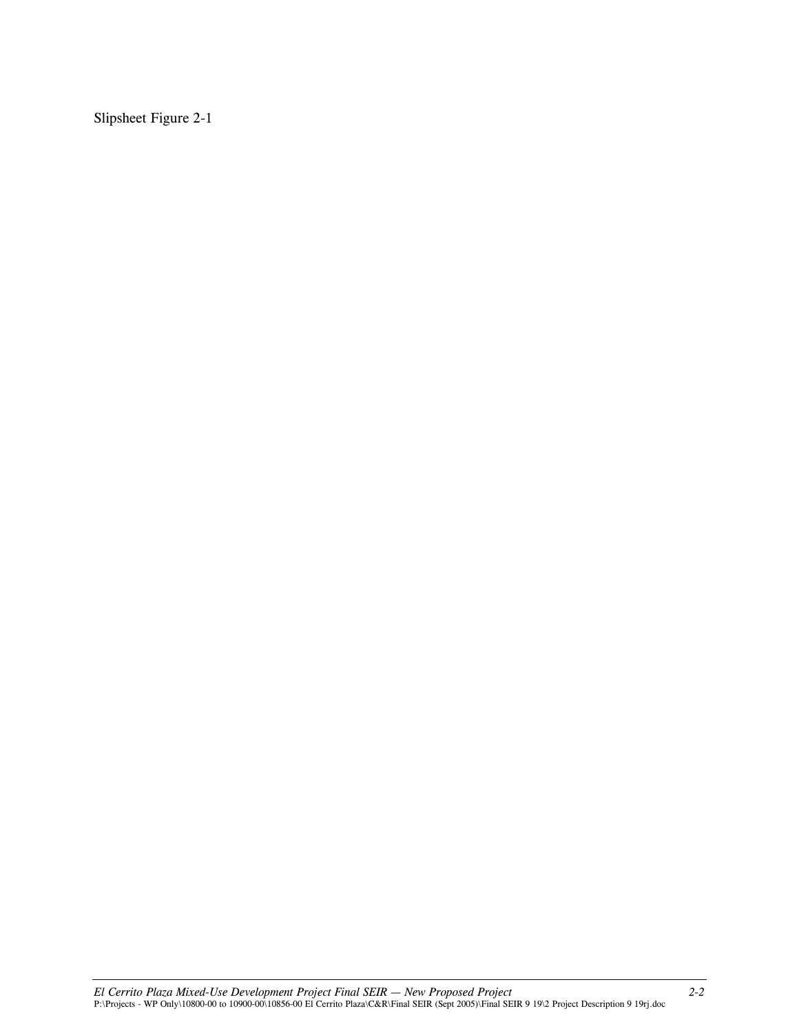Slipsheet Figure 2-1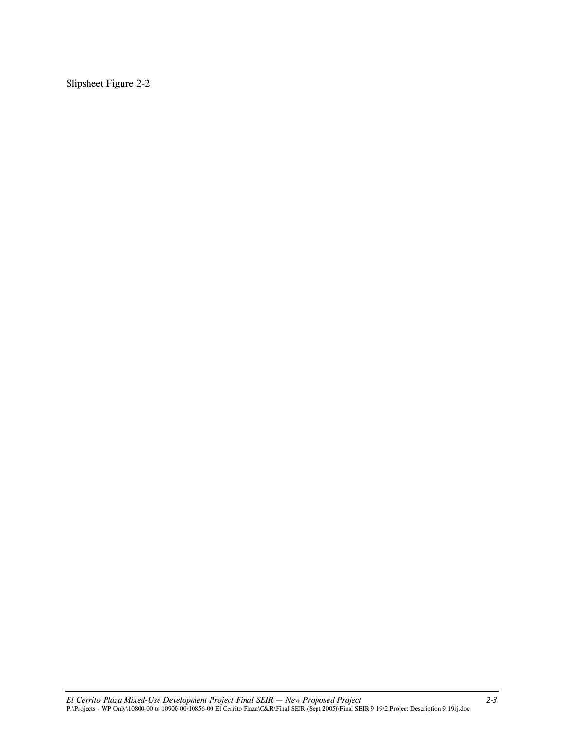Slipsheet Figure 2-2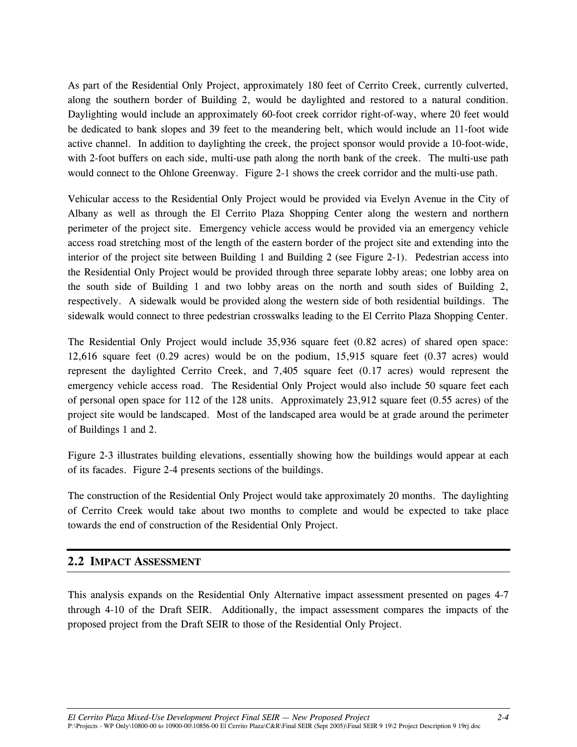As part of the Residential Only Project, approximately 180 feet of Cerrito Creek, currently culverted, along the southern border of Building 2, would be daylighted and restored to a natural condition. Daylighting would include an approximately 60-foot creek corridor right-of-way, where 20 feet would be dedicated to bank slopes and 39 feet to the meandering belt, which would include an 11-foot wide active channel. In addition to daylighting the creek, the project sponsor would provide a 10-foot-wide, with 2-foot buffers on each side, multi-use path along the north bank of the creek. The multi-use path would connect to the Ohlone Greenway. Figure 2-1 shows the creek corridor and the multi-use path.

Vehicular access to the Residential Only Project would be provided via Evelyn Avenue in the City of Albany as well as through the El Cerrito Plaza Shopping Center along the western and northern perimeter of the project site. Emergency vehicle access would be provided via an emergency vehicle access road stretching most of the length of the eastern border of the project site and extending into the interior of the project site between Building 1 and Building 2 (see Figure 2-1). Pedestrian access into the Residential Only Project would be provided through three separate lobby areas; one lobby area on the south side of Building 1 and two lobby areas on the north and south sides of Building 2, respectively. A sidewalk would be provided along the western side of both residential buildings. The sidewalk would connect to three pedestrian crosswalks leading to the El Cerrito Plaza Shopping Center.

The Residential Only Project would include 35,936 square feet (0.82 acres) of shared open space: 12,616 square feet (0.29 acres) would be on the podium, 15,915 square feet (0.37 acres) would represent the daylighted Cerrito Creek, and 7,405 square feet (0.17 acres) would represent the emergency vehicle access road. The Residential Only Project would also include 50 square feet each of personal open space for 112 of the 128 units. Approximately 23,912 square feet (0.55 acres) of the project site would be landscaped. Most of the landscaped area would be at grade around the perimeter of Buildings 1 and 2.

Figure 2-3 illustrates building elevations, essentially showing how the buildings would appear at each of its facades. Figure 2-4 presents sections of the buildings.

The construction of the Residential Only Project would take approximately 20 months. The daylighting of Cerrito Creek would take about two months to complete and would be expected to take place towards the end of construction of the Residential Only Project.

## 2.2 Impact Assessment

This analysis expands on the Residential Only Alternative impact assessment presented on pages 4-7 through 4-10 of the Draft SEIR. Additionally, the impact assessment compares the impacts of the proposed project from the Draft SEIR to those of the Residential Only Project.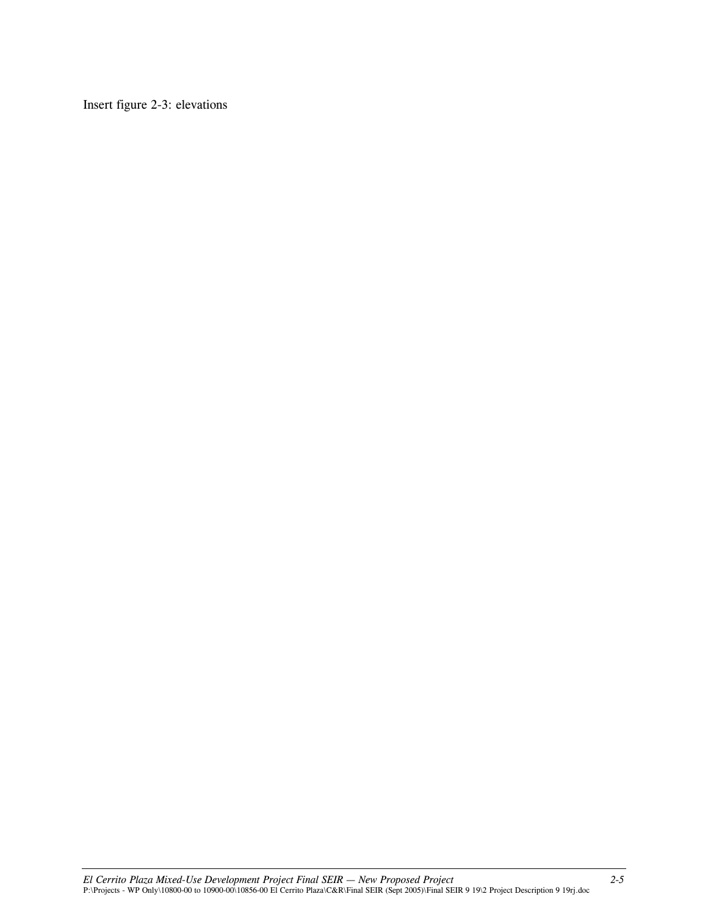Insert figure 2-3: elevations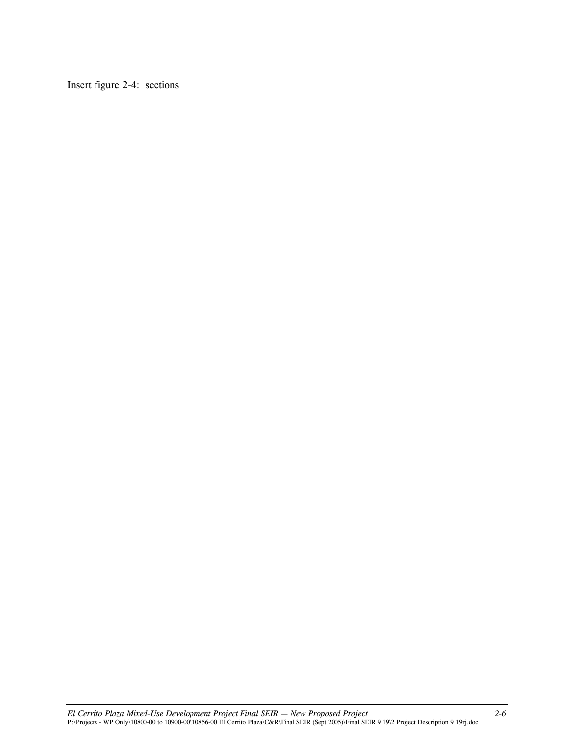Insert figure 2-4: sections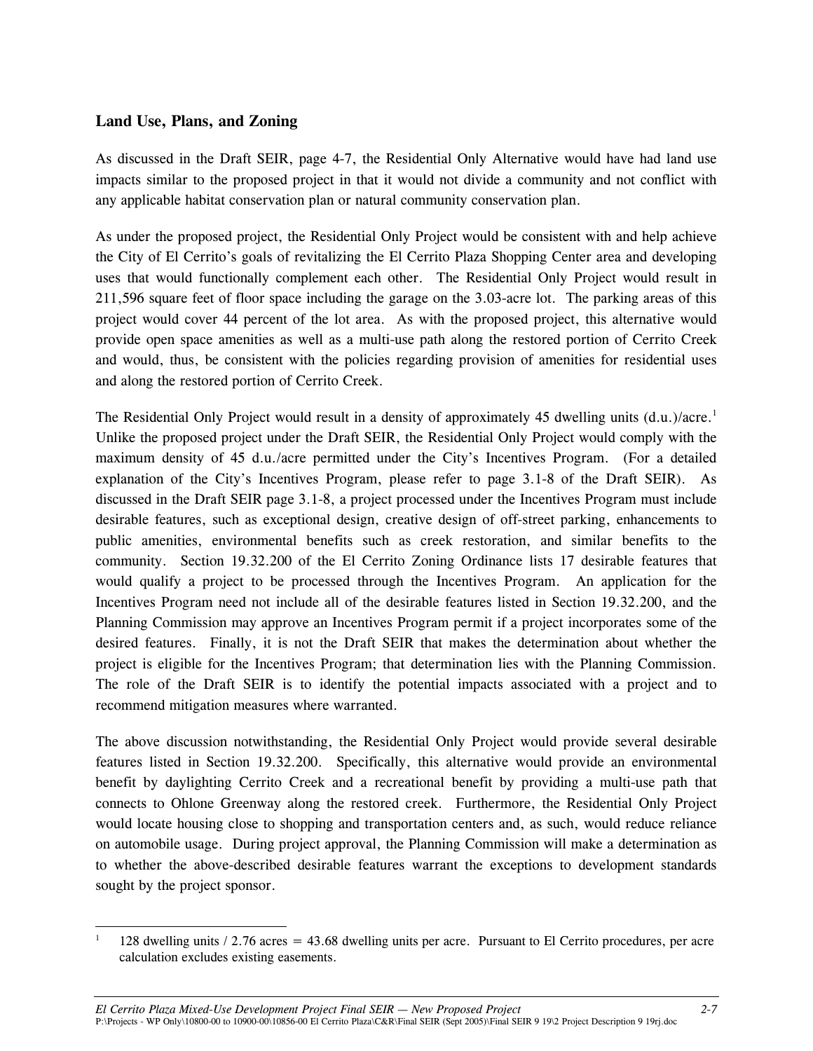### Land Use, Plans, and Zoning

As discussed in the Draft SEIR, page 4-7, the Residential Only Alternative would have had land use impacts similar to the proposed project in that it would not divide a community and not conflict with any applicable habitat conservation plan or natural community conservation plan.

As under the proposed project, the Residential Only Project would be consistent with and help achieve the City of El Cerrito's goals of revitalizing the El Cerrito Plaza Shopping Center area and developing uses that would functionally complement each other. The Residential Only Project would result in 211,596 square feet of floor space including the garage on the 3.03-acre lot. The parking areas of this project would cover 44 percent of the lot area. As with the proposed project, this alternative would provide open space amenities as well as a multi-use path along the restored portion of Cerrito Creek and would, thus, be consistent with the policies regarding provision of amenities for residential uses and along the restored portion of Cerrito Creek.

The Residential Only Project would result in a density of approximately 45 dwelling units (d.u.)/acre.[1] Unlike the proposed project under the Draft SEIR, the Residential Only Project would comply with the maximum density of 45 d.u./acre permitted under the City's Incentives Program. (For a detailed explanation of the City's Incentives Program, please refer to page 3.1-8 of the Draft SEIR). As discussed in the Draft SEIR page 3.1-8, a project processed under the Incentives Program must include desirable features, such as exceptional design, creative design of off-street parking, enhancements to public amenities, environmental benefits such as creek restoration, and similar benefits to the community. Section 19.32.200 of the El Cerrito Zoning Ordinance lists 17 desirable features that would qualify a project to be processed through the Incentives Program. An application for the Incentives Program need not include all of the desirable features listed in Section 19.32.200, and the Planning Commission may approve an Incentives Program permit if a project incorporates some of the desired features. Finally, it is not the Draft SEIR that makes the determination about whether the project is eligible for the Incentives Program; that determination lies with the Planning Commission. The role of the Draft SEIR is to identify the potential impacts associated with a project and to recommend mitigation measures where warranted.

The above discussion notwithstanding, the Residential Only Project would provide several desirable features listed in Section 19.32.200. Specifically, this alternative would provide an environmental benefit by daylighting Cerrito Creek and a recreational benefit by providing a multi-use path that connects to Ohlone Greenway along the restored creek. Furthermore, the Residential Only Project would locate housing close to shopping and transportation centers and, as such, would reduce reliance on automobile usage. During project approval, the Planning Commission will make a determination as to whether the above-described desirable features warrant the exceptions to development standards sought by the project sponsor.

---

[1] 128 dwelling units / 2.76 acres = 43.68 dwelling units per acre. Pursuant to El Cerrito procedures, per acre calculation excludes existing easements.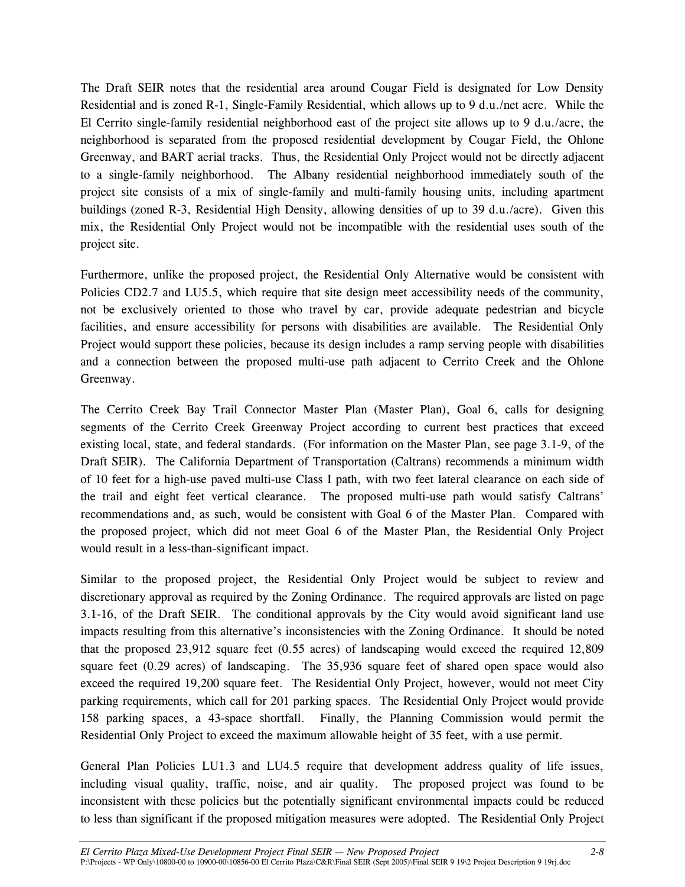The Draft SEIR notes that the residential area around Cougar Field is designated for Low Density Residential and is zoned R-1, Single-Family Residential, which allows up to 9 d.u./net acre. While the El Cerrito single-family residential neighborhood east of the project site allows up to 9 d.u./acre, the neighborhood is separated from the proposed residential development by Cougar Field, the Ohlone Greenway, and BART aerial tracks. Thus, the Residential Only Project would not be directly adjacent to a single-family neighborhood. The Albany residential neighborhood immediately south of the project site consists of a mix of single-family and multi-family housing units, including apartment buildings (zoned R-3, Residential High Density, allowing densities of up to 39 d.u./acre). Given this mix, the Residential Only Project would not be incompatible with the residential uses south of the project site.

Furthermore, unlike the proposed project, the Residential Only Alternative would be consistent with Policies CD2.7 and LU5.5, which require that site design meet accessibility needs of the community, not be exclusively oriented to those who travel by car, provide adequate pedestrian and bicycle facilities, and ensure accessibility for persons with disabilities are available. The Residential Only Project would support these policies, because its design includes a ramp serving people with disabilities and a connection between the proposed multi-use path adjacent to Cerrito Creek and the Ohlone Greenway.

The Cerrito Creek Bay Trail Connector Master Plan (Master Plan), Goal 6, calls for designing segments of the Cerrito Creek Greenway Project according to current best practices that exceed existing local, state, and federal standards. (For information on the Master Plan, see page 3.1-9, of the Draft SEIR). The California Department of Transportation (Caltrans) recommends a minimum width of 10 feet for a high-use paved multi-use Class I path, with two feet lateral clearance on each side of the trail and eight feet vertical clearance. The proposed multi-use path would satisfy Caltrans' recommendations and, as such, would be consistent with Goal 6 of the Master Plan. Compared with the proposed project, which did not meet Goal 6 of the Master Plan, the Residential Only Project would result in a less-than-significant impact.

Similar to the proposed project, the Residential Only Project would be subject to review and discretionary approval as required by the Zoning Ordinance. The required approvals are listed on page 3.1-16, of the Draft SEIR. The conditional approvals by the City would avoid significant land use impacts resulting from this alternative's inconsistencies with the Zoning Ordinance. It should be noted that the proposed 23,912 square feet (0.55 acres) of landscaping would exceed the required 12,809 square feet (0.29 acres) of landscaping. The 35,936 square feet of shared open space would also exceed the required 19,200 square feet. The Residential Only Project, however, would not meet City parking requirements, which call for 201 parking spaces. The Residential Only Project would provide 158 parking spaces, a 43-space shortfall. Finally, the Planning Commission would permit the Residential Only Project to exceed the maximum allowable height of 35 feet, with a use permit.

General Plan Policies LU1.3 and LU4.5 require that development address quality of life issues, including visual quality, traffic, noise, and air quality. The proposed project was found to be inconsistent with these policies but the potentially significant environmental impacts could be reduced to less than significant if the proposed mitigation measures were adopted. The Residential Only Project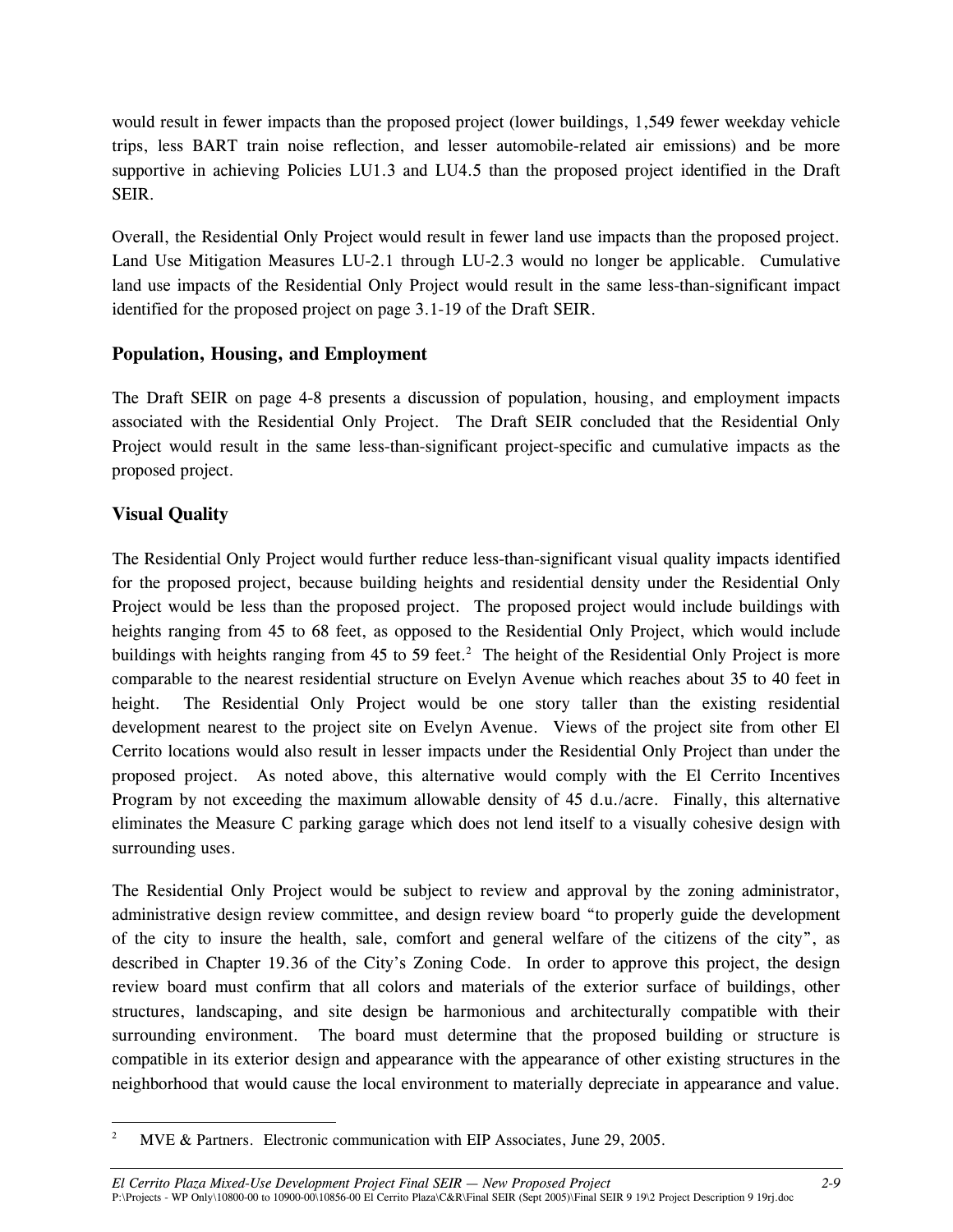would result in fewer impacts than the proposed project (lower buildings, 1,549 fewer weekday vehicle trips, less BART train noise reflection, and lesser automobile-related air emissions) and be more supportive in achieving Policies LU1.3 and LU4.5 than the proposed project identified in the Draft SEIR.

Overall, the Residential Only Project would result in fewer land use impacts than the proposed project. Land Use Mitigation Measures LU-2.1 through LU-2.3 would no longer be applicable. Cumulative land use impacts of the Residential Only Project would result in the same less-than-significant impact identified for the proposed project on page 3.1-19 of the Draft SEIR.

### Population, Housing, and Employment

The Draft SEIR on page 4-8 presents a discussion of population, housing, and employment impacts associated with the Residential Only Project. The Draft SEIR concluded that the Residential Only Project would result in the same less-than-significant project-specific and cumulative impacts as the proposed project.

### Visual Quality

The Residential Only Project would further reduce less-than-significant visual quality impacts identified for the proposed project, because building heights and residential density under the Residential Only Project would be less than the proposed project. The proposed project would include buildings with heights ranging from 45 to 68 feet, as opposed to the Residential Only Project, which would include buildings with heights ranging from 45 to 59 feet.[2] The height of the Residential Only Project is more comparable to the nearest residential structure on Evelyn Avenue which reaches about 35 to 40 feet in height. The Residential Only Project would be one story taller than the existing residential development nearest to the project site on Evelyn Avenue. Views of the project site from other El Cerrito locations would also result in lesser impacts under the Residential Only Project than under the proposed project. As noted above, this alternative would comply with the El Cerrito Incentives Program by not exceeding the maximum allowable density of 45 d.u./acre. Finally, this alternative eliminates the Measure C parking garage which does not lend itself to a visually cohesive design with surrounding uses.

The Residential Only Project would be subject to review and approval by the zoning administrator, administrative design review committee, and design review board "to properly guide the development of the city to insure the health, sale, comfort and general welfare of the citizens of the city", as described in Chapter 19.36 of the City's Zoning Code. In order to approve this project, the design review board must confirm that all colors and materials of the exterior surface of buildings, other structures, landscaping, and site design be harmonious and architecturally compatible with their surrounding environment. The board must determine that the proposed building or structure is compatible in its exterior design and appearance with the appearance of other existing structures in the neighborhood that would cause the local environment to materially depreciate in appearance and value.

---

[2] MVE & Partners. Electronic communication with EIP Associates, June 29, 2005.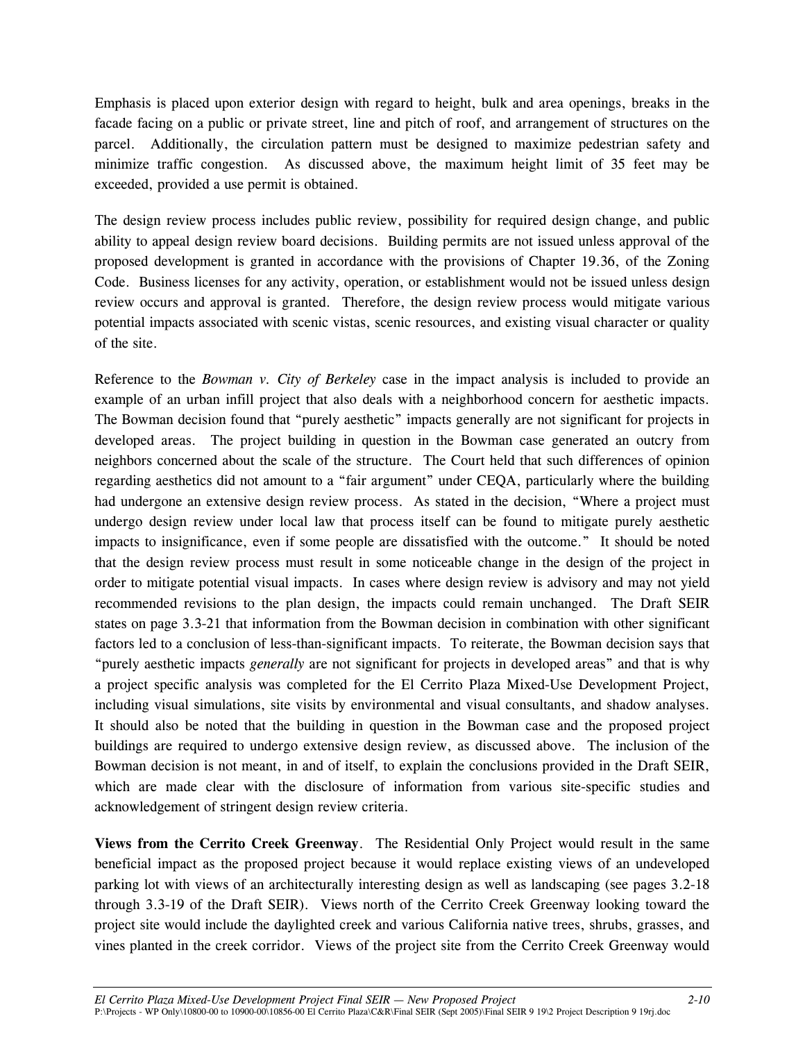Emphasis is placed upon exterior design with regard to height, bulk and area openings, breaks in the facade facing on a public or private street, line and pitch of roof, and arrangement of structures on the parcel. Additionally, the circulation pattern must be designed to maximize pedestrian safety and minimize traffic congestion. As discussed above, the maximum height limit of 35 feet may be exceeded, provided a use permit is obtained.

The design review process includes public review, possibility for required design change, and public ability to appeal design review board decisions. Building permits are not issued unless approval of the proposed development is granted in accordance with the provisions of Chapter 19.36, of the Zoning Code. Business licenses for any activity, operation, or establishment would not be issued unless design review occurs and approval is granted. Therefore, the design review process would mitigate various potential impacts associated with scenic vistas, scenic resources, and existing visual character or quality of the site.

Reference to the *Bowman v. City of Berkeley* case in the impact analysis is included to provide an example of an urban infill project that also deals with a neighborhood concern for aesthetic impacts. The Bowman decision found that "purely aesthetic" impacts generally are not significant for projects in developed areas. The project building in question in the Bowman case generated an outcry from neighbors concerned about the scale of the structure. The Court held that such differences of opinion regarding aesthetics did not amount to a "fair argument" under CEQA, particularly where the building had undergone an extensive design review process. As stated in the decision, "Where a project must undergo design review under local law that process itself can be found to mitigate purely aesthetic impacts to insignificance, even if some people are dissatisfied with the outcome." It should be noted that the design review process must result in some noticeable change in the design of the project in order to mitigate potential visual impacts. In cases where design review is advisory and may not yield recommended revisions to the plan design, the impacts could remain unchanged. The Draft SEIR states on page 3.3-21 that information from the Bowman decision in combination with other significant factors led to a conclusion of less-than-significant impacts. To reiterate, the Bowman decision says that "purely aesthetic impacts *generally* are not significant for projects in developed areas" and that is why a project specific analysis was completed for the El Cerrito Plaza Mixed-Use Development Project, including visual simulations, site visits by environmental and visual consultants, and shadow analyses. It should also be noted that the building in question in the Bowman case and the proposed project buildings are required to undergo extensive design review, as discussed above. The inclusion of the Bowman decision is not meant, in and of itself, to explain the conclusions provided in the Draft SEIR, which are made clear with the disclosure of information from various site-specific studies and acknowledgement of stringent design review criteria.

**Views from the Cerrito Creek Greenway**. The Residential Only Project would result in the same beneficial impact as the proposed project because it would replace existing views of an undeveloped parking lot with views of an architecturally interesting design as well as landscaping (see pages 3.2-18 through 3.3-19 of the Draft SEIR). Views north of the Cerrito Creek Greenway looking toward the project site would include the daylighted creek and various California native trees, shrubs, grasses, and vines planted in the creek corridor. Views of the project site from the Cerrito Creek Greenway would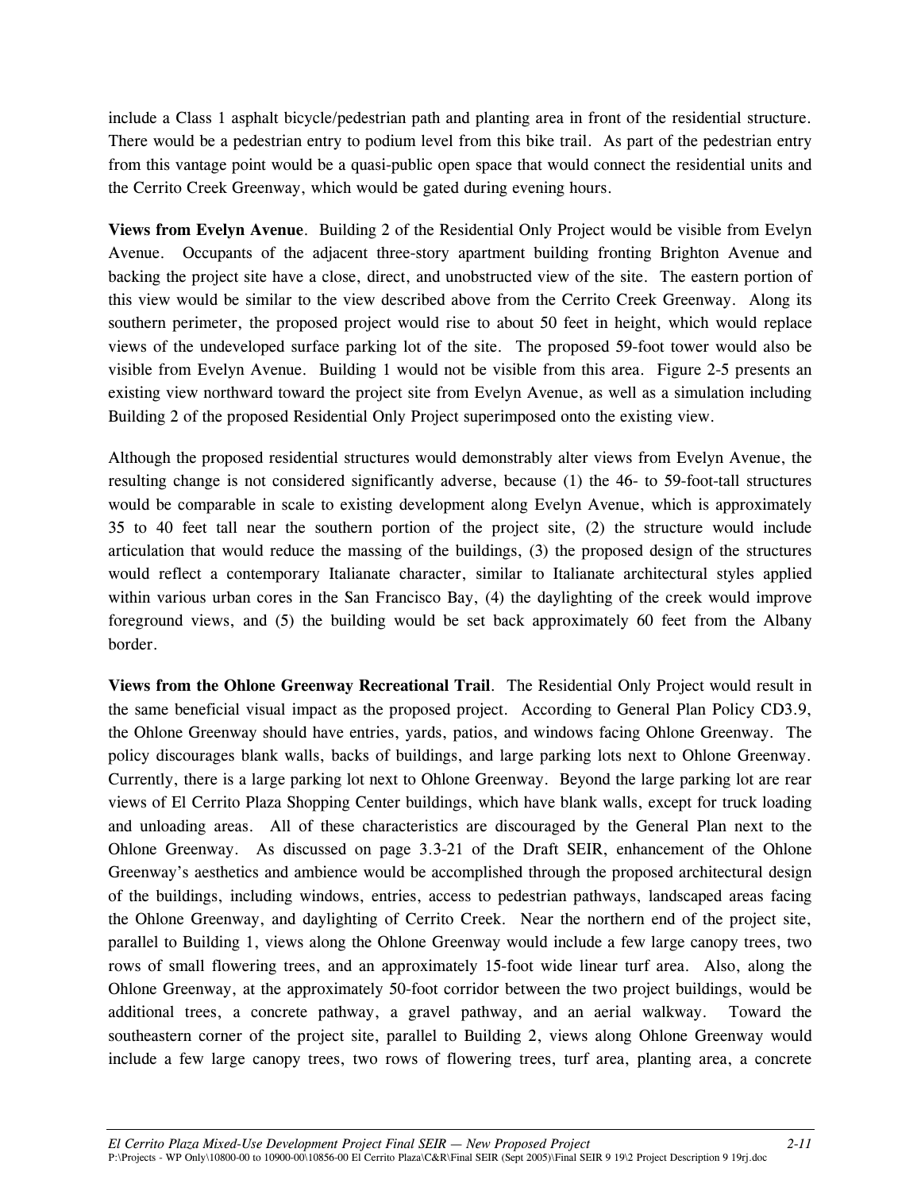include a Class 1 asphalt bicycle/pedestrian path and planting area in front of the residential structure. There would be a pedestrian entry to podium level from this bike trail. As part of the pedestrian entry from this vantage point would be a quasi-public open space that would connect the residential units and the Cerrito Creek Greenway, which would be gated during evening hours.

**Views from Evelyn Avenue**. Building 2 of the Residential Only Project would be visible from Evelyn Avenue. Occupants of the adjacent three-story apartment building fronting Brighton Avenue and backing the project site have a close, direct, and unobstructed view of the site. The eastern portion of this view would be similar to the view described above from the Cerrito Creek Greenway. Along its southern perimeter, the proposed project would rise to about 50 feet in height, which would replace views of the undeveloped surface parking lot of the site. The proposed 59-foot tower would also be visible from Evelyn Avenue. Building 1 would not be visible from this area. Figure 2-5 presents an existing view northward toward the project site from Evelyn Avenue, as well as a simulation including Building 2 of the proposed Residential Only Project superimposed onto the existing view.

Although the proposed residential structures would demonstrably alter views from Evelyn Avenue, the resulting change is not considered significantly adverse, because (1) the 46- to 59-foot-tall structures would be comparable in scale to existing development along Evelyn Avenue, which is approximately 35 to 40 feet tall near the southern portion of the project site, (2) the structure would include articulation that would reduce the massing of the buildings, (3) the proposed design of the structures would reflect a contemporary Italianate character, similar to Italianate architectural styles applied within various urban cores in the San Francisco Bay, (4) the daylighting of the creek would improve foreground views, and (5) the building would be set back approximately 60 feet from the Albany border.

**Views from the Ohlone Greenway Recreational Trail**. The Residential Only Project would result in the same beneficial visual impact as the proposed project. According to General Plan Policy CD3.9, the Ohlone Greenway should have entries, yards, patios, and windows facing Ohlone Greenway. The policy discourages blank walls, backs of buildings, and large parking lots next to Ohlone Greenway. Currently, there is a large parking lot next to Ohlone Greenway. Beyond the large parking lot are rear views of El Cerrito Plaza Shopping Center buildings, which have blank walls, except for truck loading and unloading areas. All of these characteristics are discouraged by the General Plan next to the Ohlone Greenway. As discussed on page 3.3-21 of the Draft SEIR, enhancement of the Ohlone Greenway's aesthetics and ambience would be accomplished through the proposed architectural design of the buildings, including windows, entries, access to pedestrian pathways, landscaped areas facing the Ohlone Greenway, and daylighting of Cerrito Creek. Near the northern end of the project site, parallel to Building 1, views along the Ohlone Greenway would include a few large canopy trees, two rows of small flowering trees, and an approximately 15-foot wide linear turf area. Also, along the Ohlone Greenway, at the approximately 50-foot corridor between the two project buildings, would be additional trees, a concrete pathway, a gravel pathway, and an aerial walkway. Toward the southeastern corner of the project site, parallel to Building 2, views along Ohlone Greenway would include a few large canopy trees, two rows of flowering trees, turf area, planting area, a concrete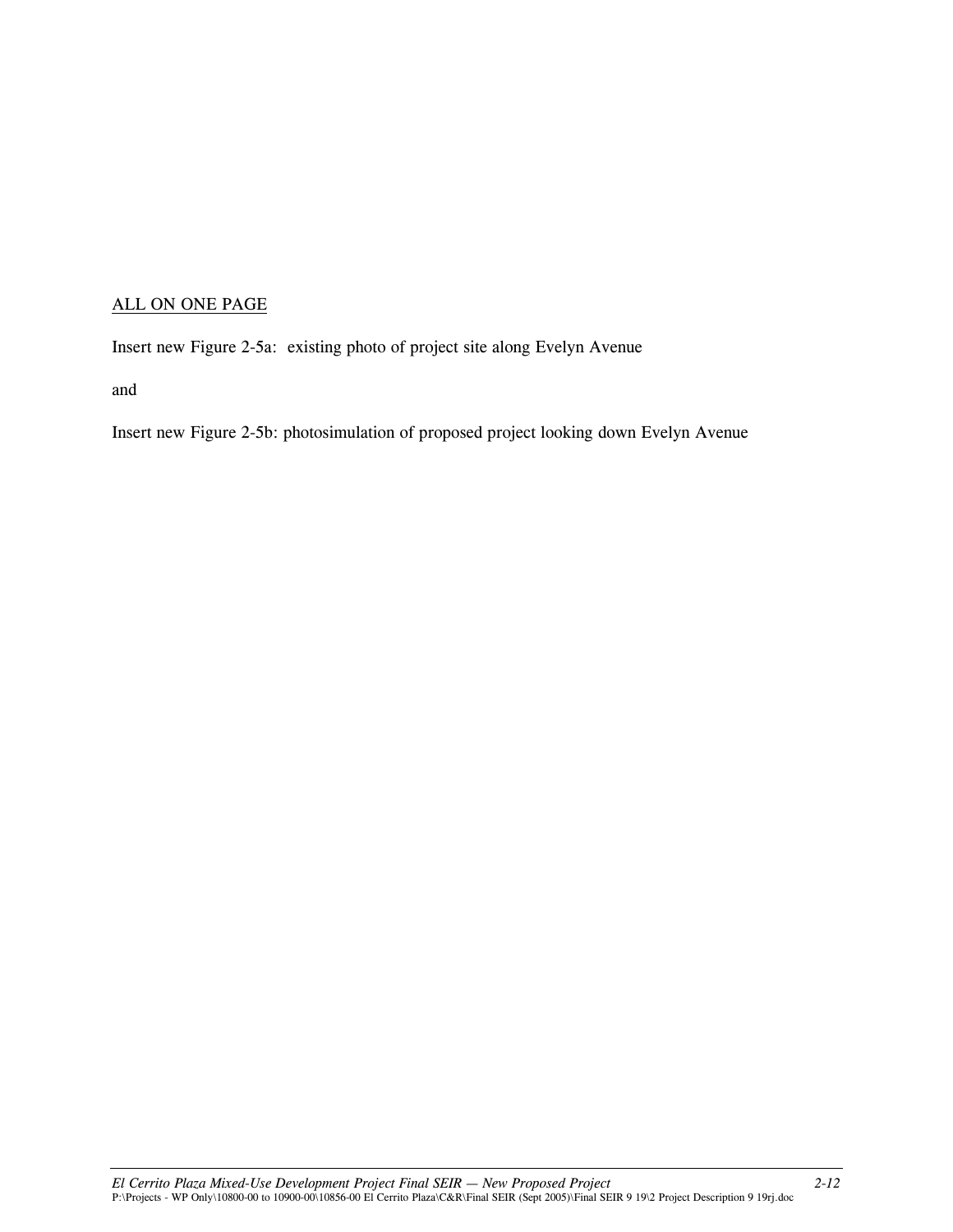<u>ALL ON ONE PAGE</u>

Insert new Figure 2-5a:  existing photo of project site along Evelyn Avenue

and

Insert new Figure 2-5b: photosimulation of proposed project looking down Evelyn Avenue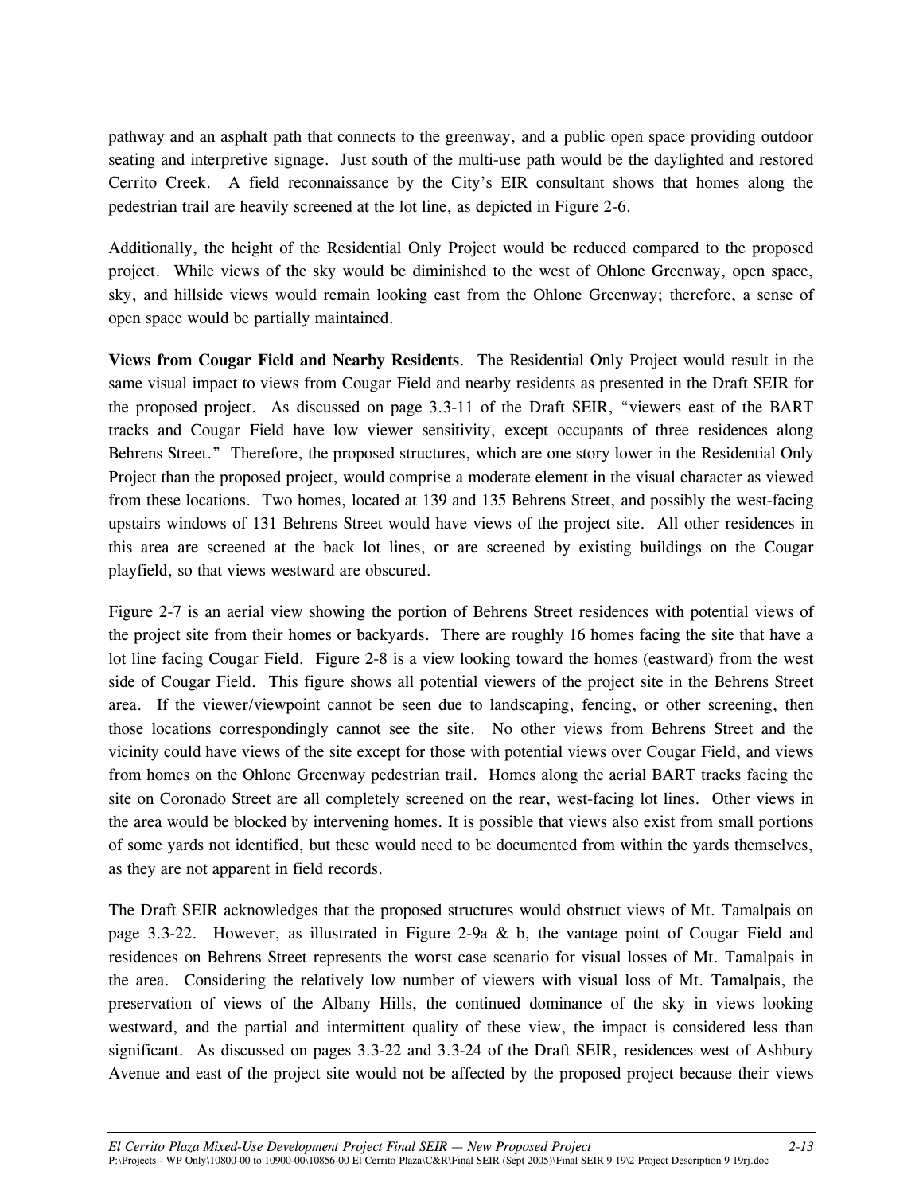pathway and an asphalt path that connects to the greenway, and a public open space providing outdoor seating and interpretive signage. Just south of the multi-use path would be the daylighted and restored Cerrito Creek. A field reconnaissance by the City's EIR consultant shows that homes along the pedestrian trail are heavily screened at the lot line, as depicted in Figure 2-6.

Additionally, the height of the Residential Only Project would be reduced compared to the proposed project. While views of the sky would be diminished to the west of Ohlone Greenway, open space, sky, and hillside views would remain looking east from the Ohlone Greenway; therefore, a sense of open space would be partially maintained.

**Views from Cougar Field and Nearby Residents**. The Residential Only Project would result in the same visual impact to views from Cougar Field and nearby residents as presented in the Draft SEIR for the proposed project. As discussed on page 3.3-11 of the Draft SEIR, "viewers east of the BART tracks and Cougar Field have low viewer sensitivity, except occupants of three residences along Behrens Street." Therefore, the proposed structures, which are one story lower in the Residential Only Project than the proposed project, would comprise a moderate element in the visual character as viewed from these locations. Two homes, located at 139 and 135 Behrens Street, and possibly the west-facing upstairs windows of 131 Behrens Street would have views of the project site. All other residences in this area are screened at the back lot lines, or are screened by existing buildings on the Cougar playfield, so that views westward are obscured.

Figure 2-7 is an aerial view showing the portion of Behrens Street residences with potential views of the project site from their homes or backyards. There are roughly 16 homes facing the site that have a lot line facing Cougar Field. Figure 2-8 is a view looking toward the homes (eastward) from the west side of Cougar Field. This figure shows all potential viewers of the project site in the Behrens Street area. If the viewer/viewpoint cannot be seen due to landscaping, fencing, or other screening, then those locations correspondingly cannot see the site. No other views from Behrens Street and the vicinity could have views of the site except for those with potential views over Cougar Field, and views from homes on the Ohlone Greenway pedestrian trail. Homes along the aerial BART tracks facing the site on Coronado Street are all completely screened on the rear, west-facing lot lines. Other views in the area would be blocked by intervening homes. It is possible that views also exist from small portions of some yards not identified, but these would need to be documented from within the yards themselves, as they are not apparent in field records.

The Draft SEIR acknowledges that the proposed structures would obstruct views of Mt. Tamalpais on page 3.3-22. However, as illustrated in Figure 2-9a & b, the vantage point of Cougar Field and residences on Behrens Street represents the worst case scenario for visual losses of Mt. Tamalpais in the area. Considering the relatively low number of viewers with visual loss of Mt. Tamalpais, the preservation of views of the Albany Hills, the continued dominance of the sky in views looking westward, and the partial and intermittent quality of these view, the impact is considered less than significant. As discussed on pages 3.3-22 and 3.3-24 of the Draft SEIR, residences west of Ashbury Avenue and east of the project site would not be affected by the proposed project because their views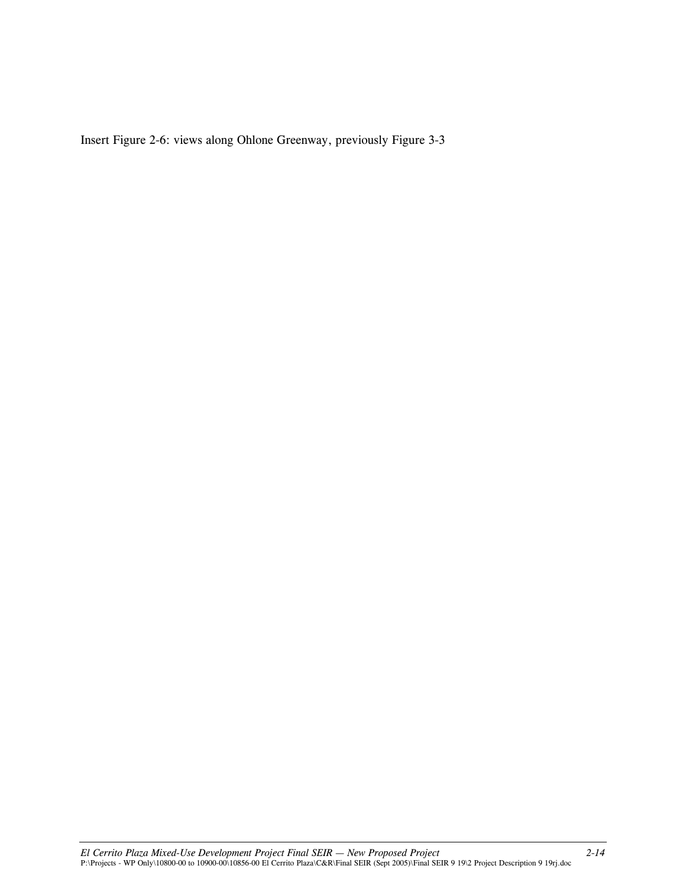Insert Figure 2-6: views along Ohlone Greenway, previously Figure 3-3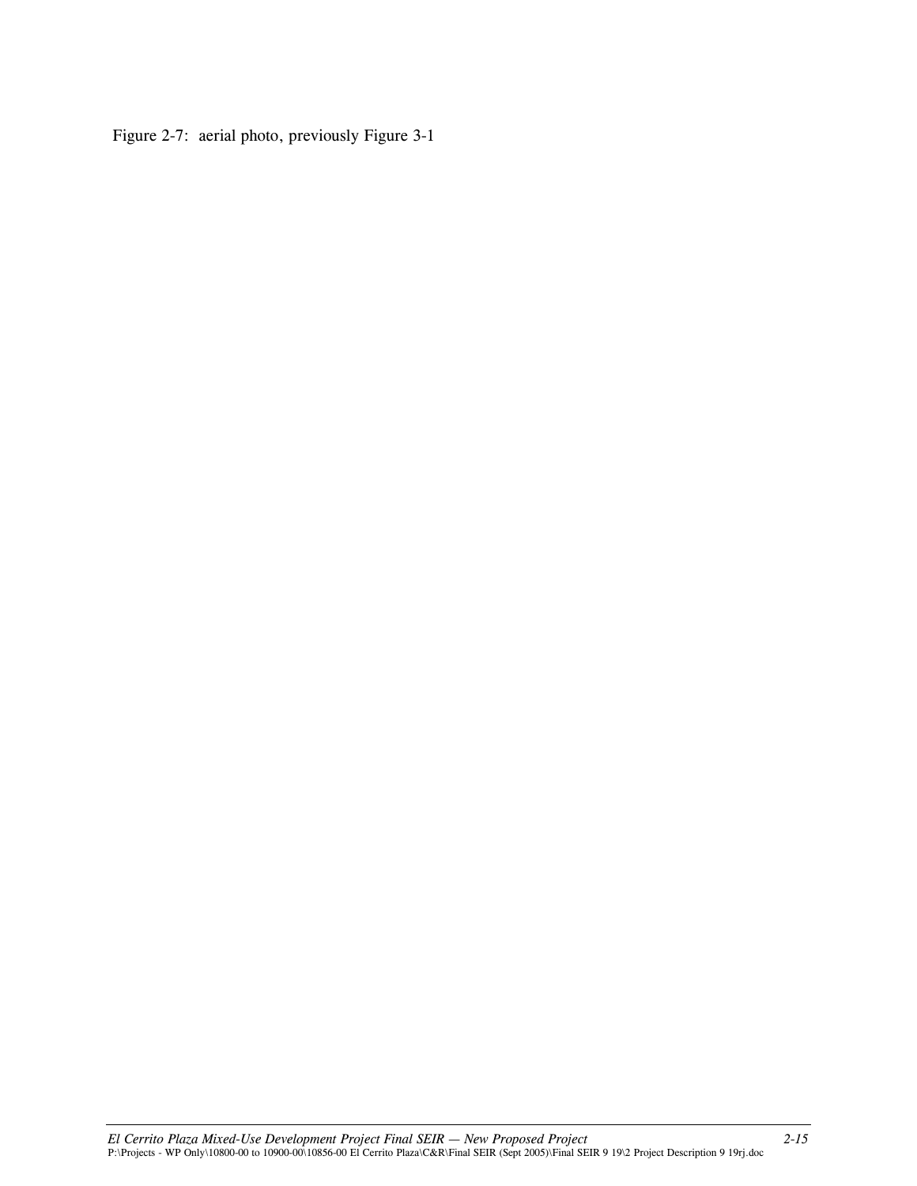Figure 2-7: aerial photo, previously Figure 3-1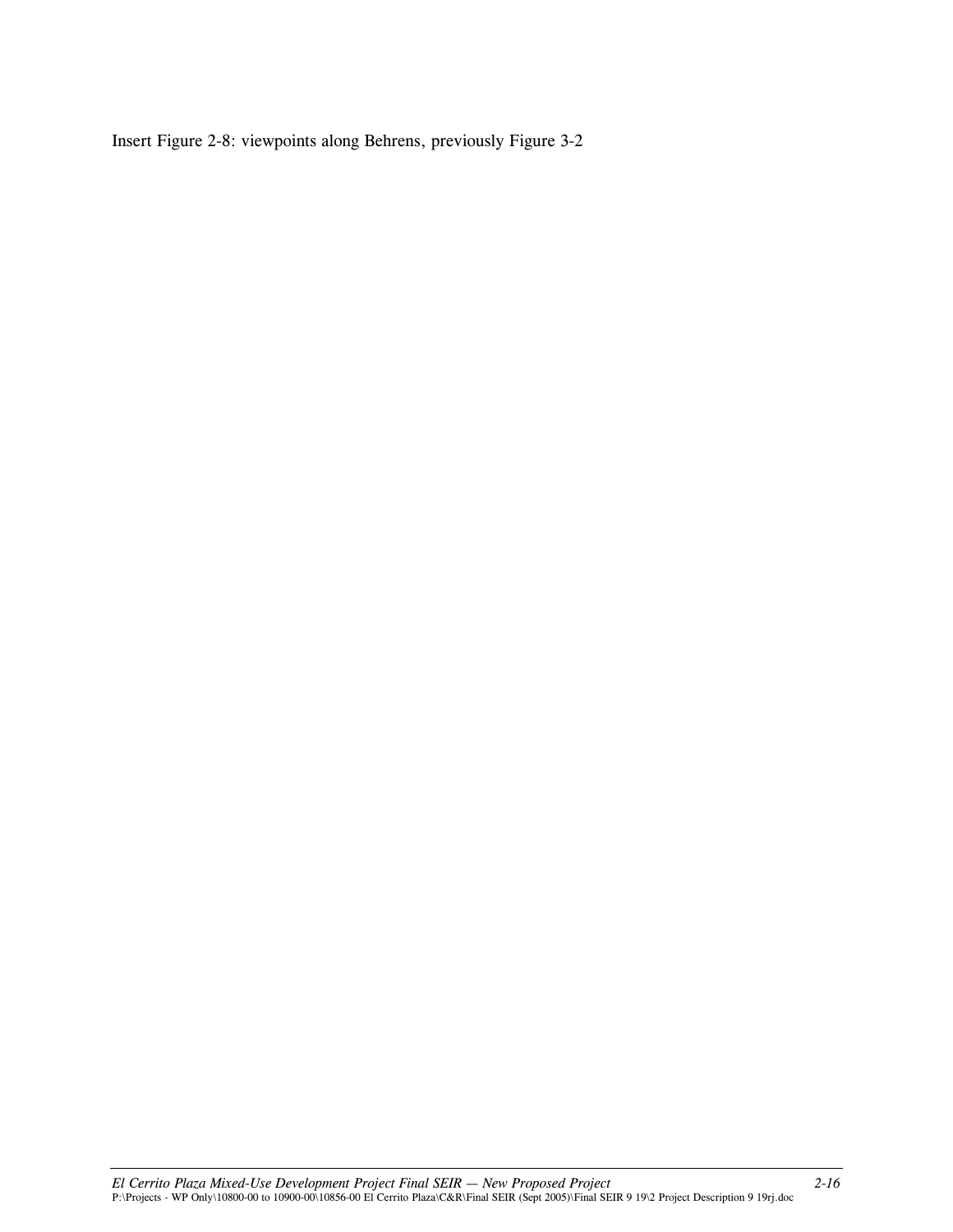Insert Figure 2-8: viewpoints along Behrens, previously Figure 3-2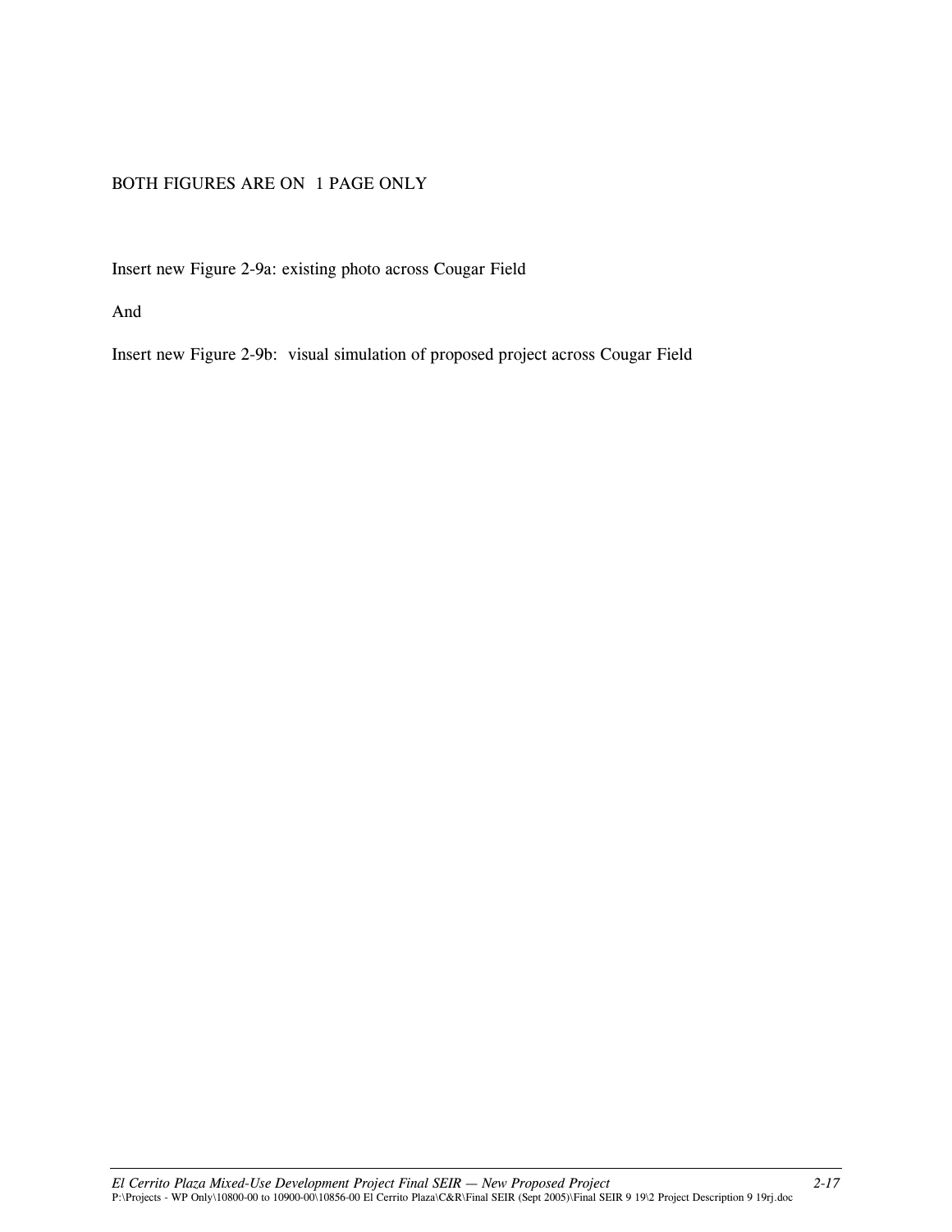BOTH FIGURES ARE ON 1 PAGE ONLY

Insert new Figure 2-9a: existing photo across Cougar Field

And

Insert new Figure 2-9b: visual simulation of proposed project across Cougar Field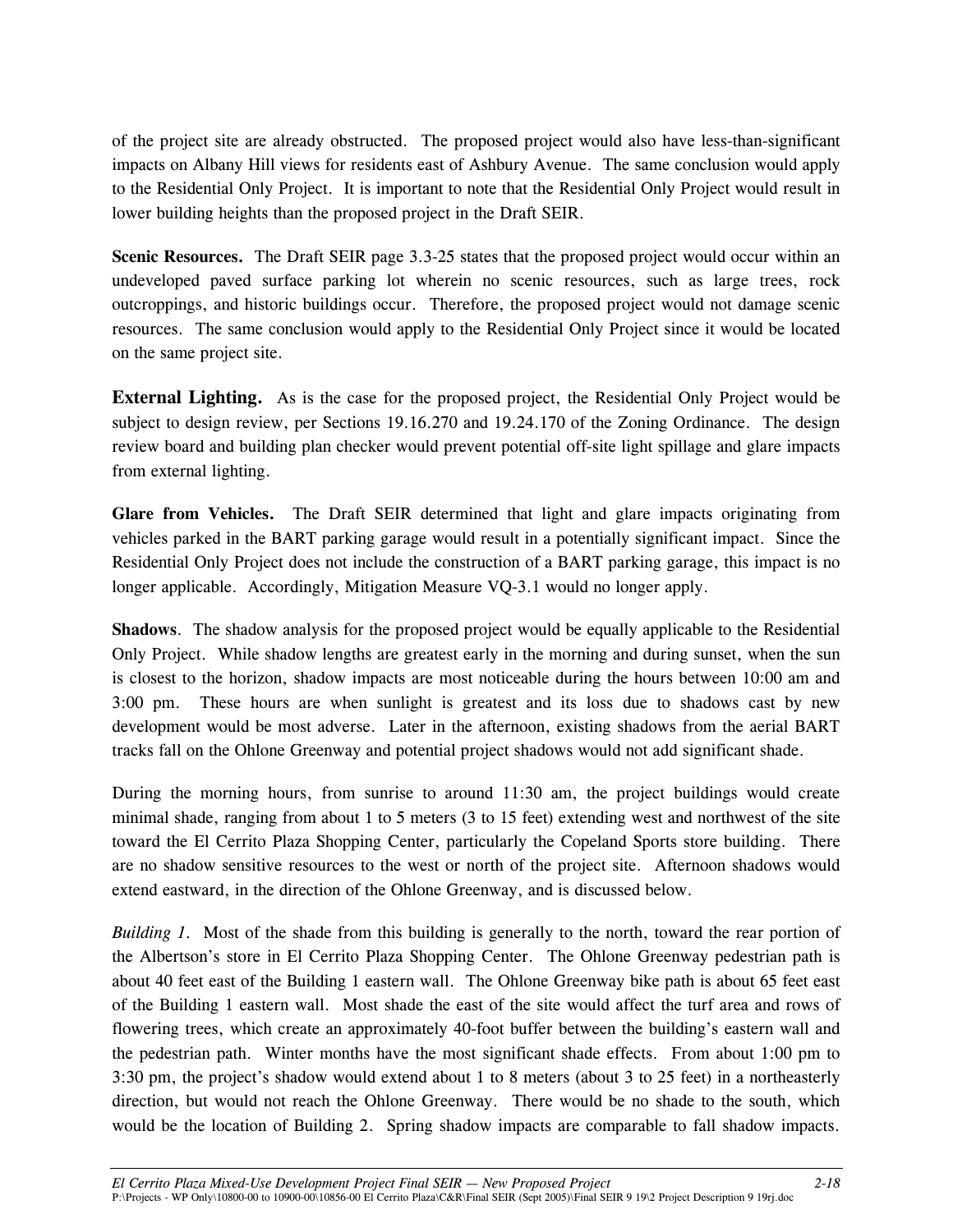of the project site are already obstructed. The proposed project would also have less-than-significant impacts on Albany Hill views for residents east of Ashbury Avenue. The same conclusion would apply to the Residential Only Project. It is important to note that the Residential Only Project would result in lower building heights than the proposed project in the Draft SEIR.

**Scenic Resources.** The Draft SEIR page 3.3-25 states that the proposed project would occur within an undeveloped paved surface parking lot wherein no scenic resources, such as large trees, rock outcroppings, and historic buildings occur. Therefore, the proposed project would not damage scenic resources. The same conclusion would apply to the Residential Only Project since it would be located on the same project site.

**External Lighting.** As is the case for the proposed project, the Residential Only Project would be subject to design review, per Sections 19.16.270 and 19.24.170 of the Zoning Ordinance. The design review board and building plan checker would prevent potential off-site light spillage and glare impacts from external lighting.

**Glare from Vehicles.** The Draft SEIR determined that light and glare impacts originating from vehicles parked in the BART parking garage would result in a potentially significant impact. Since the Residential Only Project does not include the construction of a BART parking garage, this impact is no longer applicable. Accordingly, Mitigation Measure VQ-3.1 would no longer apply.

**Shadows**. The shadow analysis for the proposed project would be equally applicable to the Residential Only Project. While shadow lengths are greatest early in the morning and during sunset, when the sun is closest to the horizon, shadow impacts are most noticeable during the hours between 10:00 am and 3:00 pm. These hours are when sunlight is greatest and its loss due to shadows cast by new development would be most adverse. Later in the afternoon, existing shadows from the aerial BART tracks fall on the Ohlone Greenway and potential project shadows would not add significant shade.

During the morning hours, from sunrise to around 11:30 am, the project buildings would create minimal shade, ranging from about 1 to 5 meters (3 to 15 feet) extending west and northwest of the site toward the El Cerrito Plaza Shopping Center, particularly the Copeland Sports store building. There are no shadow sensitive resources to the west or north of the project site. Afternoon shadows would extend eastward, in the direction of the Ohlone Greenway, and is discussed below.

*Building 1.* Most of the shade from this building is generally to the north, toward the rear portion of the Albertson's store in El Cerrito Plaza Shopping Center. The Ohlone Greenway pedestrian path is about 40 feet east of the Building 1 eastern wall. The Ohlone Greenway bike path is about 65 feet east of the Building 1 eastern wall. Most shade the east of the site would affect the turf area and rows of flowering trees, which create an approximately 40-foot buffer between the building's eastern wall and the pedestrian path. Winter months have the most significant shade effects. From about 1:00 pm to 3:30 pm, the project's shadow would extend about 1 to 8 meters (about 3 to 25 feet) in a northeasterly direction, but would not reach the Ohlone Greenway. There would be no shade to the south, which would be the location of Building 2. Spring shadow impacts are comparable to fall shadow impacts.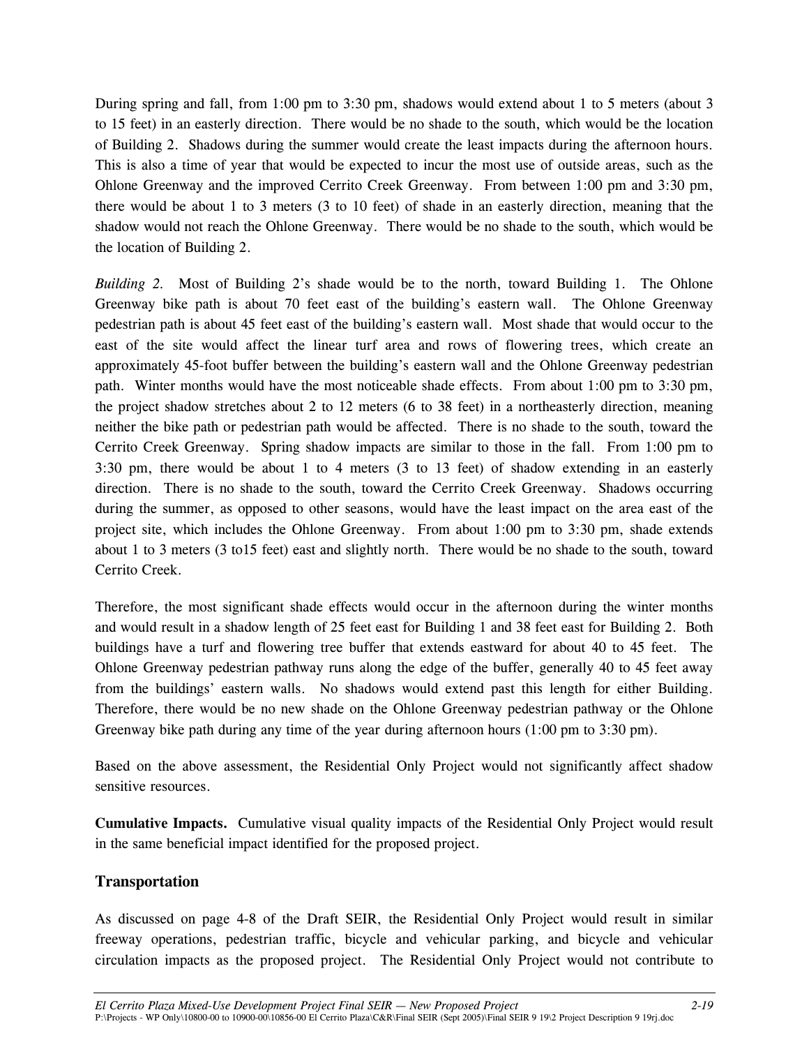During spring and fall, from 1:00 pm to 3:30 pm, shadows would extend about 1 to 5 meters (about 3 to 15 feet) in an easterly direction. There would be no shade to the south, which would be the location of Building 2. Shadows during the summer would create the least impacts during the afternoon hours. This is also a time of year that would be expected to incur the most use of outside areas, such as the Ohlone Greenway and the improved Cerrito Creek Greenway. From between 1:00 pm and 3:30 pm, there would be about 1 to 3 meters (3 to 10 feet) of shade in an easterly direction, meaning that the shadow would not reach the Ohlone Greenway. There would be no shade to the south, which would be the location of Building 2.

*Building 2.* Most of Building 2's shade would be to the north, toward Building 1. The Ohlone Greenway bike path is about 70 feet east of the building's eastern wall. The Ohlone Greenway pedestrian path is about 45 feet east of the building's eastern wall. Most shade that would occur to the east of the site would affect the linear turf area and rows of flowering trees, which create an approximately 45-foot buffer between the building's eastern wall and the Ohlone Greenway pedestrian path. Winter months would have the most noticeable shade effects. From about 1:00 pm to 3:30 pm, the project shadow stretches about 2 to 12 meters (6 to 38 feet) in a northeasterly direction, meaning neither the bike path or pedestrian path would be affected. There is no shade to the south, toward the Cerrito Creek Greenway. Spring shadow impacts are similar to those in the fall. From 1:00 pm to 3:30 pm, there would be about 1 to 4 meters (3 to 13 feet) of shadow extending in an easterly direction. There is no shade to the south, toward the Cerrito Creek Greenway. Shadows occurring during the summer, as opposed to other seasons, would have the least impact on the area east of the project site, which includes the Ohlone Greenway. From about 1:00 pm to 3:30 pm, shade extends about 1 to 3 meters (3 to15 feet) east and slightly north. There would be no shade to the south, toward Cerrito Creek.

Therefore, the most significant shade effects would occur in the afternoon during the winter months and would result in a shadow length of 25 feet east for Building 1 and 38 feet east for Building 2. Both buildings have a turf and flowering tree buffer that extends eastward for about 40 to 45 feet. The Ohlone Greenway pedestrian pathway runs along the edge of the buffer, generally 40 to 45 feet away from the buildings' eastern walls. No shadows would extend past this length for either Building. Therefore, there would be no new shade on the Ohlone Greenway pedestrian pathway or the Ohlone Greenway bike path during any time of the year during afternoon hours (1:00 pm to 3:30 pm).

Based on the above assessment, the Residential Only Project would not significantly affect shadow sensitive resources.

**Cumulative Impacts.** Cumulative visual quality impacts of the Residential Only Project would result in the same beneficial impact identified for the proposed project.

## Transportation

As discussed on page 4-8 of the Draft SEIR, the Residential Only Project would result in similar freeway operations, pedestrian traffic, bicycle and vehicular parking, and bicycle and vehicular circulation impacts as the proposed project. The Residential Only Project would not contribute to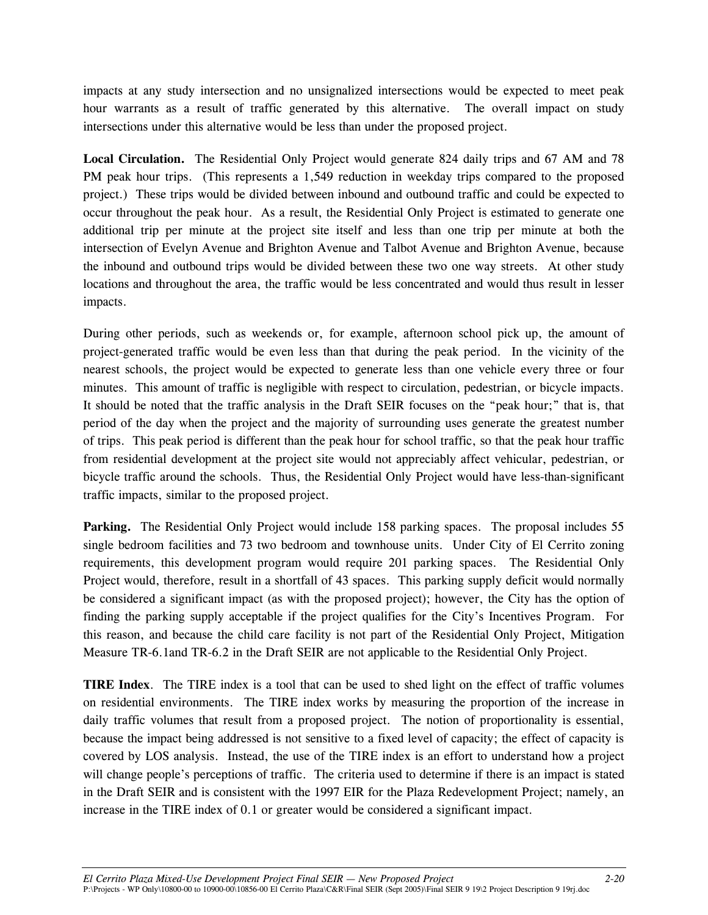impacts at any study intersection and no unsignalized intersections would be expected to meet peak hour warrants as a result of traffic generated by this alternative. The overall impact on study intersections under this alternative would be less than under the proposed project.

**Local Circulation.** The Residential Only Project would generate 824 daily trips and 67 AM and 78 PM peak hour trips. (This represents a 1,549 reduction in weekday trips compared to the proposed project.) These trips would be divided between inbound and outbound traffic and could be expected to occur throughout the peak hour. As a result, the Residential Only Project is estimated to generate one additional trip per minute at the project site itself and less than one trip per minute at both the intersection of Evelyn Avenue and Brighton Avenue and Talbot Avenue and Brighton Avenue, because the inbound and outbound trips would be divided between these two one way streets. At other study locations and throughout the area, the traffic would be less concentrated and would thus result in lesser impacts.

During other periods, such as weekends or, for example, afternoon school pick up, the amount of project-generated traffic would be even less than that during the peak period. In the vicinity of the nearest schools, the project would be expected to generate less than one vehicle every three or four minutes. This amount of traffic is negligible with respect to circulation, pedestrian, or bicycle impacts. It should be noted that the traffic analysis in the Draft SEIR focuses on the "peak hour;" that is, that period of the day when the project and the majority of surrounding uses generate the greatest number of trips. This peak period is different than the peak hour for school traffic, so that the peak hour traffic from residential development at the project site would not appreciably affect vehicular, pedestrian, or bicycle traffic around the schools. Thus, the Residential Only Project would have less-than-significant traffic impacts, similar to the proposed project.

**Parking.** The Residential Only Project would include 158 parking spaces. The proposal includes 55 single bedroom facilities and 73 two bedroom and townhouse units. Under City of El Cerrito zoning requirements, this development program would require 201 parking spaces. The Residential Only Project would, therefore, result in a shortfall of 43 spaces. This parking supply deficit would normally be considered a significant impact (as with the proposed project); however, the City has the option of finding the parking supply acceptable if the project qualifies for the City's Incentives Program. For this reason, and because the child care facility is not part of the Residential Only Project, Mitigation Measure TR-6.1and TR-6.2 in the Draft SEIR are not applicable to the Residential Only Project.

**TIRE Index**. The TIRE index is a tool that can be used to shed light on the effect of traffic volumes on residential environments. The TIRE index works by measuring the proportion of the increase in daily traffic volumes that result from a proposed project. The notion of proportionality is essential, because the impact being addressed is not sensitive to a fixed level of capacity; the effect of capacity is covered by LOS analysis. Instead, the use of the TIRE index is an effort to understand how a project will change people's perceptions of traffic. The criteria used to determine if there is an impact is stated in the Draft SEIR and is consistent with the 1997 EIR for the Plaza Redevelopment Project; namely, an increase in the TIRE index of 0.1 or greater would be considered a significant impact.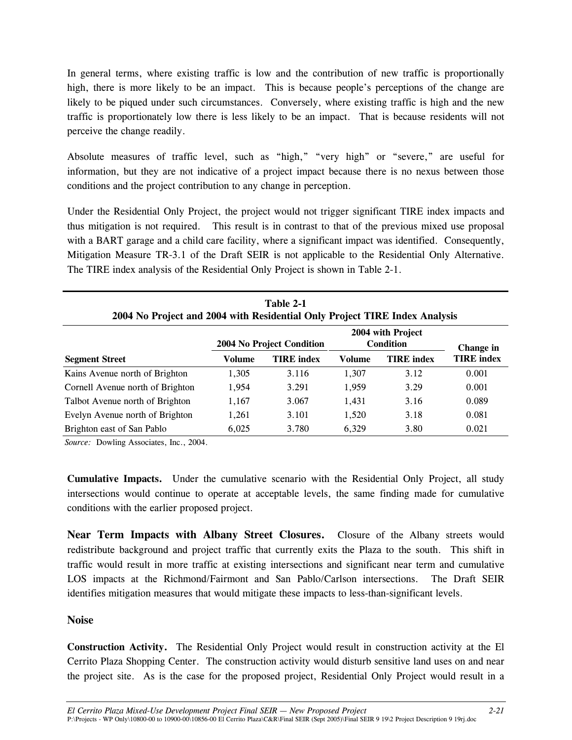In general terms, where existing traffic is low and the contribution of new traffic is proportionally high, there is more likely to be an impact. This is because people's perceptions of the change are likely to be piqued under such circumstances. Conversely, where existing traffic is high and the new traffic is proportionately low there is less likely to be an impact. That is because residents will not perceive the change readily.

Absolute measures of traffic level, such as "high," "very high" or "severe," are useful for information, but they are not indicative of a project impact because there is no nexus between those conditions and the project contribution to any change in perception.

Under the Residential Only Project, the project would not trigger significant TIRE index impacts and thus mitigation is not required. This result is in contrast to that of the previous mixed use proposal with a BART garage and a child care facility, where a significant impact was identified. Consequently, Mitigation Measure TR-3.1 of the Draft SEIR is not applicable to the Residential Only Alternative. The TIRE index analysis of the Residential Only Project is shown in Table 2-1.

**Table 2-1**
**2004 No Project and 2004 with Residential Only Project TIRE Index Analysis**

| | 2004 No Project Condition | | 2004 with Project Condition | | Change in TIRE index |
|---|---|---|---|---|---|
| **Segment Street** | **Volume** | **TIRE index** | **Volume** | **TIRE index** | |
| Kains Avenue north of Brighton | 1,305 | 3.116 | 1,307 | 3.12 | 0.001 |
| Cornell Avenue north of Brighton | 1,954 | 3.291 | 1,959 | 3.29 | 0.001 |
| Talbot Avenue north of Brighton | 1,167 | 3.067 | 1,431 | 3.16 | 0.089 |
| Evelyn Avenue north of Brighton | 1,261 | 3.101 | 1,520 | 3.18 | 0.081 |
| Brighton east of San Pablo | 6,025 | 3.780 | 6,329 | 3.80 | 0.021 |

*Source:* Dowling Associates, Inc., 2004.

**Cumulative Impacts.** Under the cumulative scenario with the Residential Only Project, all study intersections would continue to operate at acceptable levels, the same finding made for cumulative conditions with the earlier proposed project.

**Near Term Impacts with Albany Street Closures.** Closure of the Albany streets would redistribute background and project traffic that currently exits the Plaza to the south. This shift in traffic would result in more traffic at existing intersections and significant near term and cumulative LOS impacts at the Richmond/Fairmont and San Pablo/Carlson intersections. The Draft SEIR identifies mitigation measures that would mitigate these impacts to less-than-significant levels.

### Noise

**Construction Activity.** The Residential Only Project would result in construction activity at the El Cerrito Plaza Shopping Center. The construction activity would disturb sensitive land uses on and near the project site. As is the case for the proposed project, Residential Only Project would result in a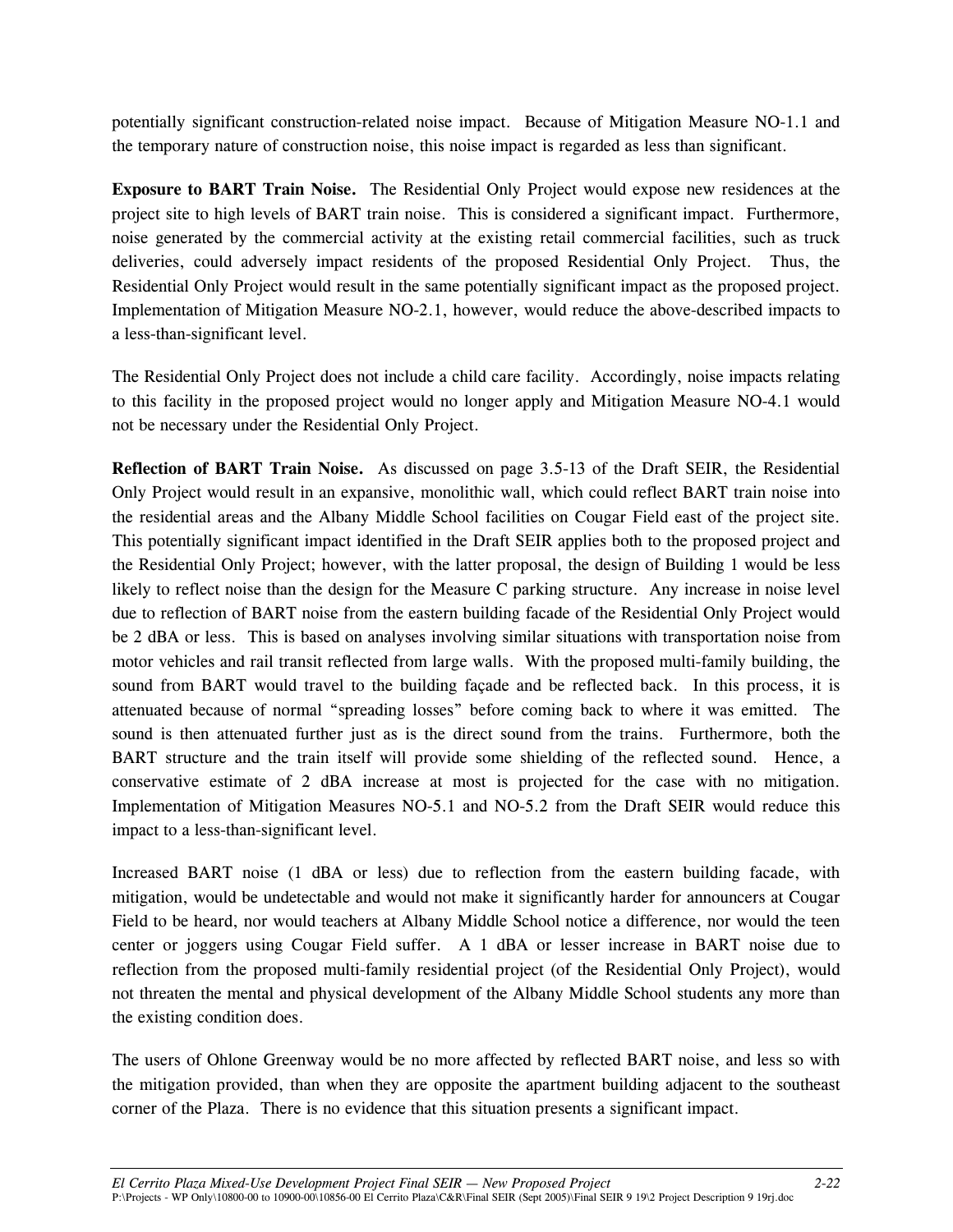potentially significant construction-related noise impact. Because of Mitigation Measure NO-1.1 and the temporary nature of construction noise, this noise impact is regarded as less than significant.

**Exposure to BART Train Noise.** The Residential Only Project would expose new residences at the project site to high levels of BART train noise. This is considered a significant impact. Furthermore, noise generated by the commercial activity at the existing retail commercial facilities, such as truck deliveries, could adversely impact residents of the proposed Residential Only Project. Thus, the Residential Only Project would result in the same potentially significant impact as the proposed project. Implementation of Mitigation Measure NO-2.1, however, would reduce the above-described impacts to a less-than-significant level.

The Residential Only Project does not include a child care facility. Accordingly, noise impacts relating to this facility in the proposed project would no longer apply and Mitigation Measure NO-4.1 would not be necessary under the Residential Only Project.

**Reflection of BART Train Noise.** As discussed on page 3.5-13 of the Draft SEIR, the Residential Only Project would result in an expansive, monolithic wall, which could reflect BART train noise into the residential areas and the Albany Middle School facilities on Cougar Field east of the project site. This potentially significant impact identified in the Draft SEIR applies both to the proposed project and the Residential Only Project; however, with the latter proposal, the design of Building 1 would be less likely to reflect noise than the design for the Measure C parking structure. Any increase in noise level due to reflection of BART noise from the eastern building facade of the Residential Only Project would be 2 dBA or less. This is based on analyses involving similar situations with transportation noise from motor vehicles and rail transit reflected from large walls. With the proposed multi-family building, the sound from BART would travel to the building façade and be reflected back. In this process, it is attenuated because of normal "spreading losses" before coming back to where it was emitted. The sound is then attenuated further just as is the direct sound from the trains. Furthermore, both the BART structure and the train itself will provide some shielding of the reflected sound. Hence, a conservative estimate of 2 dBA increase at most is projected for the case with no mitigation. Implementation of Mitigation Measures NO-5.1 and NO-5.2 from the Draft SEIR would reduce this impact to a less-than-significant level.

Increased BART noise (1 dBA or less) due to reflection from the eastern building facade, with mitigation, would be undetectable and would not make it significantly harder for announcers at Cougar Field to be heard, nor would teachers at Albany Middle School notice a difference, nor would the teen center or joggers using Cougar Field suffer. A 1 dBA or lesser increase in BART noise due to reflection from the proposed multi-family residential project (of the Residential Only Project), would not threaten the mental and physical development of the Albany Middle School students any more than the existing condition does.

The users of Ohlone Greenway would be no more affected by reflected BART noise, and less so with the mitigation provided, than when they are opposite the apartment building adjacent to the southeast corner of the Plaza. There is no evidence that this situation presents a significant impact.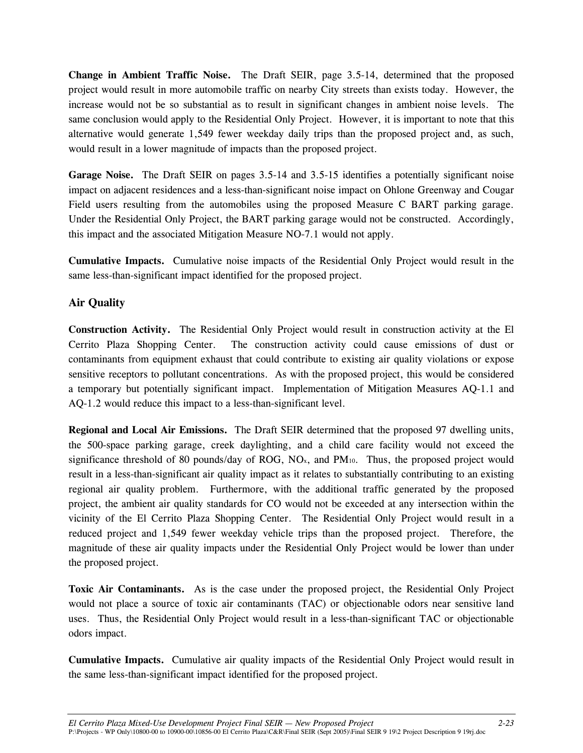**Change in Ambient Traffic Noise.** The Draft SEIR, page 3.5-14, determined that the proposed project would result in more automobile traffic on nearby City streets than exists today. However, the increase would not be so substantial as to result in significant changes in ambient noise levels. The same conclusion would apply to the Residential Only Project. However, it is important to note that this alternative would generate 1,549 fewer weekday daily trips than the proposed project and, as such, would result in a lower magnitude of impacts than the proposed project.

**Garage Noise.** The Draft SEIR on pages 3.5-14 and 3.5-15 identifies a potentially significant noise impact on adjacent residences and a less-than-significant noise impact on Ohlone Greenway and Cougar Field users resulting from the automobiles using the proposed Measure C BART parking garage. Under the Residential Only Project, the BART parking garage would not be constructed. Accordingly, this impact and the associated Mitigation Measure NO-7.1 would not apply.

**Cumulative Impacts.** Cumulative noise impacts of the Residential Only Project would result in the same less-than-significant impact identified for the proposed project.

## Air Quality

**Construction Activity.** The Residential Only Project would result in construction activity at the El Cerrito Plaza Shopping Center. The construction activity could cause emissions of dust or contaminants from equipment exhaust that could contribute to existing air quality violations or expose sensitive receptors to pollutant concentrations. As with the proposed project, this would be considered a temporary but potentially significant impact. Implementation of Mitigation Measures AQ-1.1 and AQ-1.2 would reduce this impact to a less-than-significant level.

**Regional and Local Air Emissions.** The Draft SEIR determined that the proposed 97 dwelling units, the 500-space parking garage, creek daylighting, and a child care facility would not exceed the significance threshold of 80 pounds/day of ROG, $NO_x$, and $PM_{10}$. Thus, the proposed project would result in a less-than-significant air quality impact as it relates to substantially contributing to an existing regional air quality problem. Furthermore, with the additional traffic generated by the proposed project, the ambient air quality standards for CO would not be exceeded at any intersection within the vicinity of the El Cerrito Plaza Shopping Center. The Residential Only Project would result in a reduced project and 1,549 fewer weekday vehicle trips than the proposed project. Therefore, the magnitude of these air quality impacts under the Residential Only Project would be lower than under the proposed project.

**Toxic Air Contaminants.** As is the case under the proposed project, the Residential Only Project would not place a source of toxic air contaminants (TAC) or objectionable odors near sensitive land uses. Thus, the Residential Only Project would result in a less-than-significant TAC or objectionable odors impact.

**Cumulative Impacts.** Cumulative air quality impacts of the Residential Only Project would result in the same less-than-significant impact identified for the proposed project.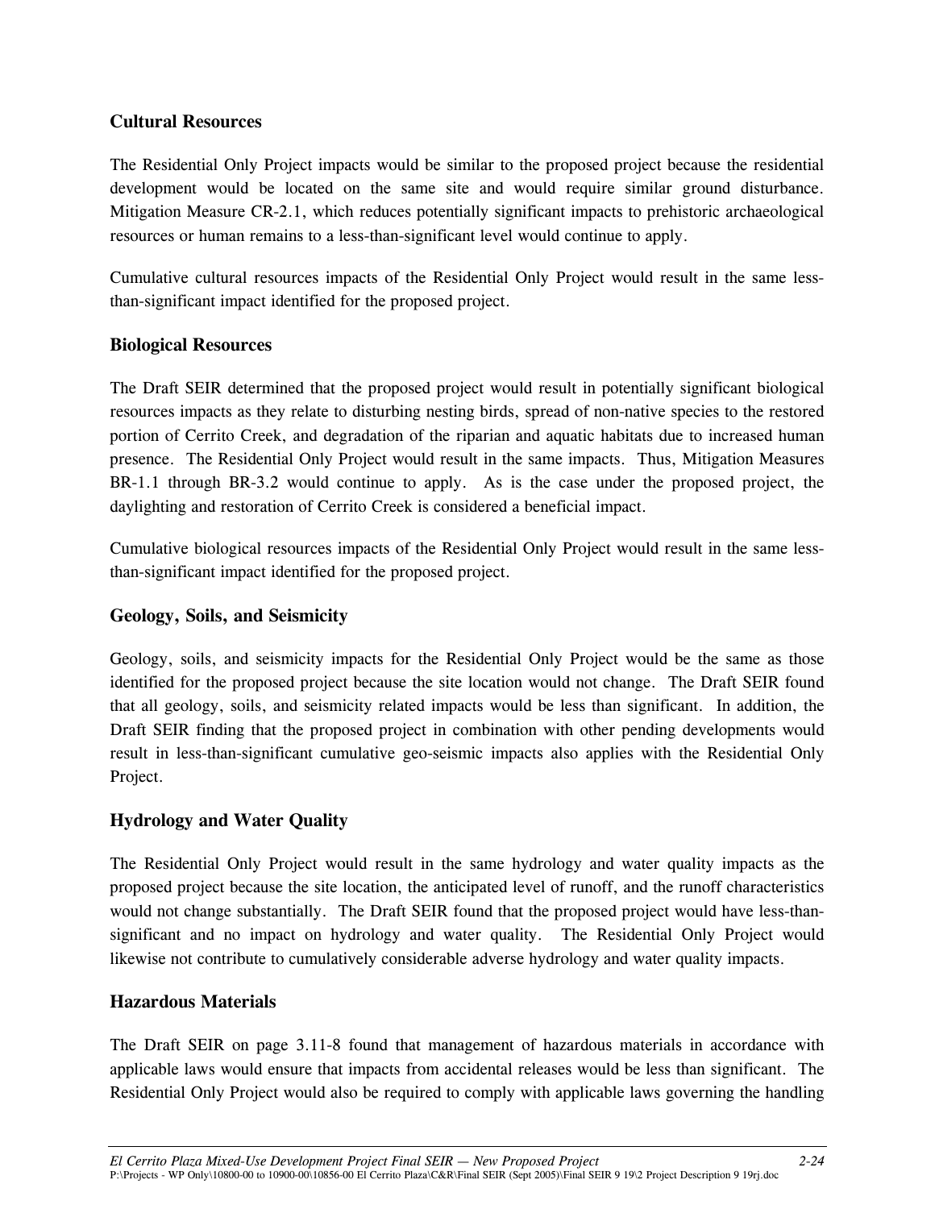### Cultural Resources

The Residential Only Project impacts would be similar to the proposed project because the residential development would be located on the same site and would require similar ground disturbance. Mitigation Measure CR-2.1, which reduces potentially significant impacts to prehistoric archaeological resources or human remains to a less-than-significant level would continue to apply.

Cumulative cultural resources impacts of the Residential Only Project would result in the same less-than-significant impact identified for the proposed project.

### Biological Resources

The Draft SEIR determined that the proposed project would result in potentially significant biological resources impacts as they relate to disturbing nesting birds, spread of non-native species to the restored portion of Cerrito Creek, and degradation of the riparian and aquatic habitats due to increased human presence. The Residential Only Project would result in the same impacts. Thus, Mitigation Measures BR-1.1 through BR-3.2 would continue to apply. As is the case under the proposed project, the daylighting and restoration of Cerrito Creek is considered a beneficial impact.

Cumulative biological resources impacts of the Residential Only Project would result in the same less-than-significant impact identified for the proposed project.

### Geology, Soils, and Seismicity

Geology, soils, and seismicity impacts for the Residential Only Project would be the same as those identified for the proposed project because the site location would not change. The Draft SEIR found that all geology, soils, and seismicity related impacts would be less than significant. In addition, the Draft SEIR finding that the proposed project in combination with other pending developments would result in less-than-significant cumulative geo-seismic impacts also applies with the Residential Only Project.

### Hydrology and Water Quality

The Residential Only Project would result in the same hydrology and water quality impacts as the proposed project because the site location, the anticipated level of runoff, and the runoff characteristics would not change substantially. The Draft SEIR found that the proposed project would have less-than-significant and no impact on hydrology and water quality. The Residential Only Project would likewise not contribute to cumulatively considerable adverse hydrology and water quality impacts.

### Hazardous Materials

The Draft SEIR on page 3.11-8 found that management of hazardous materials in accordance with applicable laws would ensure that impacts from accidental releases would be less than significant. The Residential Only Project would also be required to comply with applicable laws governing the handling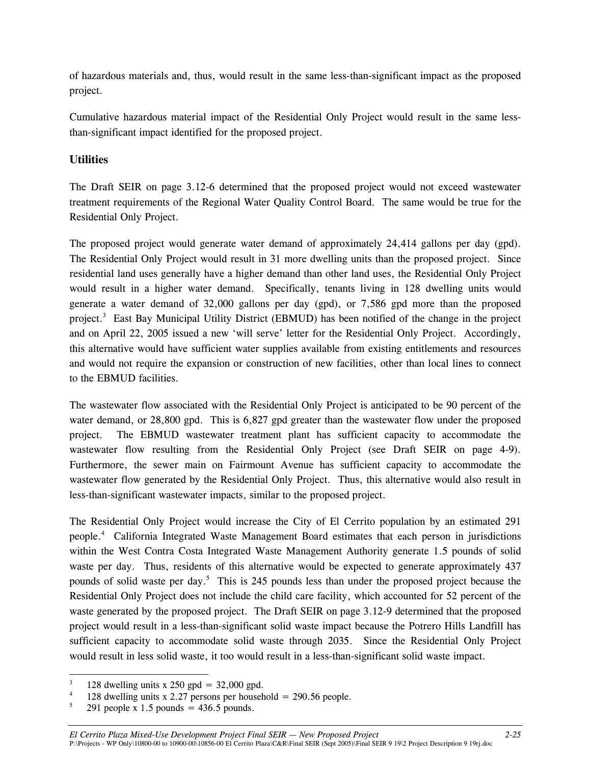of hazardous materials and, thus, would result in the same less-than-significant impact as the proposed project.

Cumulative hazardous material impact of the Residential Only Project would result in the same less-than-significant impact identified for the proposed project.

### Utilities

The Draft SEIR on page 3.12-6 determined that the proposed project would not exceed wastewater treatment requirements of the Regional Water Quality Control Board. The same would be true for the Residential Only Project.

The proposed project would generate water demand of approximately 24,414 gallons per day (gpd). The Residential Only Project would result in 31 more dwelling units than the proposed project. Since residential land uses generally have a higher demand than other land uses, the Residential Only Project would result in a higher water demand. Specifically, tenants living in 128 dwelling units would generate a water demand of 32,000 gallons per day (gpd), or 7,586 gpd more than the proposed project.[3] East Bay Municipal Utility District (EBMUD) has been notified of the change in the project and on April 22, 2005 issued a new 'will serve' letter for the Residential Only Project. Accordingly, this alternative would have sufficient water supplies available from existing entitlements and resources and would not require the expansion or construction of new facilities, other than local lines to connect to the EBMUD facilities.

The wastewater flow associated with the Residential Only Project is anticipated to be 90 percent of the water demand, or 28,800 gpd. This is 6,827 gpd greater than the wastewater flow under the proposed project. The EBMUD wastewater treatment plant has sufficient capacity to accommodate the wastewater flow resulting from the Residential Only Project (see Draft SEIR on page 4-9). Furthermore, the sewer main on Fairmount Avenue has sufficient capacity to accommodate the wastewater flow generated by the Residential Only Project. Thus, this alternative would also result in less-than-significant wastewater impacts, similar to the proposed project.

The Residential Only Project would increase the City of El Cerrito population by an estimated 291 people.[4] California Integrated Waste Management Board estimates that each person in jurisdictions within the West Contra Costa Integrated Waste Management Authority generate 1.5 pounds of solid waste per day. Thus, residents of this alternative would be expected to generate approximately 437 pounds of solid waste per day.[5] This is 245 pounds less than under the proposed project because the Residential Only Project does not include the child care facility, which accounted for 52 percent of the waste generated by the proposed project. The Draft SEIR on page 3.12-9 determined that the proposed project would result in a less-than-significant solid waste impact because the Potrero Hills Landfill has sufficient capacity to accommodate solid waste through 2035. Since the Residential Only Project would result in less solid waste, it too would result in a less-than-significant solid waste impact.

---

[3] 128 dwelling units x 250 gpd = 32,000 gpd.

[4] 128 dwelling units x 2.27 persons per household = 290.56 people.

[5] 291 people x 1.5 pounds = 436.5 pounds.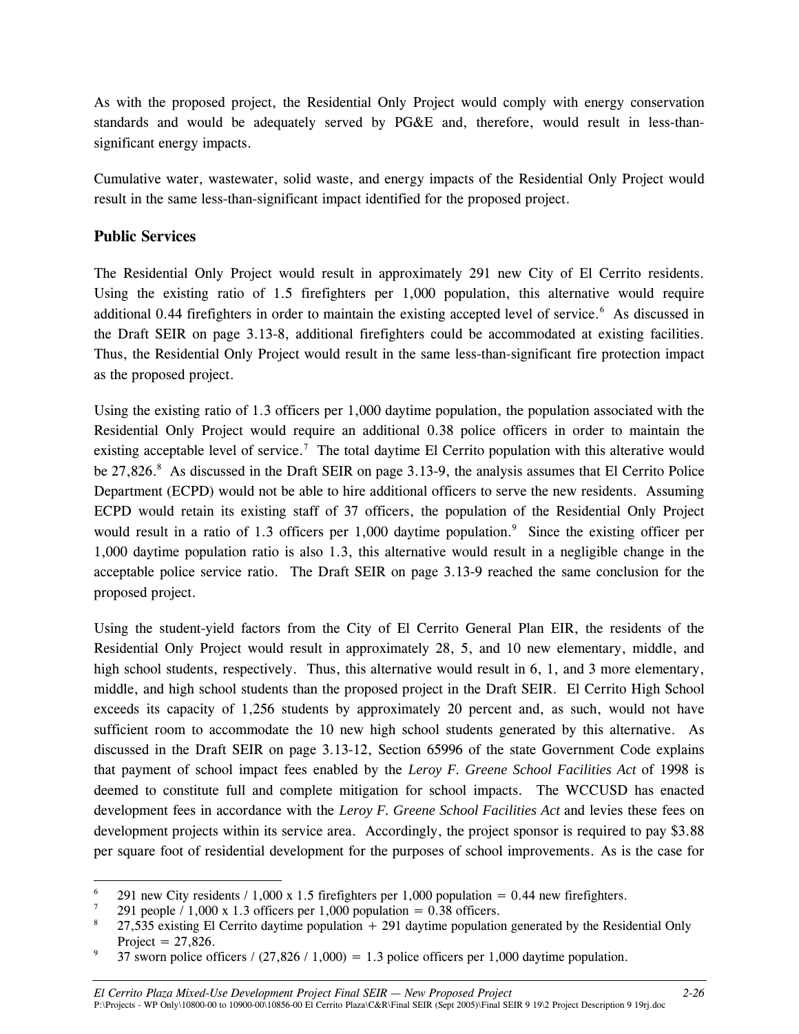As with the proposed project, the Residential Only Project would comply with energy conservation standards and would be adequately served by PG&E and, therefore, would result in less-than-significant energy impacts.

Cumulative water, wastewater, solid waste, and energy impacts of the Residential Only Project would result in the same less-than-significant impact identified for the proposed project.

### Public Services

The Residential Only Project would result in approximately 291 new City of El Cerrito residents. Using the existing ratio of 1.5 firefighters per 1,000 population, this alternative would require additional 0.44 firefighters in order to maintain the existing accepted level of service.[6] As discussed in the Draft SEIR on page 3.13-8, additional firefighters could be accommodated at existing facilities. Thus, the Residential Only Project would result in the same less-than-significant fire protection impact as the proposed project.

Using the existing ratio of 1.3 officers per 1,000 daytime population, the population associated with the Residential Only Project would require an additional 0.38 police officers in order to maintain the existing acceptable level of service.[7] The total daytime El Cerrito population with this alterative would be 27,826.[8] As discussed in the Draft SEIR on page 3.13-9, the analysis assumes that El Cerrito Police Department (ECPD) would not be able to hire additional officers to serve the new residents. Assuming ECPD would retain its existing staff of 37 officers, the population of the Residential Only Project would result in a ratio of 1.3 officers per 1,000 daytime population.[9] Since the existing officer per 1,000 daytime population ratio is also 1.3, this alternative would result in a negligible change in the acceptable police service ratio. The Draft SEIR on page 3.13-9 reached the same conclusion for the proposed project.

Using the student-yield factors from the City of El Cerrito General Plan EIR, the residents of the Residential Only Project would result in approximately 28, 5, and 10 new elementary, middle, and high school students, respectively. Thus, this alternative would result in 6, 1, and 3 more elementary, middle, and high school students than the proposed project in the Draft SEIR. El Cerrito High School exceeds its capacity of 1,256 students by approximately 20 percent and, as such, would not have sufficient room to accommodate the 10 new high school students generated by this alternative. As discussed in the Draft SEIR on page 3.13-12, Section 65996 of the state Government Code explains that payment of school impact fees enabled by the *Leroy F. Greene School Facilities Act* of 1998 is deemed to constitute full and complete mitigation for school impacts. The WCCUSD has enacted development fees in accordance with the *Leroy F. Greene School Facilities Act* and levies these fees on development projects within its service area. Accordingly, the project sponsor is required to pay $3.88 per square foot of residential development for the purposes of school improvements. As is the case for

---

[6] 291 new City residents / 1,000 x 1.5 firefighters per 1,000 population = 0.44 new firefighters.

[7] 291 people / 1,000 x 1.3 officers per 1,000 population = 0.38 officers.

[8] 27,535 existing El Cerrito daytime population + 291 daytime population generated by the Residential Only Project = 27,826.

[9] 37 sworn police officers / (27,826 / 1,000) = 1.3 police officers per 1,000 daytime population.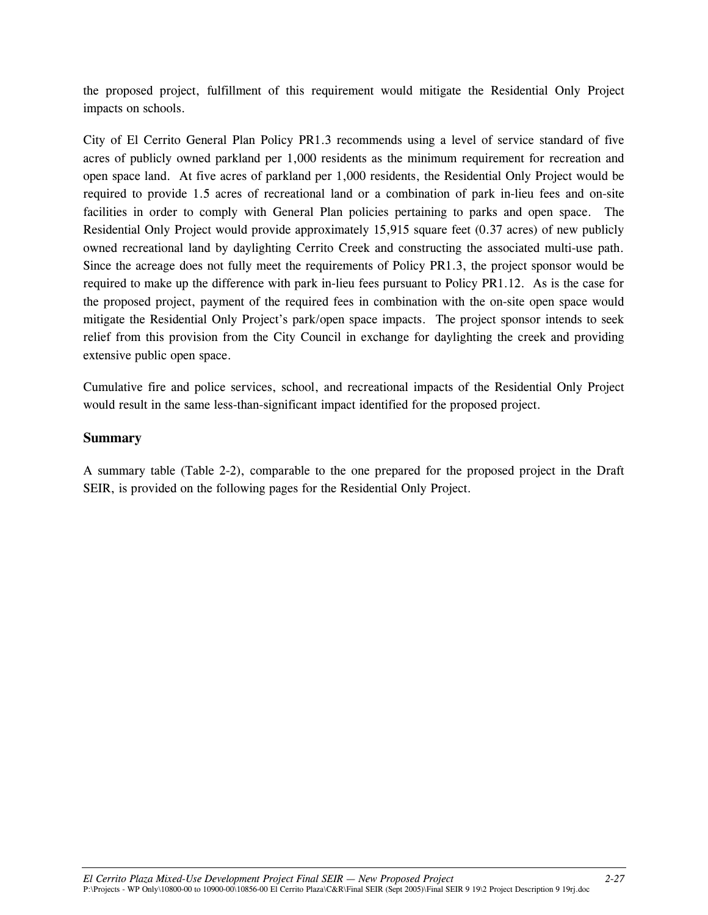the proposed project, fulfillment of this requirement would mitigate the Residential Only Project impacts on schools.

City of El Cerrito General Plan Policy PR1.3 recommends using a level of service standard of five acres of publicly owned parkland per 1,000 residents as the minimum requirement for recreation and open space land. At five acres of parkland per 1,000 residents, the Residential Only Project would be required to provide 1.5 acres of recreational land or a combination of park in-lieu fees and on-site facilities in order to comply with General Plan policies pertaining to parks and open space. The Residential Only Project would provide approximately 15,915 square feet (0.37 acres) of new publicly owned recreational land by daylighting Cerrito Creek and constructing the associated multi-use path. Since the acreage does not fully meet the requirements of Policy PR1.3, the project sponsor would be required to make up the difference with park in-lieu fees pursuant to Policy PR1.12. As is the case for the proposed project, payment of the required fees in combination with the on-site open space would mitigate the Residential Only Project's park/open space impacts. The project sponsor intends to seek relief from this provision from the City Council in exchange for daylighting the creek and providing extensive public open space.

Cumulative fire and police services, school, and recreational impacts of the Residential Only Project would result in the same less-than-significant impact identified for the proposed project.

### Summary

A summary table (Table 2-2), comparable to the one prepared for the proposed project in the Draft SEIR, is provided on the following pages for the Residential Only Project.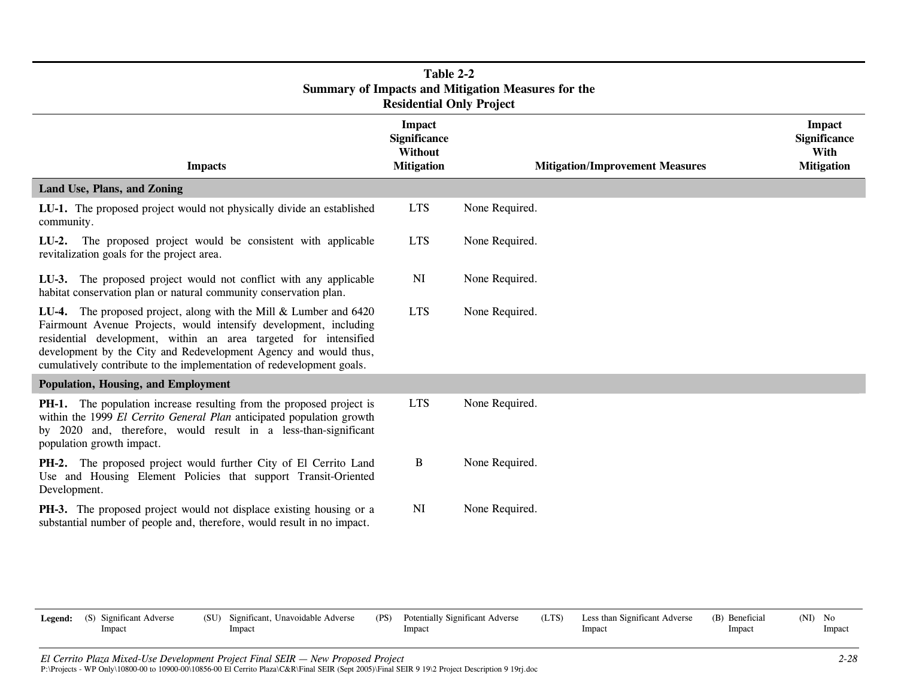**Table 2-2**
**Summary of Impacts and Mitigation Measures for the Residential Only Project**

| Impacts | Impact Significance Without Mitigation | Mitigation/Improvement Measures | Impact Significance With Mitigation |
|---|---|---|---|
| **Land Use, Plans, and Zoning** | | | |
| **LU-1.** The proposed project would not physically divide an established community. | LTS | None Required. | |
| **LU-2.** The proposed project would be consistent with applicable revitalization goals for the project area. | LTS | None Required. | |
| **LU-3.** The proposed project would not conflict with any applicable habitat conservation plan or natural community conservation plan. | NI | None Required. | |
| **LU-4.** The proposed project, along with the Mill & Lumber and 6420 Fairmount Avenue Projects, would intensify development, including residential development, within an area targeted for intensified development by the City and Redevelopment Agency and would thus, cumulatively contribute to the implementation of redevelopment goals. | LTS | None Required. | |
| **Population, Housing, and Employment** | | | |
| **PH-1.** The population increase resulting from the proposed project is within the 1999 *El Cerrito General Plan* anticipated population growth by 2020 and, therefore, would result in a less-than-significant population growth impact. | LTS | None Required. | |
| **PH-2.** The proposed project would further City of El Cerrito Land Use and Housing Element Policies that support Transit-Oriented Development. | B | None Required. | |
| **PH-3.** The proposed project would not displace existing housing or a substantial number of people and, therefore, would result in no impact. | NI | None Required. | |

**Legend:** (S) Significant Adverse Impact (SU) Significant, Unavoidable Adverse Impact (PS) Potentially Significant Adverse Impact (LTS) Less than Significant Adverse Impact (B) Beneficial Impact (NI) No Impact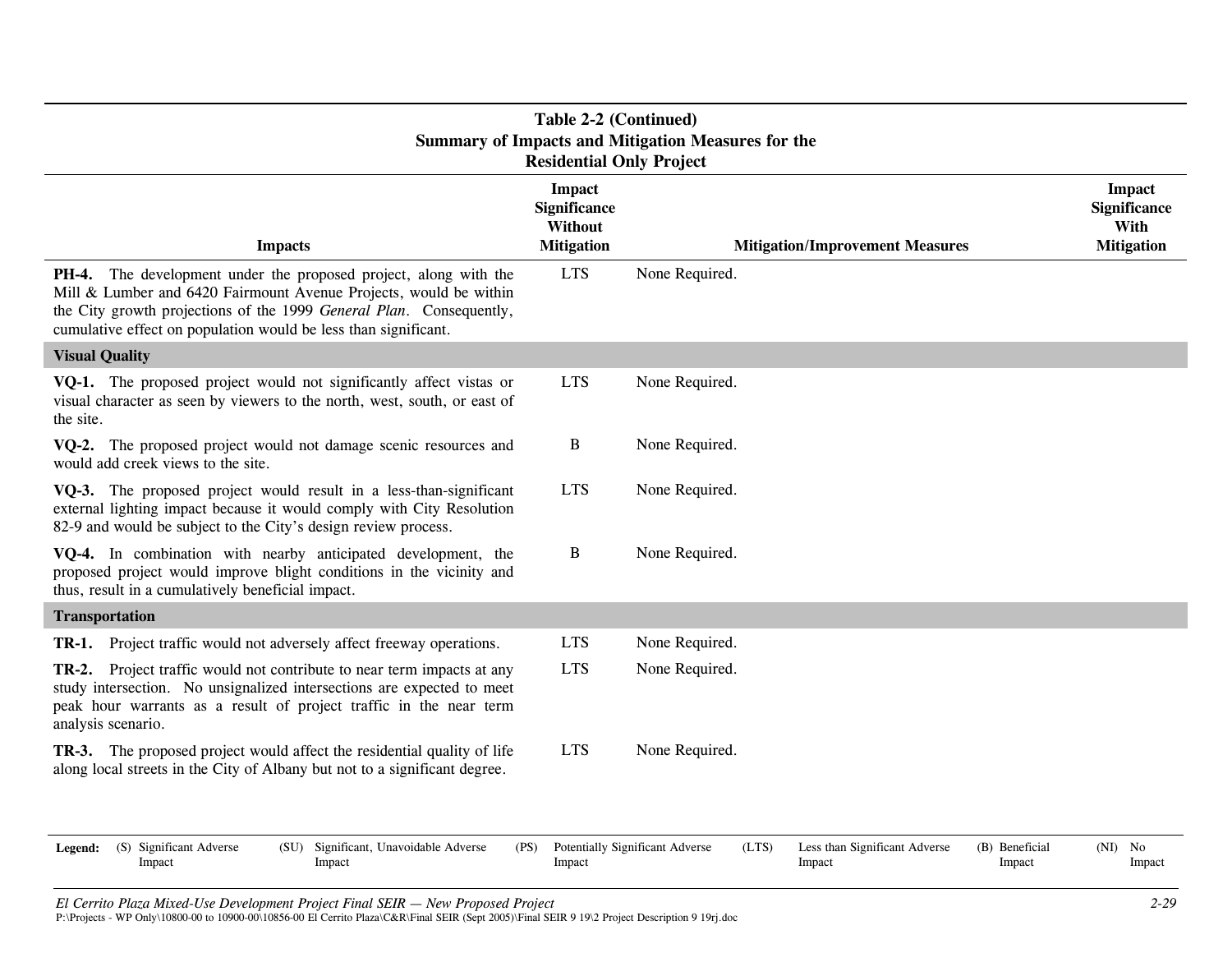**Table 2-2 (Continued)**
**Summary of Impacts and Mitigation Measures for the Residential Only Project**

| Impacts | Impact Significance Without Mitigation | Mitigation/Improvement Measures | Impact Significance With Mitigation |
|---|---|---|---|
| **PH-4.** The development under the proposed project, along with the Mill & Lumber and 6420 Fairmount Avenue Projects, would be within the City growth projections of the 1999 *General Plan*. Consequently, cumulative effect on population would be less than significant. | LTS | None Required. | |
| **Visual Quality** | | | |
| **VQ-1.** The proposed project would not significantly affect vistas or visual character as seen by viewers to the north, west, south, or east of the site. | LTS | None Required. | |
| **VQ-2.** The proposed project would not damage scenic resources and would add creek views to the site. | B | None Required. | |
| **VQ-3.** The proposed project would result in a less-than-significant external lighting impact because it would comply with City Resolution 82-9 and would be subject to the City's design review process. | LTS | None Required. | |
| **VQ-4.** In combination with nearby anticipated development, the proposed project would improve blight conditions in the vicinity and thus, result in a cumulatively beneficial impact. | B | None Required. | |
| **Transportation** | | | |
| **TR-1.** Project traffic would not adversely affect freeway operations. | LTS | None Required. | |
| **TR-2.** Project traffic would not contribute to near term impacts at any study intersection. No unsignalized intersections are expected to meet peak hour warrants as a result of project traffic in the near term analysis scenario. | LTS | None Required. | |
| **TR-3.** The proposed project would affect the residential quality of life along local streets in the City of Albany but not to a significant degree. | LTS | None Required. | |

**Legend:** (S) Significant Adverse Impact (SU) Significant, Unavoidable Adverse Impact (PS) Potentially Significant Adverse Impact (LTS) Less than Significant Adverse Impact (B) Beneficial Impact (NI) No Impact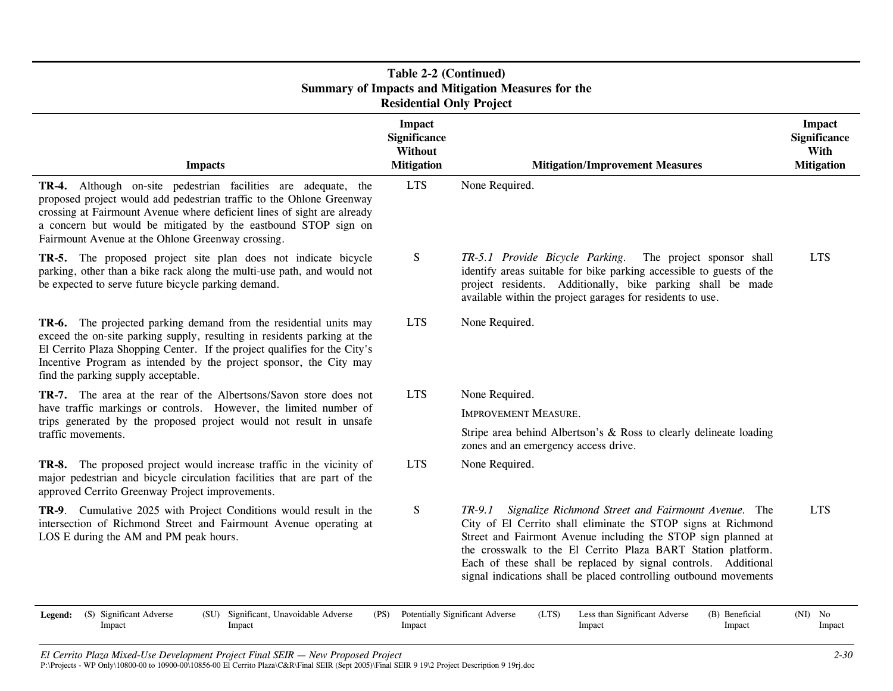**Table 2-2 (Continued)**
**Summary of Impacts and Mitigation Measures for the Residential Only Project**

| Impacts | Impact Significance Without Mitigation | Mitigation/Improvement Measures | Impact Significance With Mitigation |
|---|---|---|---|
| **TR-4.** Although on-site pedestrian facilities are adequate, the proposed project would add pedestrian traffic to the Ohlone Greenway crossing at Fairmount Avenue where deficient lines of sight are already a concern but would be mitigated by the eastbound STOP sign on Fairmount Avenue at the Ohlone Greenway crossing. | LTS | None Required. | |
| **TR-5.** The proposed project site plan does not indicate bicycle parking, other than a bike rack along the multi-use path, and would not be expected to serve future bicycle parking demand. | S | *TR-5.1 Provide Bicycle Parking.* The project sponsor shall identify areas suitable for bike parking accessible to guests of the project residents. Additionally, bike parking shall be made available within the project garages for residents to use. | LTS |
| **TR-6.** The projected parking demand from the residential units may exceed the on-site parking supply, resulting in residents parking at the El Cerrito Plaza Shopping Center. If the project qualifies for the City's Incentive Program as intended by the project sponsor, the City may find the parking supply acceptable. | LTS | None Required. | |
| **TR-7.** The area at the rear of the Albertsons/Savon store does not have traffic markings or controls. However, the limited number of trips generated by the proposed project would not result in unsafe traffic movements. | LTS | None Required.<br><br>IMPROVEMENT MEASURE.<br><br>Stripe area behind Albertson's & Ross to clearly delineate loading zones and an emergency access drive. | |
| **TR-8.** The proposed project would increase traffic in the vicinity of major pedestrian and bicycle circulation facilities that are part of the approved Cerrito Greenway Project improvements. | LTS | None Required. | |
| **TR-9**. Cumulative 2025 with Project Conditions would result in the intersection of Richmond Street and Fairmount Avenue operating at LOS E during the AM and PM peak hours. | S | *TR-9.1 Signalize Richmond Street and Fairmount Avenue.* The City of El Cerrito shall eliminate the STOP signs at Richmond Street and Fairmount Avenue including the STOP sign planned at the crosswalk to the El Cerrito Plaza BART Station platform. Each of these shall be replaced by signal controls. Additional signal indications shall be placed controlling outbound movements | LTS |

**Legend:** (S) Significant Adverse Impact (SU) Significant, Unavoidable Adverse Impact (PS) Potentially Significant Adverse Impact (LTS) Less than Significant Adverse Impact (B) Beneficial Impact (NI) No Impact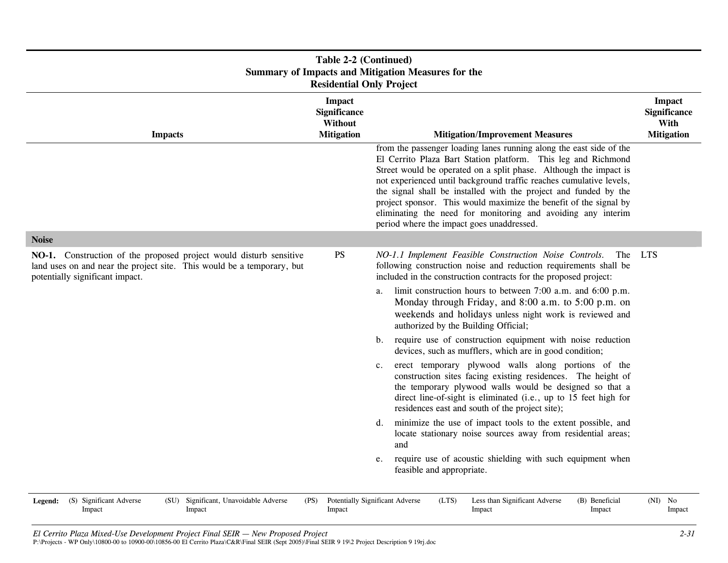**Table 2-2 (Continued)**
**Summary of Impacts and Mitigation Measures for the Residential Only Project**

| Impacts | Impact Significance Without Mitigation | Mitigation/Improvement Measures | Impact Significance With Mitigation |
|---|---|---|---|
| | | from the passenger loading lanes running along the east side of the El Cerrito Plaza Bart Station platform. This leg and Richmond Street would be operated on a split phase. Although the impact is not experienced until background traffic reaches cumulative levels, the signal shall be installed with the project and funded by the project sponsor. This would maximize the benefit of the signal by eliminating the need for monitoring and avoiding any interim period where the impact goes unaddressed. | |
| **Noise** | | | |
| **NO-1.** Construction of the proposed project would disturb sensitive land uses on and near the project site. This would be a temporary, but potentially significant impact. | PS | *NO-1.1 Implement Feasible Construction Noise Controls*. The following construction noise and reduction requirements shall be included in the construction contracts for the proposed project:<br>a. limit construction hours to between 7:00 a.m. and 6:00 p.m. Monday through Friday, and 8:00 a.m. to 5:00 p.m. on weekends and holidays unless night work is reviewed and authorized by the Building Official;<br>b. require use of construction equipment with noise reduction devices, such as mufflers, which are in good condition;<br>c. erect temporary plywood walls along portions of the construction sites facing existing residences. The height of the temporary plywood walls would be designed so that a direct line-of-sight is eliminated (i.e., up to 15 feet high for residences east and south of the project site);<br>d. minimize the use of impact tools to the extent possible, and locate stationary noise sources away from residential areas; and<br>e. require use of acoustic shielding with such equipment when feasible and appropriate. | LTS |

**Legend:** (S) Significant Adverse Impact (SU) Significant, Unavoidable Adverse Impact (PS) Potentially Significant Adverse Impact (LTS) Less than Significant Adverse Impact (B) Beneficial Impact (NI) No Impact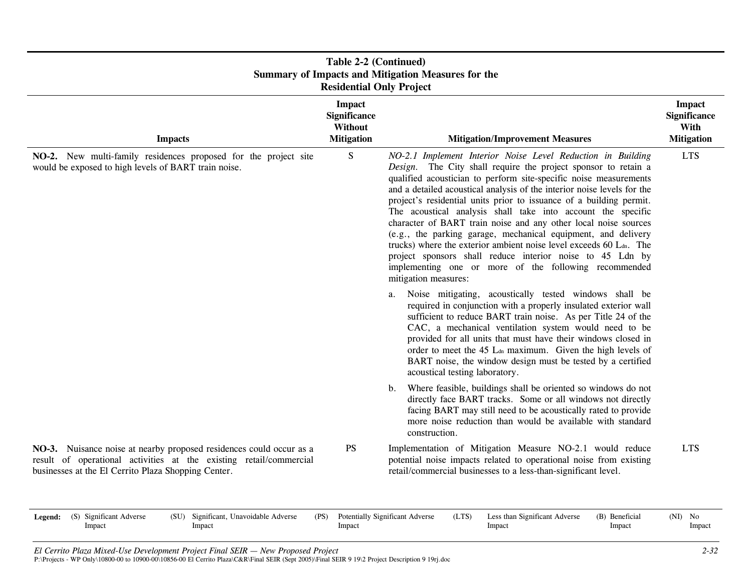**Table 2-2 (Continued)**
**Summary of Impacts and Mitigation Measures for the Residential Only Project**

| Impacts | Impact Significance Without Mitigation | Mitigation/Improvement Measures | Impact Significance With Mitigation |
|---|---|---|---|
| **NO-2.** New multi-family residences proposed for the project site would be exposed to high levels of BART train noise. | S | *NO-2.1 Implement Interior Noise Level Reduction in Building Design.* The City shall require the project sponsor to retain a qualified acoustician to perform site-specific noise measurements and a detailed acoustical analysis of the interior noise levels for the project's residential units prior to issuance of a building permit. The acoustical analysis shall take into account the specific character of BART train noise and any other local noise sources (e.g., the parking garage, mechanical equipment, and delivery trucks) where the exterior ambient noise level exceeds 60 $L_{dn}$. The project sponsors shall reduce interior noise to 45 Ldn by implementing one or more of the following recommended mitigation measures:<br><br>a. Noise mitigating, acoustically tested windows shall be required in conjunction with a properly insulated exterior wall sufficient to reduce BART train noise. As per Title 24 of the CAC, a mechanical ventilation system would need to be provided for all units that must have their windows closed in order to meet the 45 $L_{dn}$ maximum. Given the high levels of BART noise, the window design must be tested by a certified acoustical testing laboratory.<br><br>b. Where feasible, buildings shall be oriented so windows do not directly face BART tracks. Some or all windows not directly facing BART may still need to be acoustically rated to provide more noise reduction than would be available with standard construction. | LTS |
| **NO-3.** Nuisance noise at nearby proposed residences could occur as a result of operational activities at the existing retail/commercial businesses at the El Cerrito Plaza Shopping Center. | PS | Implementation of Mitigation Measure NO-2.1 would reduce potential noise impacts related to operational noise from existing retail/commercial businesses to a less-than-significant level. | LTS |

**Legend:** (S) Significant Adverse Impact (SU) Significant, Unavoidable Adverse Impact (PS) Potentially Significant Adverse Impact (LTS) Less than Significant Adverse Impact (B) Beneficial Impact (NI) No Impact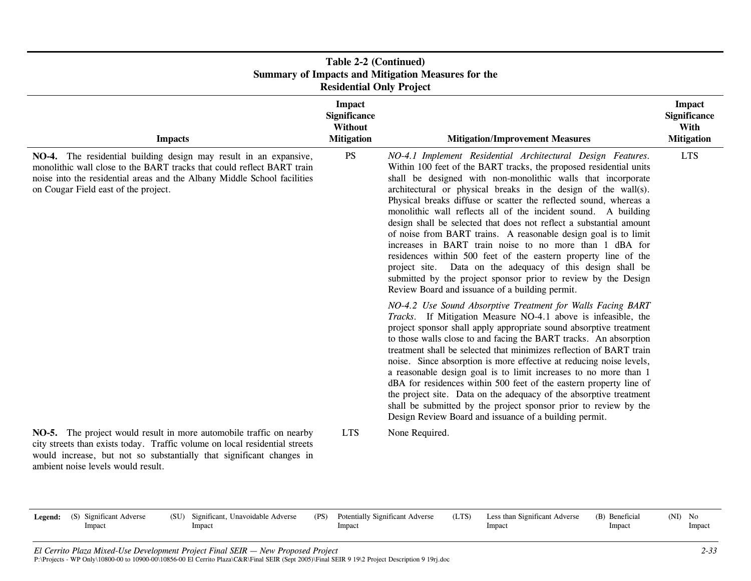**Table 2-2 (Continued)**
**Summary of Impacts and Mitigation Measures for the Residential Only Project**

| Impacts | Impact Significance Without Mitigation | Mitigation/Improvement Measures | Impact Significance With Mitigation |
|---|---|---|---|
| **NO-4.** The residential building design may result in an expansive, monolithic wall close to the BART tracks that could reflect BART train noise into the residential areas and the Albany Middle School facilities on Cougar Field east of the project. | PS | *NO-4.1 Implement Residential Architectural Design Features.* Within 100 feet of the BART tracks, the proposed residential units shall be designed with non-monolithic walls that incorporate architectural or physical breaks in the design of the wall(s). Physical breaks diffuse or scatter the reflected sound, whereas a monolithic wall reflects all of the incident sound. A building design shall be selected that does not reflect a substantial amount of noise from BART trains. A reasonable design goal is to limit increases in BART train noise to no more than 1 dBA for residences within 500 feet of the eastern property line of the project site. Data on the adequacy of this design shall be submitted by the project sponsor prior to review by the Design Review Board and issuance of a building permit.<br><br>*NO-4.2 Use Sound Absorptive Treatment for Walls Facing BART Tracks.* If Mitigation Measure NO-4.1 above is infeasible, the project sponsor shall apply appropriate sound absorptive treatment to those walls close to and facing the BART tracks. An absorption treatment shall be selected that minimizes reflection of BART train noise. Since absorption is more effective at reducing noise levels, a reasonable design goal is to limit increases to no more than 1 dBA for residences within 500 feet of the eastern property line of the project site. Data on the adequacy of the absorptive treatment shall be submitted by the project sponsor prior to review by the Design Review Board and issuance of a building permit. | LTS |
| **NO-5.** The project would result in more automobile traffic on nearby city streets than exists today. Traffic volume on local residential streets would increase, but not so substantially that significant changes in ambient noise levels would result. | LTS | None Required. | |

**Legend:** (S) Significant Adverse Impact (SU) Significant, Unavoidable Adverse Impact (PS) Potentially Significant Adverse Impact (LTS) Less than Significant Adverse Impact (B) Beneficial Impact (NI) No Impact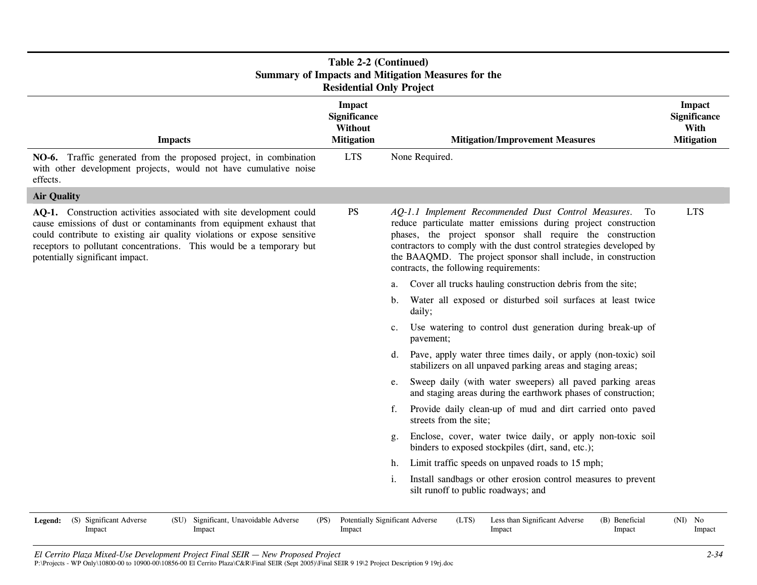**Table 2-2 (Continued)**
**Summary of Impacts and Mitigation Measures for the Residential Only Project**

| Impacts | Impact Significance Without Mitigation | Mitigation/Improvement Measures | Impact Significance With Mitigation |
|---|---|---|---|
| **NO-6.** Traffic generated from the proposed project, in combination with other development projects, would not have cumulative noise effects. | LTS | None Required. | |
| **Air Quality** | | | |
| **AQ-1.** Construction activities associated with site development could cause emissions of dust or contaminants from equipment exhaust that could contribute to existing air quality violations or expose sensitive receptors to pollutant concentrations. This would be a temporary but potentially significant impact. | PS | *AQ-1.1 Implement Recommended Dust Control Measures.* To reduce particulate matter emissions during project construction phases, the project sponsor shall require the construction contractors to comply with the dust control strategies developed by the BAAQMD. The project sponsor shall include, in construction contracts, the following requirements:<br>a. Cover all trucks hauling construction debris from the site;<br>b. Water all exposed or disturbed soil surfaces at least twice daily;<br>c. Use watering to control dust generation during break-up of pavement;<br>d. Pave, apply water three times daily, or apply (non-toxic) soil stabilizers on all unpaved parking areas and staging areas;<br>e. Sweep daily (with water sweepers) all paved parking areas and staging areas during the earthwork phases of construction;<br>f. Provide daily clean-up of mud and dirt carried onto paved streets from the site;<br>g. Enclose, cover, water twice daily, or apply non-toxic soil binders to exposed stockpiles (dirt, sand, etc.);<br>h. Limit traffic speeds on unpaved roads to 15 mph;<br>i. Install sandbags or other erosion control measures to prevent silt runoff to public roadways; and | LTS |

**Legend:** (S) Significant Adverse Impact (SU) Significant, Unavoidable Adverse Impact (PS) Potentially Significant Adverse Impact (LTS) Less than Significant Adverse Impact (B) Beneficial Impact (NI) No Impact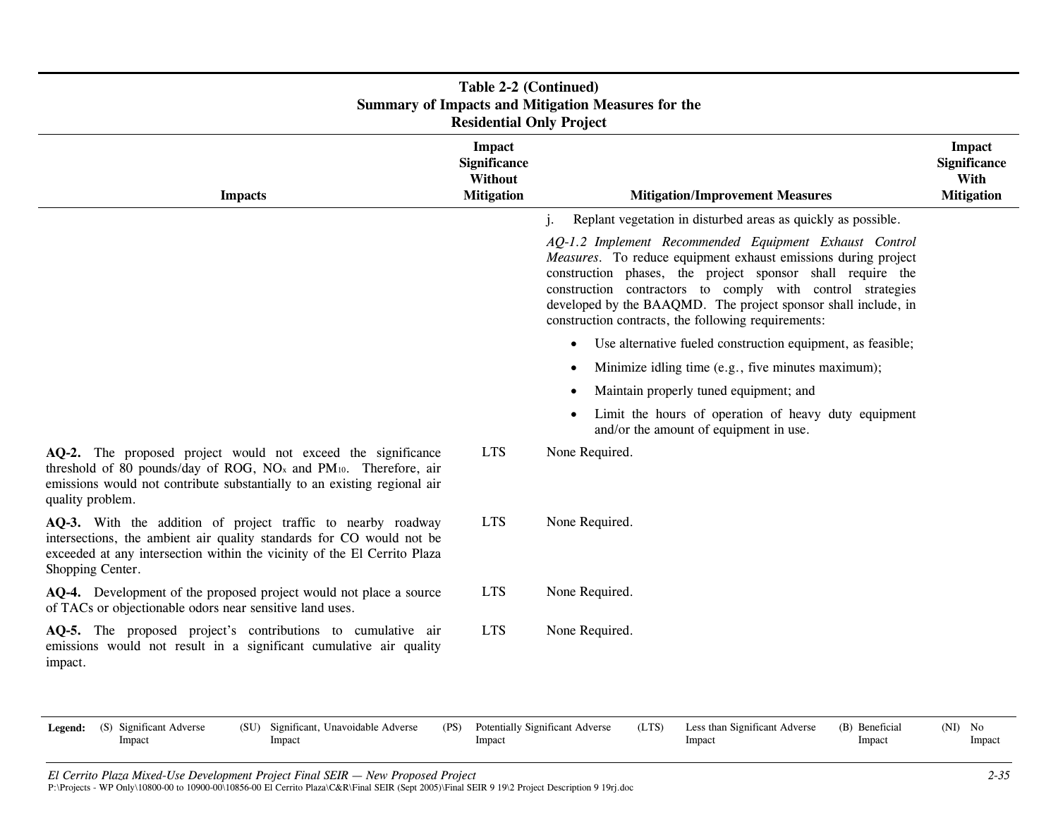**Table 2-2 (Continued)**
**Summary of Impacts and Mitigation Measures for the Residential Only Project**

| Impacts | Impact Significance Without Mitigation | Mitigation/Improvement Measures | Impact Significance With Mitigation |
|---|---|---|---|
| | | j. Replant vegetation in disturbed areas as quickly as possible.<br><br>*AQ-1.2 Implement Recommended Equipment Exhaust Control Measures*. To reduce equipment exhaust emissions during project construction phases, the project sponsor shall require the construction contractors to comply with control strategies developed by the BAAQMD. The project sponsor shall include, in construction contracts, the following requirements:<br><br>• Use alternative fueled construction equipment, as feasible;<br>• Minimize idling time (e.g., five minutes maximum);<br>• Maintain properly tuned equipment; and<br>• Limit the hours of operation of heavy duty equipment and/or the amount of equipment in use. | |
| **AQ-2.** The proposed project would not exceed the significance threshold of 80 pounds/day of ROG, $NO_x$ and $PM_{10}$. Therefore, air emissions would not contribute substantially to an existing regional air quality problem. | LTS | None Required. | |
| **AQ-3.** With the addition of project traffic to nearby roadway intersections, the ambient air quality standards for CO would not be exceeded at any intersection within the vicinity of the El Cerrito Plaza Shopping Center. | LTS | None Required. | |
| **AQ-4.** Development of the proposed project would not place a source of TACs or objectionable odors near sensitive land uses. | LTS | None Required. | |
| **AQ-5.** The proposed project's contributions to cumulative air emissions would not result in a significant cumulative air quality impact. | LTS | None Required. | |

**Legend:** (S) Significant Adverse Impact (SU) Significant, Unavoidable Adverse Impact (PS) Potentially Significant Adverse Impact (LTS) Less than Significant Adverse Impact (B) Beneficial Impact (NI) No Impact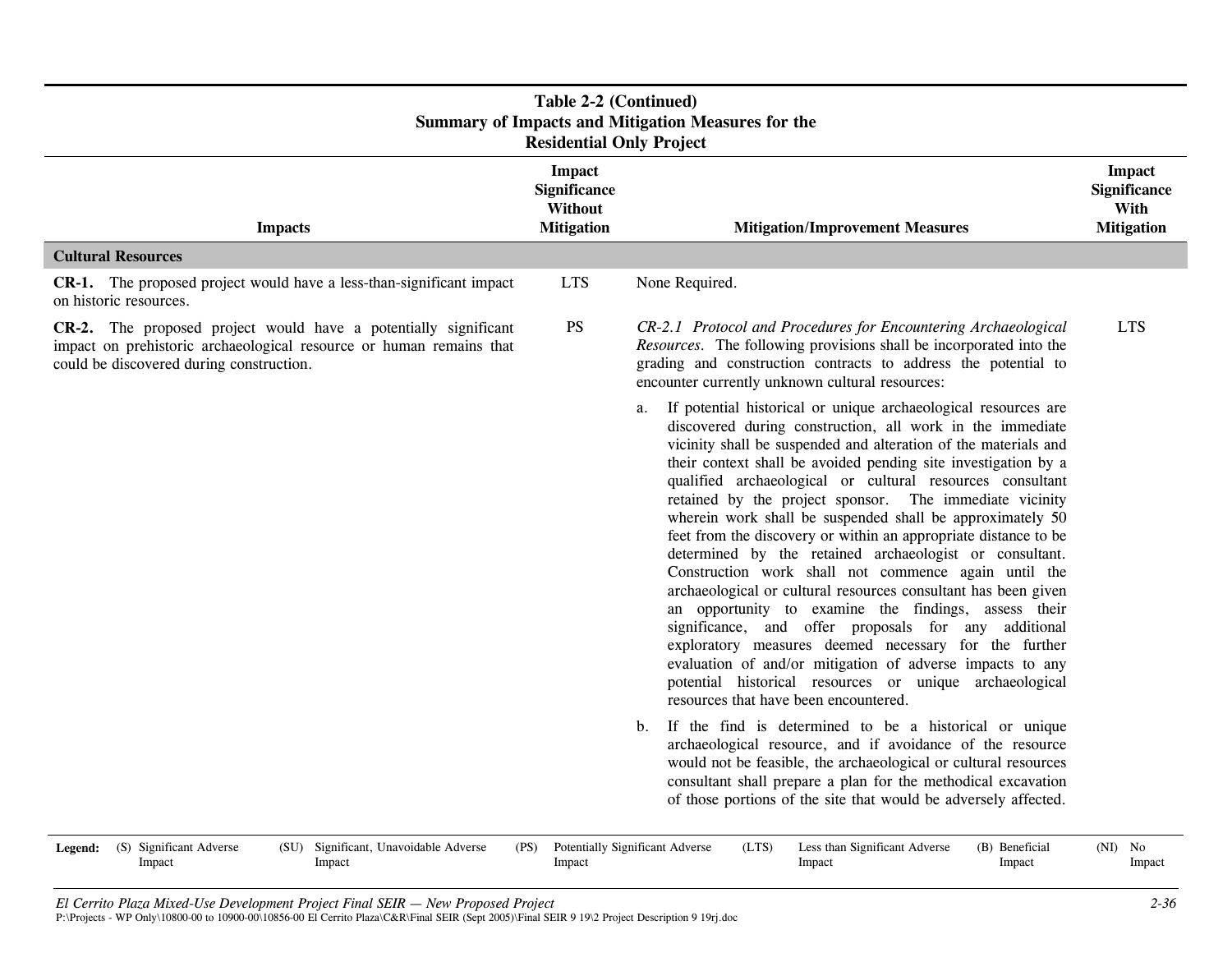**Table 2-2 (Continued)**
**Summary of Impacts and Mitigation Measures for the Residential Only Project**

| Impacts | Impact Significance Without Mitigation | Mitigation/Improvement Measures | Impact Significance With Mitigation |
|---|---|---|---|
| **Cultural Resources** | | | |
| **CR-1.** The proposed project would have a less-than-significant impact on historic resources. | LTS | None Required. | |
| **CR-2.** The proposed project would have a potentially significant impact on prehistoric archaeological resource or human remains that could be discovered during construction. | PS | *CR-2.1 Protocol and Procedures for Encountering Archaeological Resources*. The following provisions shall be incorporated into the grading and construction contracts to address the potential to encounter currently unknown cultural resources: <br><br> a. If potential historical or unique archaeological resources are discovered during construction, all work in the immediate vicinity shall be suspended and alteration of the materials and their context shall be avoided pending site investigation by a qualified archaeological or cultural resources consultant retained by the project sponsor. The immediate vicinity wherein work shall be suspended shall be approximately 50 feet from the discovery or within an appropriate distance to be determined by the retained archaeologist or consultant. Construction work shall not commence again until the archaeological or cultural resources consultant has been given an opportunity to examine the findings, assess their significance, and offer proposals for any additional exploratory measures deemed necessary for the further evaluation of and/or mitigation of adverse impacts to any potential historical resources or unique archaeological resources that have been encountered. <br><br> b. If the find is determined to be a historical or unique archaeological resource, and if avoidance of the resource would not be feasible, the archaeological or cultural resources consultant shall prepare a plan for the methodical excavation of those portions of the site that would be adversely affected. | LTS |

**Legend:** (S) Significant Adverse Impact (SU) Significant, Unavoidable Adverse Impact (PS) Potentially Significant Adverse Impact (LTS) Less than Significant Adverse Impact (B) Beneficial Impact (NI) No Impact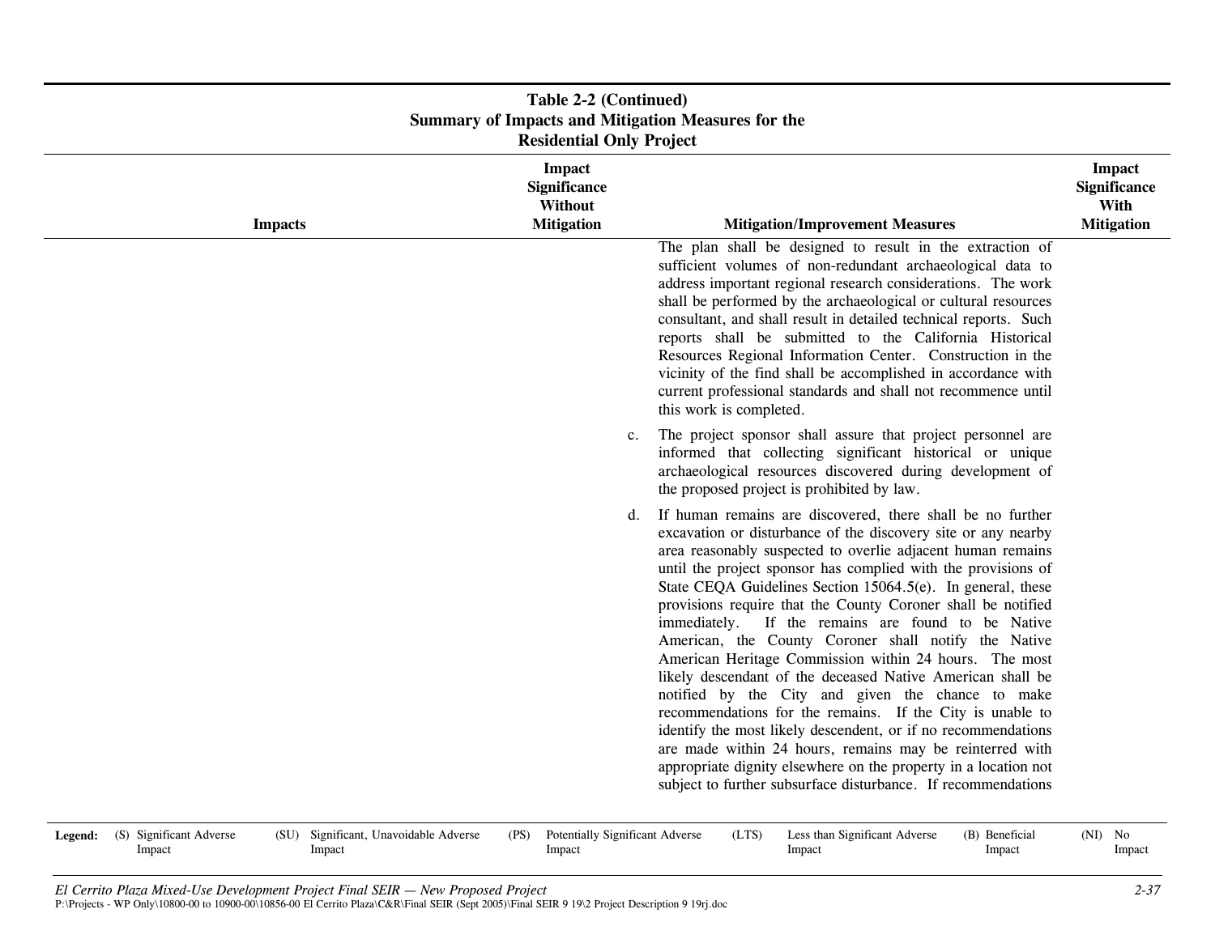**Table 2-2 (Continued)**
**Summary of Impacts and Mitigation Measures for the Residential Only Project**

| Impacts | Impact Significance Without Mitigation | Mitigation/Improvement Measures | Impact Significance With Mitigation |
|---|---|---|---|
| | | The plan shall be designed to result in the extraction of sufficient volumes of non-redundant archaeological data to address important regional research considerations. The work shall be performed by the archaeological or cultural resources consultant, and shall result in detailed technical reports. Such reports shall be submitted to the California Historical Resources Regional Information Center. Construction in the vicinity of the find shall be accomplished in accordance with current professional standards and shall not recommence until this work is completed. | |
| | | c. The project sponsor shall assure that project personnel are informed that collecting significant historical or unique archaeological resources discovered during development of the proposed project is prohibited by law. | |
| | | d. If human remains are discovered, there shall be no further excavation or disturbance of the discovery site or any nearby area reasonably suspected to overlie adjacent human remains until the project sponsor has complied with the provisions of State CEQA Guidelines Section 15064.5(e). In general, these provisions require that the County Coroner shall be notified immediately. If the remains are found to be Native American, the County Coroner shall notify the Native American Heritage Commission within 24 hours. The most likely descendant of the deceased Native American shall be notified by the City and given the chance to make recommendations for the remains. If the City is unable to identify the most likely descendent, or if no recommendations are made within 24 hours, remains may be reinterred with appropriate dignity elsewhere on the property in a location not subject to further subsurface disturbance. If recommendations | |

**Legend:** (S) Significant Adverse Impact (SU) Significant, Unavoidable Adverse Impact (PS) Potentially Significant Adverse Impact (LTS) Less than Significant Adverse Impact (B) Beneficial Impact (NI) No Impact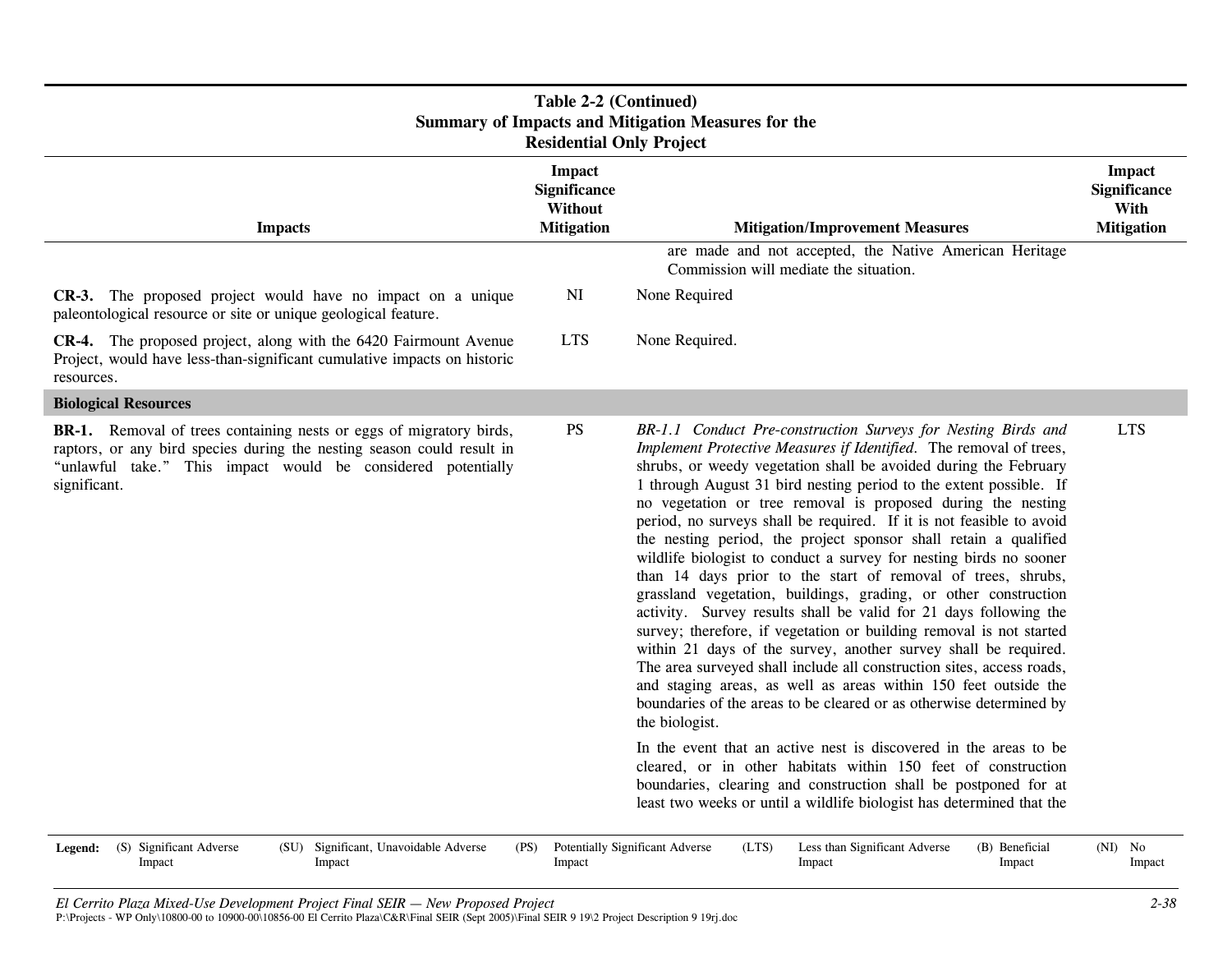**Table 2-2 (Continued)**
**Summary of Impacts and Mitigation Measures for the Residential Only Project**

| Impacts | Impact Significance Without Mitigation | Mitigation/Improvement Measures | Impact Significance With Mitigation |
|---|---|---|---|
| | | are made and not accepted, the Native American Heritage Commission will mediate the situation. | |
| **CR-3.** The proposed project would have no impact on a unique paleontological resource or site or unique geological feature. | NI | None Required | |
| **CR-4.** The proposed project, along with the 6420 Fairmount Avenue Project, would have less-than-significant cumulative impacts on historic resources. | LTS | None Required. | |
| **Biological Resources** | | | |
| **BR-1.** Removal of trees containing nests or eggs of migratory birds, raptors, or any bird species during the nesting season could result in "unlawful take." This impact would be considered potentially significant. | PS | *BR-1.1 Conduct Pre-construction Surveys for Nesting Birds and Implement Protective Measures if Identified.* The removal of trees, shrubs, or weedy vegetation shall be avoided during the February 1 through August 31 bird nesting period to the extent possible. If no vegetation or tree removal is proposed during the nesting period, no surveys shall be required. If it is not feasible to avoid the nesting period, the project sponsor shall retain a qualified wildlife biologist to conduct a survey for nesting birds no sooner than 14 days prior to the start of removal of trees, shrubs, grassland vegetation, buildings, grading, or other construction activity. Survey results shall be valid for 21 days following the survey; therefore, if vegetation or building removal is not started within 21 days of the survey, another survey shall be required. The area surveyed shall include all construction sites, access roads, and staging areas, as well as areas within 150 feet outside the boundaries of the areas to be cleared or as otherwise determined by the biologist.<br><br>In the event that an active nest is discovered in the areas to be cleared, or in other habitats within 150 feet of construction boundaries, clearing and construction shall be postponed for at least two weeks or until a wildlife biologist has determined that the | LTS |

**Legend:** (S) Significant Adverse Impact (SU) Significant, Unavoidable Adverse Impact (PS) Potentially Significant Adverse Impact (LTS) Less than Significant Adverse Impact (B) Beneficial Impact (NI) No Impact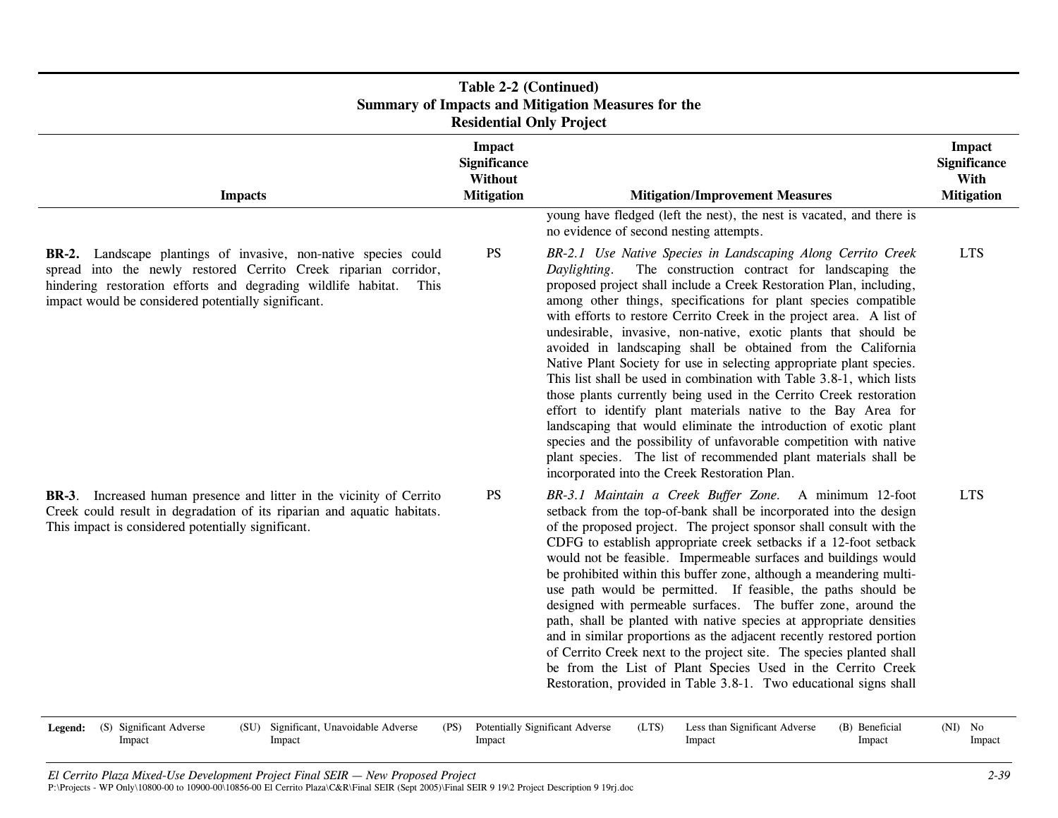**Table 2-2 (Continued)**
**Summary of Impacts and Mitigation Measures for the Residential Only Project**

| Impacts | Impact Significance Without Mitigation | Mitigation/Improvement Measures | Impact Significance With Mitigation |
|---|---|---|---|
| | | young have fledged (left the nest), the nest is vacated, and there is no evidence of second nesting attempts. | |
| **BR-2.** Landscape plantings of invasive, non-native species could spread into the newly restored Cerrito Creek riparian corridor, hindering restoration efforts and degrading wildlife habitat. This impact would be considered potentially significant. | PS | *BR-2.1 Use Native Species in Landscaping Along Cerrito Creek Daylighting.* The construction contract for landscaping the proposed project shall include a Creek Restoration Plan, including, among other things, specifications for plant species compatible with efforts to restore Cerrito Creek in the project area. A list of undesirable, invasive, non-native, exotic plants that should be avoided in landscaping shall be obtained from the California Native Plant Society for use in selecting appropriate plant species. This list shall be used in combination with Table 3.8-1, which lists those plants currently being used in the Cerrito Creek restoration effort to identify plant materials native to the Bay Area for landscaping that would eliminate the introduction of exotic plant species and the possibility of unfavorable competition with native plant species. The list of recommended plant materials shall be incorporated into the Creek Restoration Plan. | LTS |
| **BR-3**. Increased human presence and litter in the vicinity of Cerrito Creek could result in degradation of its riparian and aquatic habitats. This impact is considered potentially significant. | PS | *BR-3.1 Maintain a Creek Buffer Zone.* A minimum 12-foot setback from the top-of-bank shall be incorporated into the design of the proposed project. The project sponsor shall consult with the CDFG to establish appropriate creek setbacks if a 12-foot setback would not be feasible. Impermeable surfaces and buildings would be prohibited within this buffer zone, although a meandering multi-use path would be permitted. If feasible, the paths should be designed with permeable surfaces. The buffer zone, around the path, shall be planted with native species at appropriate densities and in similar proportions as the adjacent recently restored portion of Cerrito Creek next to the project site. The species planted shall be from the List of Plant Species Used in the Cerrito Creek Restoration, provided in Table 3.8-1. Two educational signs shall | LTS |

**Legend:** (S) Significant Adverse Impact (SU) Significant, Unavoidable Adverse Impact (PS) Potentially Significant Adverse Impact (LTS) Less than Significant Adverse Impact (B) Beneficial Impact (NI) No Impact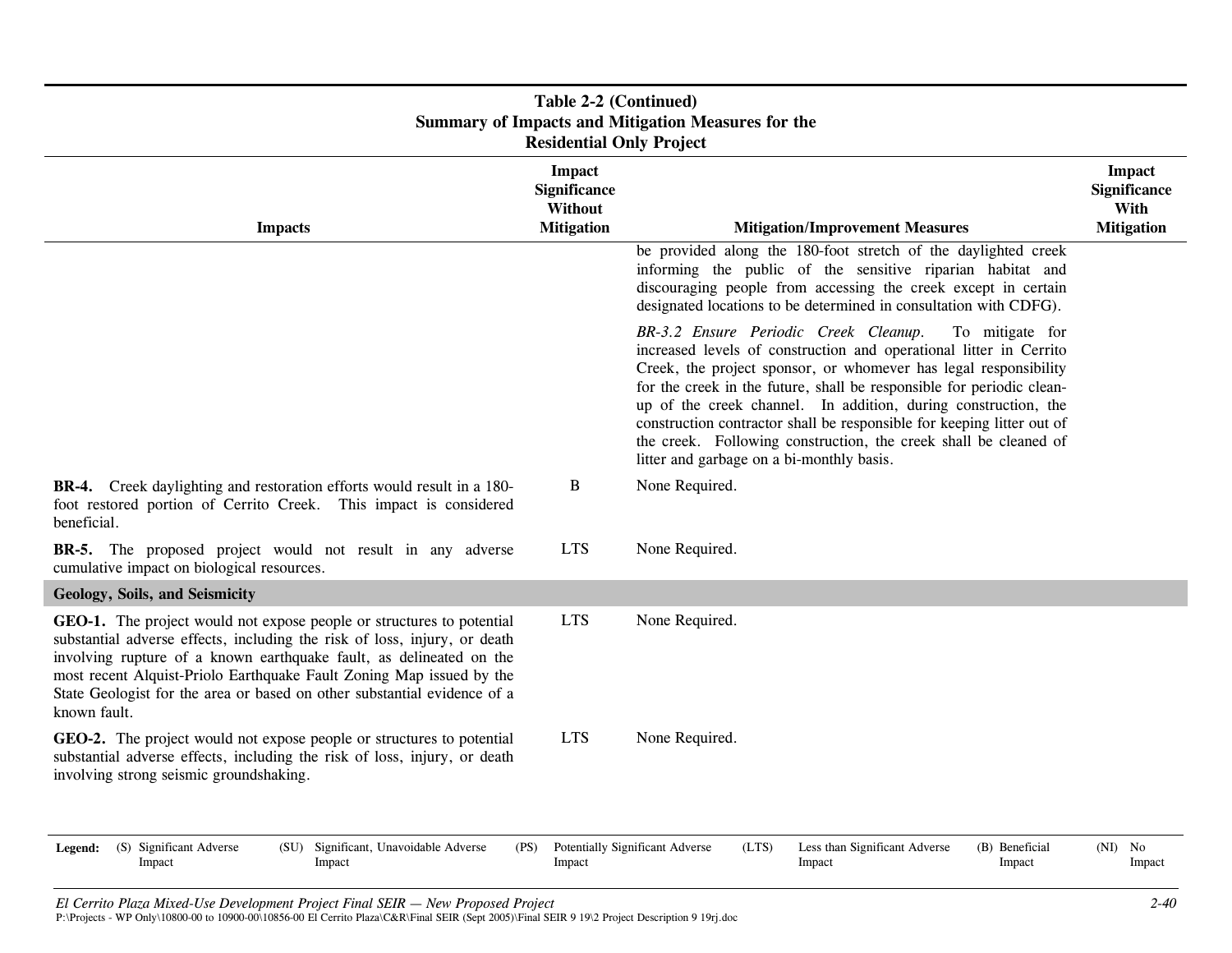**Table 2-2 (Continued)**
**Summary of Impacts and Mitigation Measures for the Residential Only Project**

| Impacts | Impact Significance Without Mitigation | Mitigation/Improvement Measures | Impact Significance With Mitigation |
|---|---|---|---|
| | | be provided along the 180-foot stretch of the daylighted creek informing the public of the sensitive riparian habitat and discouraging people from accessing the creek except in certain designated locations to be determined in consultation with CDFG). <br><br> *BR-3.2 Ensure Periodic Creek Cleanup.* To mitigate for increased levels of construction and operational litter in Cerrito Creek, the project sponsor, or whomever has legal responsibility for the creek in the future, shall be responsible for periodic clean-up of the creek channel. In addition, during construction, the construction contractor shall be responsible for keeping litter out of the creek. Following construction, the creek shall be cleaned of litter and garbage on a bi-monthly basis. | |
| **BR-4.** Creek daylighting and restoration efforts would result in a 180-foot restored portion of Cerrito Creek. This impact is considered beneficial. | B | None Required. | |
| **BR-5.** The proposed project would not result in any adverse cumulative impact on biological resources. | LTS | None Required. | |
| **Geology, Soils, and Seismicity** | | | |
| **GEO-1.** The project would not expose people or structures to potential substantial adverse effects, including the risk of loss, injury, or death involving rupture of a known earthquake fault, as delineated on the most recent Alquist-Priolo Earthquake Fault Zoning Map issued by the State Geologist for the area or based on other substantial evidence of a known fault. | LTS | None Required. | |
| **GEO-2.** The project would not expose people or structures to potential substantial adverse effects, including the risk of loss, injury, or death involving strong seismic groundshaking. | LTS | None Required. | |

**Legend:** (S) Significant Adverse Impact (SU) Significant, Unavoidable Adverse Impact (PS) Potentially Significant Adverse Impact (LTS) Less than Significant Adverse Impact (B) Beneficial Impact (NI) No Impact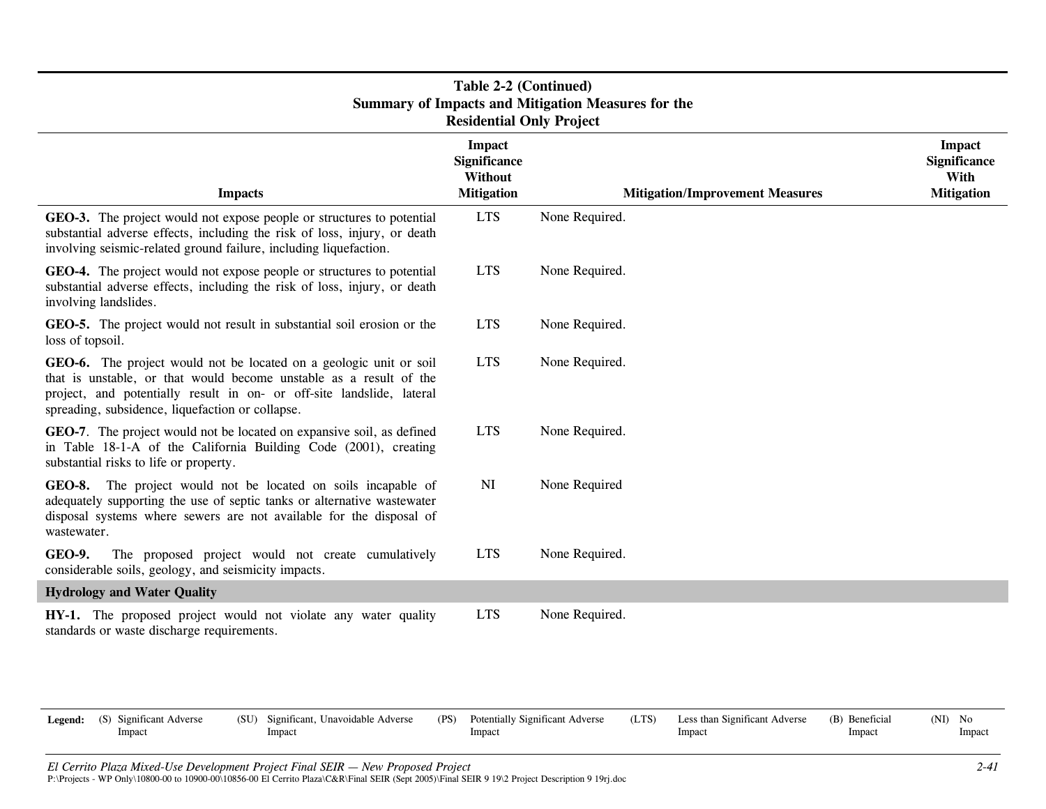**Table 2-2 (Continued)**
**Summary of Impacts and Mitigation Measures for the Residential Only Project**

| Impacts | Impact Significance Without Mitigation | Mitigation/Improvement Measures | Impact Significance With Mitigation |
|---|---|---|---|
| **GEO-3.** The project would not expose people or structures to potential substantial adverse effects, including the risk of loss, injury, or death involving seismic-related ground failure, including liquefaction. | LTS | None Required. | |
| **GEO-4.** The project would not expose people or structures to potential substantial adverse effects, including the risk of loss, injury, or death involving landslides. | LTS | None Required. | |
| **GEO-5.** The project would not result in substantial soil erosion or the loss of topsoil. | LTS | None Required. | |
| **GEO-6.** The project would not be located on a geologic unit or soil that is unstable, or that would become unstable as a result of the project, and potentially result in on- or off-site landslide, lateral spreading, subsidence, liquefaction or collapse. | LTS | None Required. | |
| **GEO-7**. The project would not be located on expansive soil, as defined in Table 18-1-A of the California Building Code (2001), creating substantial risks to life or property. | LTS | None Required. | |
| **GEO-8.** The project would not be located on soils incapable of adequately supporting the use of septic tanks or alternative wastewater disposal systems where sewers are not available for the disposal of wastewater. | NI | None Required | |
| **GEO-9.** The proposed project would not create cumulatively considerable soils, geology, and seismicity impacts. | LTS | None Required. | |
| **Hydrology and Water Quality** | | | |
| **HY-1.** The proposed project would not violate any water quality standards or waste discharge requirements. | LTS | None Required. | |

**Legend:** (S) Significant Adverse Impact (SU) Significant, Unavoidable Adverse Impact (PS) Potentially Significant Adverse Impact (LTS) Less than Significant Adverse Impact (B) Beneficial Impact (NI) No Impact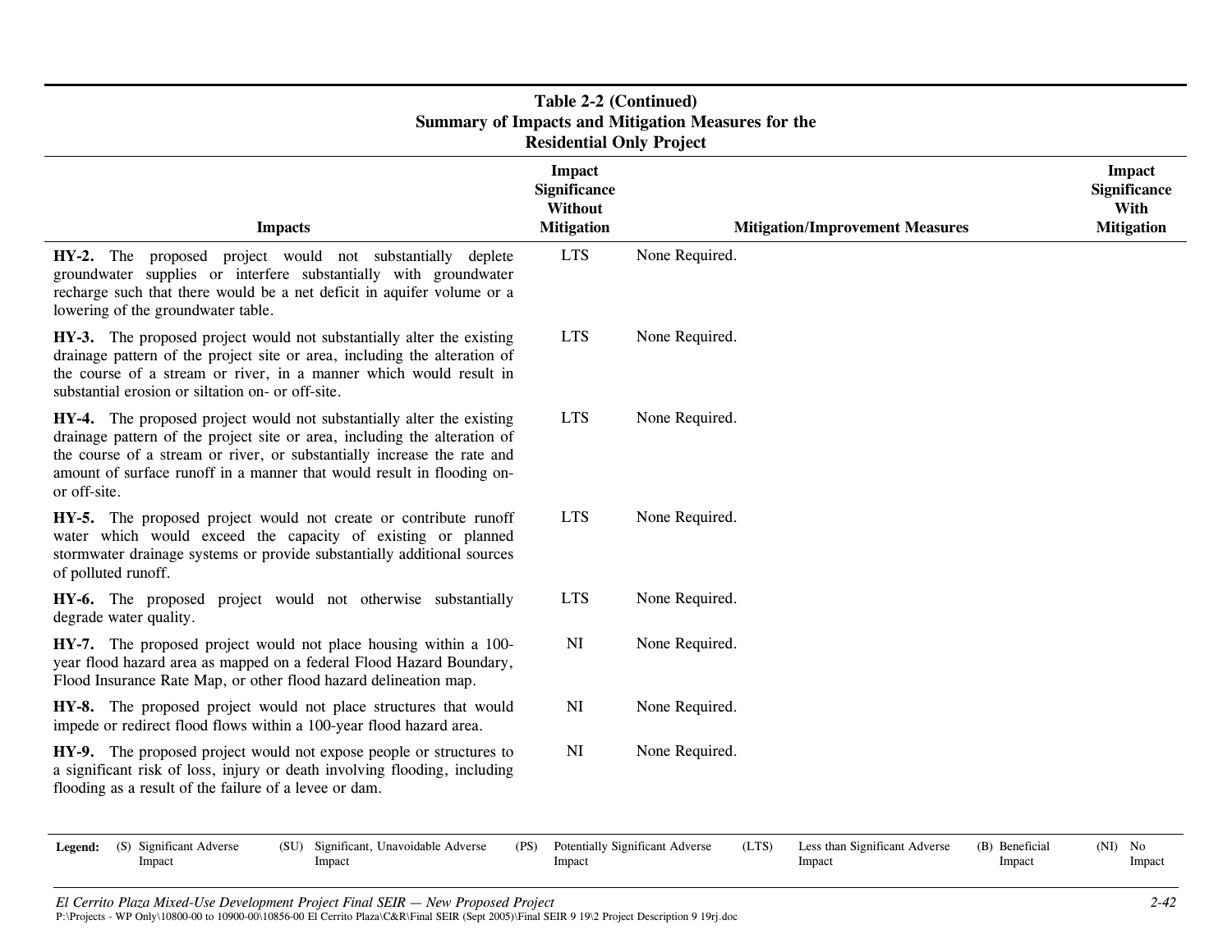**Table 2-2 (Continued)**
**Summary of Impacts and Mitigation Measures for the Residential Only Project**

| Impacts | Impact Significance Without Mitigation | Mitigation/Improvement Measures | Impact Significance With Mitigation |
|---|---|---|---|
| **HY-2.** The proposed project would not substantially deplete groundwater supplies or interfere substantially with groundwater recharge such that there would be a net deficit in aquifer volume or a lowering of the groundwater table. | LTS | None Required. | |
| **HY-3.** The proposed project would not substantially alter the existing drainage pattern of the project site or area, including the alteration of the course of a stream or river, in a manner which would result in substantial erosion or siltation on- or off-site. | LTS | None Required. | |
| **HY-4.** The proposed project would not substantially alter the existing drainage pattern of the project site or area, including the alteration of the course of a stream or river, or substantially increase the rate and amount of surface runoff in a manner that would result in flooding on- or off-site. | LTS | None Required. | |
| **HY-5.** The proposed project would not create or contribute runoff water which would exceed the capacity of existing or planned stormwater drainage systems or provide substantially additional sources of polluted runoff. | LTS | None Required. | |
| **HY-6.** The proposed project would not otherwise substantially degrade water quality. | LTS | None Required. | |
| **HY-7.** The proposed project would not place housing within a 100-year flood hazard area as mapped on a federal Flood Hazard Boundary, Flood Insurance Rate Map, or other flood hazard delineation map. | NI | None Required. | |
| **HY-8.** The proposed project would not place structures that would impede or redirect flood flows within a 100-year flood hazard area. | NI | None Required. | |
| **HY-9.** The proposed project would not expose people or structures to a significant risk of loss, injury or death involving flooding, including flooding as a result of the failure of a levee or dam. | NI | None Required. | |

**Legend:** (S) Significant Adverse Impact (SU) Significant, Unavoidable Adverse Impact (PS) Potentially Significant Adverse Impact (LTS) Less than Significant Adverse Impact (B) Beneficial Impact (NI) No Impact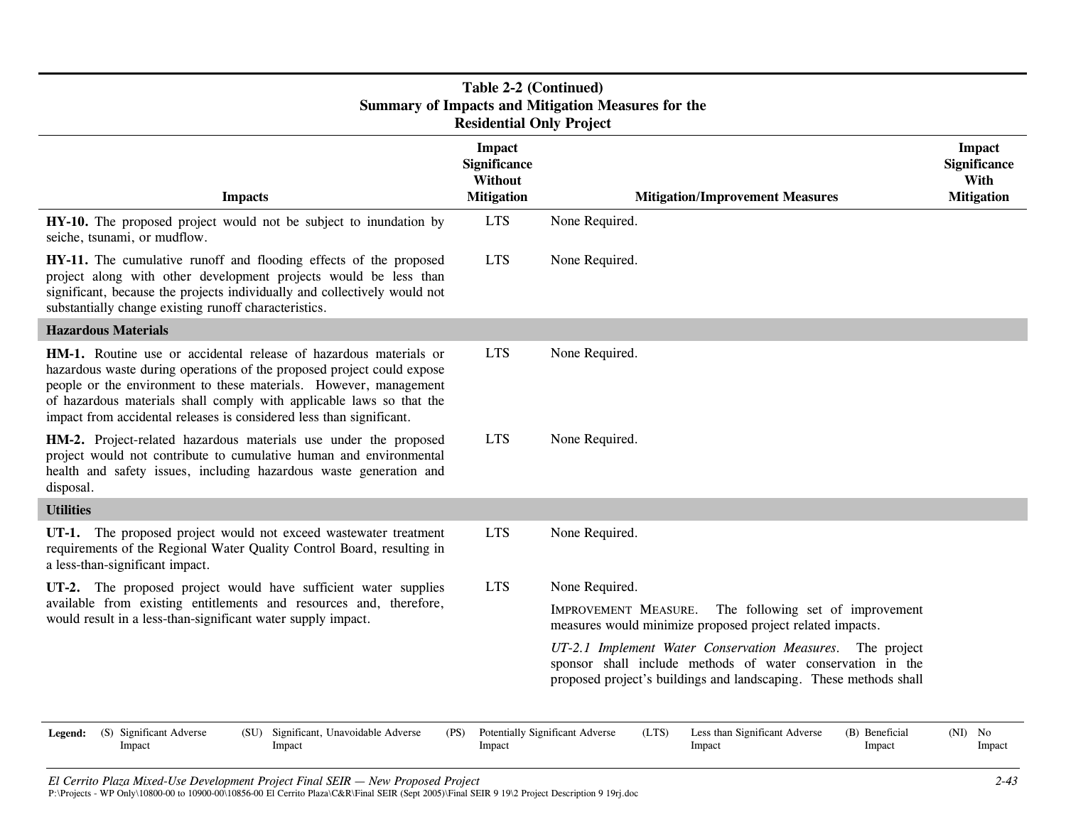**Table 2-2 (Continued)**
**Summary of Impacts and Mitigation Measures for the Residential Only Project**

| Impacts | Impact Significance Without Mitigation | Mitigation/Improvement Measures | Impact Significance With Mitigation |
|---|---|---|---|
| **HY-10.** The proposed project would not be subject to inundation by seiche, tsunami, or mudflow. | LTS | None Required. | |
| **HY-11.** The cumulative runoff and flooding effects of the proposed project along with other development projects would be less than significant, because the projects individually and collectively would not substantially change existing runoff characteristics. | LTS | None Required. | |
| **Hazardous Materials** | | | |
| **HM-1.** Routine use or accidental release of hazardous materials or hazardous waste during operations of the proposed project could expose people or the environment to these materials. However, management of hazardous materials shall comply with applicable laws so that the impact from accidental releases is considered less than significant. | LTS | None Required. | |
| **HM-2.** Project-related hazardous materials use under the proposed project would not contribute to cumulative human and environmental health and safety issues, including hazardous waste generation and disposal. | LTS | None Required. | |
| **Utilities** | | | |
| **UT-1.** The proposed project would not exceed wastewater treatment requirements of the Regional Water Quality Control Board, resulting in a less-than-significant impact. | LTS | None Required. | |
| **UT-2.** The proposed project would have sufficient water supplies available from existing entitlements and resources and, therefore, would result in a less-than-significant water supply impact. | LTS | None Required.<br><br>IMPROVEMENT MEASURE. The following set of improvement measures would minimize proposed project related impacts.<br><br>*UT-2.1 Implement Water Conservation Measures*. The project sponsor shall include methods of water conservation in the proposed project's buildings and landscaping. These methods shall | |

**Legend:** (S) Significant Adverse Impact (SU) Significant, Unavoidable Adverse Impact (PS) Potentially Significant Adverse Impact (LTS) Less than Significant Adverse Impact (B) Beneficial Impact (NI) No Impact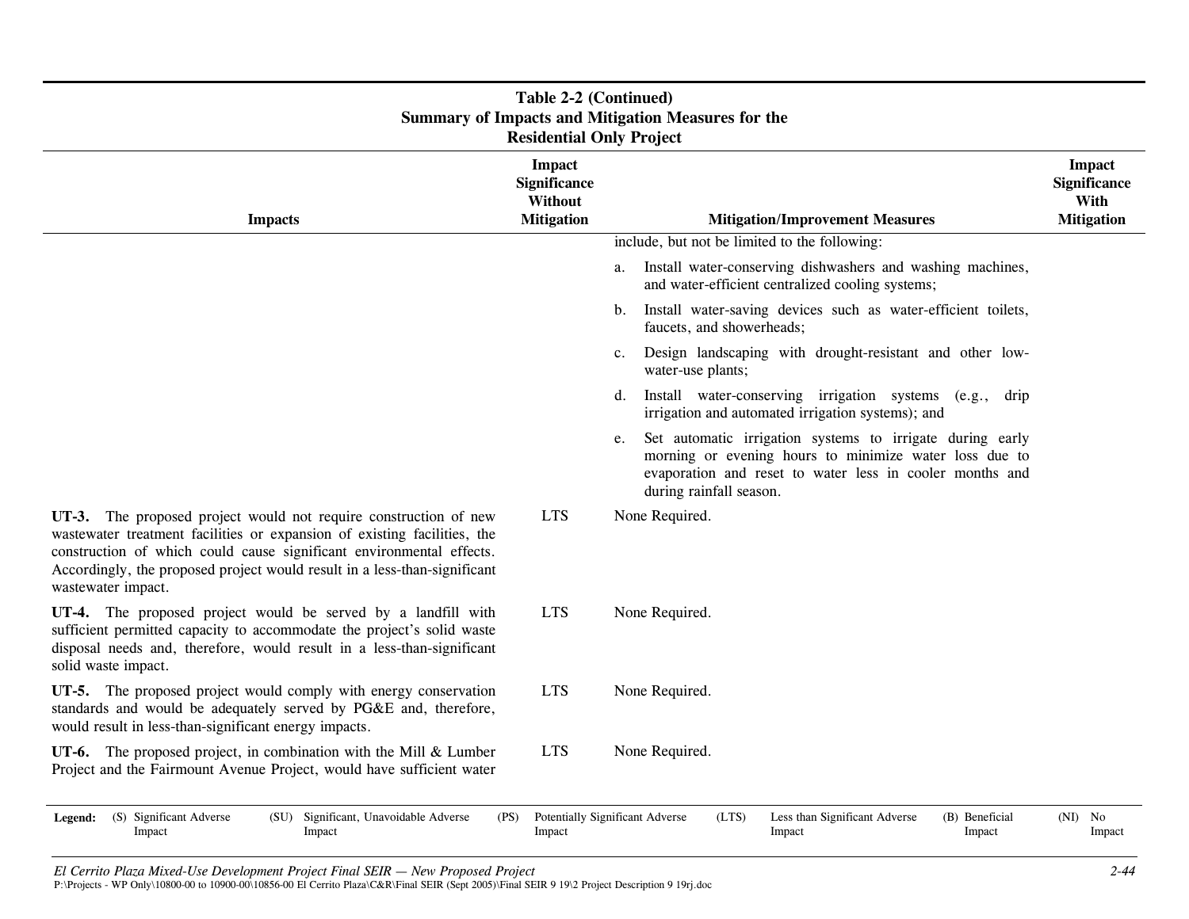**Table 2-2 (Continued)**
**Summary of Impacts and Mitigation Measures for the Residential Only Project**

| Impacts | Impact Significance Without Mitigation | Mitigation/Improvement Measures | Impact Significance With Mitigation |
|---|---|---|---|
| | | include, but not be limited to the following: a. Install water-conserving dishwashers and washing machines, and water-efficient centralized cooling systems; b. Install water-saving devices such as water-efficient toilets, faucets, and showerheads; c. Design landscaping with drought-resistant and other low-water-use plants; d. Install water-conserving irrigation systems (e.g., drip irrigation and automated irrigation systems); and e. Set automatic irrigation systems to irrigate during early morning or evening hours to minimize water loss due to evaporation and reset to water less in cooler months and during rainfall season. | |
| **UT-3.** The proposed project would not require construction of new wastewater treatment facilities or expansion of existing facilities, the construction of which could cause significant environmental effects. Accordingly, the proposed project would result in a less-than-significant wastewater impact. | LTS | None Required. | |
| **UT-4.** The proposed project would be served by a landfill with sufficient permitted capacity to accommodate the project's solid waste disposal needs and, therefore, would result in a less-than-significant solid waste impact. | LTS | None Required. | |
| **UT-5.** The proposed project would comply with energy conservation standards and would be adequately served by PG&E and, therefore, would result in less-than-significant energy impacts. | LTS | None Required. | |
| **UT-6.** The proposed project, in combination with the Mill & Lumber Project and the Fairmount Avenue Project, would have sufficient water | LTS | None Required. | |

**Legend:** (S) Significant Adverse Impact (SU) Significant, Unavoidable Adverse Impact (PS) Potentially Significant Adverse Impact (LTS) Less than Significant Adverse Impact (B) Beneficial Impact (NI) No Impact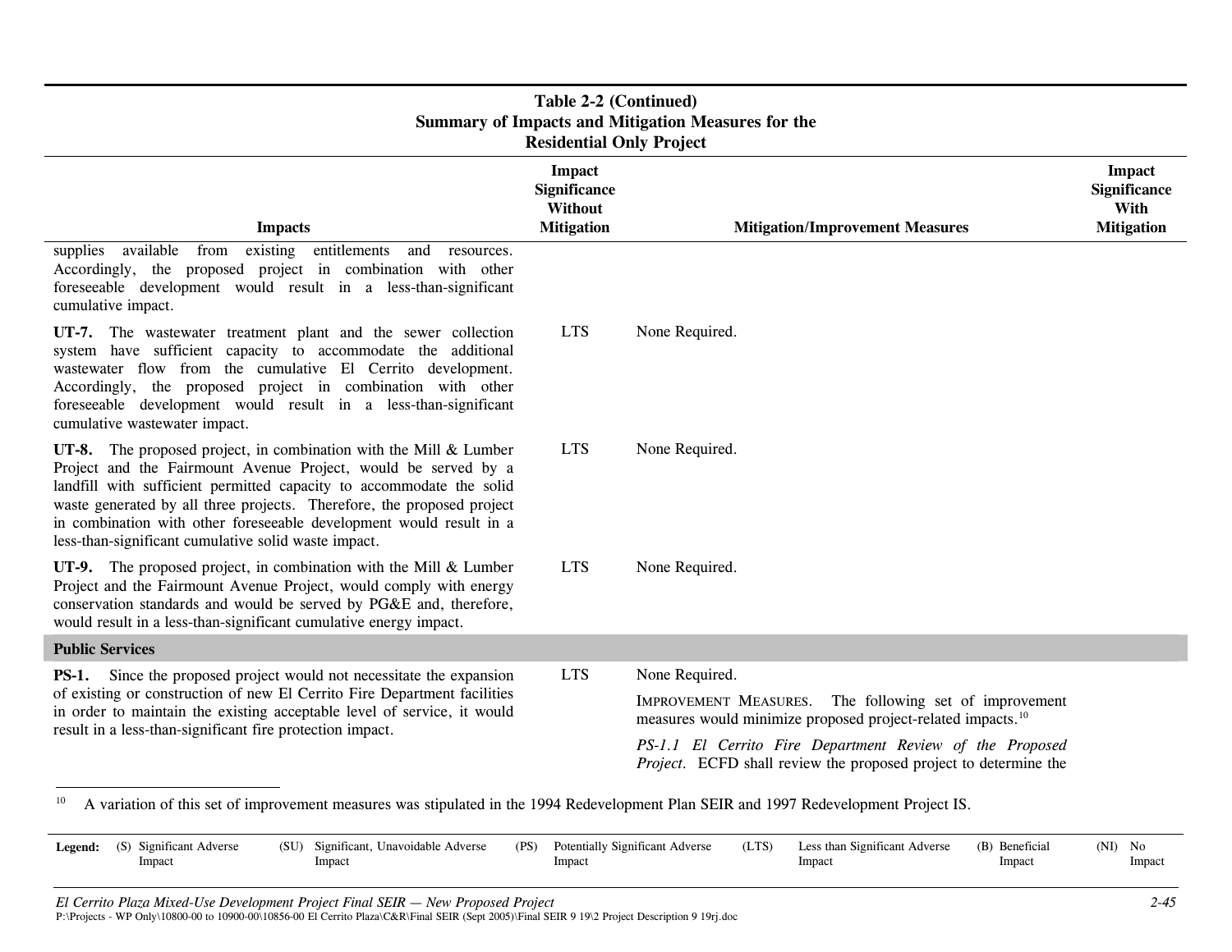**Table 2-2 (Continued)**
**Summary of Impacts and Mitigation Measures for the Residential Only Project**

| Impacts | Impact Significance Without Mitigation | Mitigation/Improvement Measures | Impact Significance With Mitigation |
|---|---|---|---|
| supplies available from existing entitlements and resources. Accordingly, the proposed project in combination with other foreseeable development would result in a less-than-significant cumulative impact. | | | |
| **UT-7.** The wastewater treatment plant and the sewer collection system have sufficient capacity to accommodate the additional wastewater flow from the cumulative El Cerrito development. Accordingly, the proposed project in combination with other foreseeable development would result in a less-than-significant cumulative wastewater impact. | LTS | None Required. | |
| **UT-8.** The proposed project, in combination with the Mill & Lumber Project and the Fairmount Avenue Project, would be served by a landfill with sufficient permitted capacity to accommodate the solid waste generated by all three projects. Therefore, the proposed project in combination with other foreseeable development would result in a less-than-significant cumulative solid waste impact. | LTS | None Required. | |
| **UT-9.** The proposed project, in combination with the Mill & Lumber Project and the Fairmount Avenue Project, would comply with energy conservation standards and would be served by PG&E and, therefore, would result in a less-than-significant cumulative energy impact. | LTS | None Required. | |
| **Public Services** | | | |
| **PS-1.** Since the proposed project would not necessitate the expansion of existing or construction of new El Cerrito Fire Department facilities in order to maintain the existing acceptable level of service, it would result in a less-than-significant fire protection impact. | LTS | None Required.<br><br>IMPROVEMENT MEASURES. The following set of improvement measures would minimize proposed project-related impacts.[10]<br><br>*PS-1.1 El Cerrito Fire Department Review of the Proposed Project*. ECFD shall review the proposed project to determine the | |

[10] A variation of this set of improvement measures was stipulated in the 1994 Redevelopment Plan SEIR and 1997 Redevelopment Project IS.

Legend: (S) Significant Adverse Impact (SU) Significant, Unavoidable Adverse Impact (PS) Potentially Significant Adverse Impact (LTS) Less than Significant Adverse Impact (B) Beneficial Impact (NI) No Impact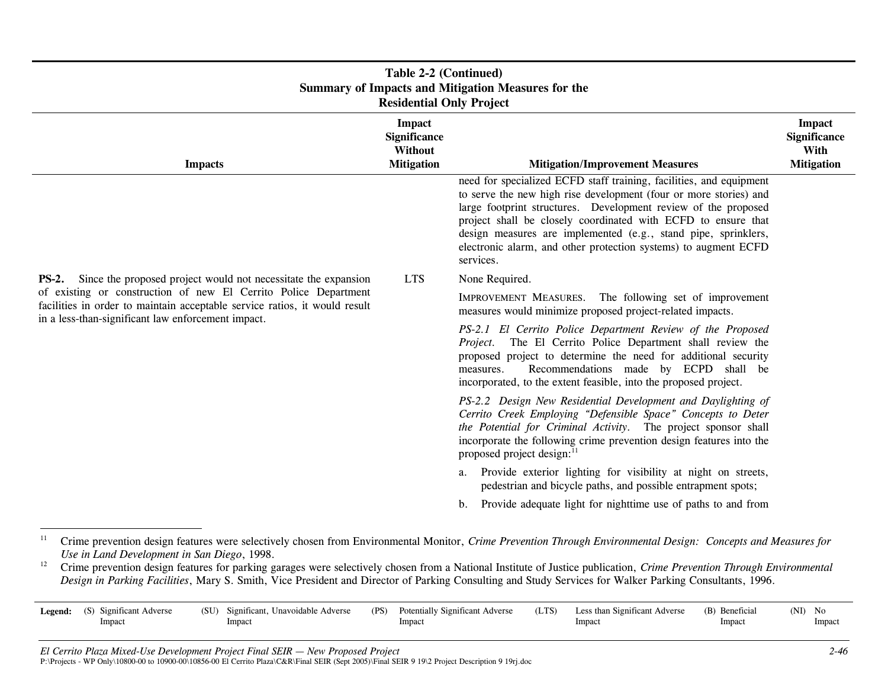**Table 2-2 (Continued)**
**Summary of Impacts and Mitigation Measures for the Residential Only Project**

| Impacts | Impact Significance Without Mitigation | Mitigation/Improvement Measures | Impact Significance With Mitigation |
|---|---|---|---|
| | | need for specialized ECFD staff training, facilities, and equipment to serve the new high rise development (four or more stories) and large footprint structures. Development review of the proposed project shall be closely coordinated with ECFD to ensure that design measures are implemented (e.g., stand pipe, sprinklers, electronic alarm, and other protection systems) to augment ECFD services. | |
| **PS-2.** Since the proposed project would not necessitate the expansion of existing or construction of new El Cerrito Police Department facilities in order to maintain acceptable service ratios, it would result in a less-than-significant law enforcement impact. | LTS | None Required.<br><br>IMPROVEMENT MEASURES. The following set of improvement measures would minimize proposed project-related impacts.<br><br>*PS-2.1 El Cerrito Police Department Review of the Proposed Project.* The El Cerrito Police Department shall review the proposed project to determine the need for additional security measures. Recommendations made by ECPD shall be incorporated, to the extent feasible, into the proposed project.<br><br>*PS-2.2 Design New Residential Development and Daylighting of Cerrito Creek Employing "Defensible Space" Concepts to Deter the Potential for Criminal Activity.* The project sponsor shall incorporate the following crime prevention design features into the proposed project design:[11]<br><br>a. Provide exterior lighting for visibility at night on streets, pedestrian and bicycle paths, and possible entrapment spots;<br><br>b. Provide adequate light for nighttime use of paths to and from | |

[11] Crime prevention design features were selectively chosen from Environmental Monitor, *Crime Prevention Through Environmental Design: Concepts and Measures for Use in Land Development in San Diego*, 1998.

[12] Crime prevention design features for parking garages were selectively chosen from a National Institute of Justice publication, *Crime Prevention Through Environmental Design in Parking Facilities*, Mary S. Smith, Vice President and Director of Parking Consulting and Study Services for Walker Parking Consultants, 1996.

**Legend:** (S) Significant Adverse Impact (SU) Significant, Unavoidable Adverse Impact (PS) Potentially Significant Adverse Impact (LTS) Less than Significant Adverse Impact (B) Beneficial Impact (NI) No Impact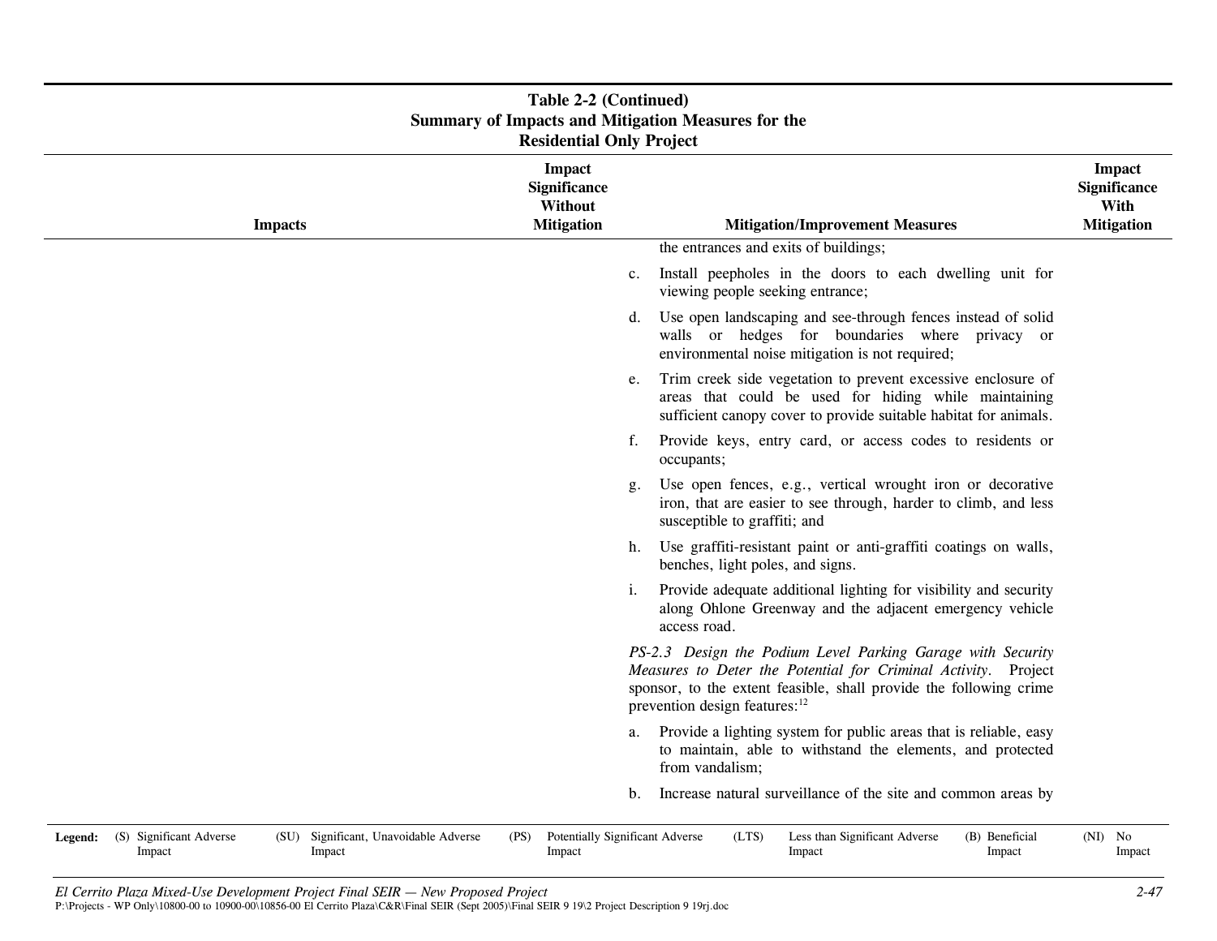**Table 2-2 (Continued)**
**Summary of Impacts and Mitigation Measures for the Residential Only Project**

| Impacts | Impact Significance Without Mitigation | Mitigation/Improvement Measures | Impact Significance With Mitigation |
|---|---|---|---|
| | | the entrances and exits of buildings; | |
| | | c. Install peepholes in the doors to each dwelling unit for viewing people seeking entrance; | |
| | | d. Use open landscaping and see-through fences instead of solid walls or hedges for boundaries where privacy or environmental noise mitigation is not required; | |
| | | e. Trim creek side vegetation to prevent excessive enclosure of areas that could be used for hiding while maintaining sufficient canopy cover to provide suitable habitat for animals. | |
| | | f. Provide keys, entry card, or access codes to residents or occupants; | |
| | | g. Use open fences, e.g., vertical wrought iron or decorative iron, that are easier to see through, harder to climb, and less susceptible to graffiti; and | |
| | | h. Use graffiti-resistant paint or anti-graffiti coatings on walls, benches, light poles, and signs. | |
| | | i. Provide adequate additional lighting for visibility and security along Ohlone Greenway and the adjacent emergency vehicle access road. | |
| | | *PS-2.3 Design the Podium Level Parking Garage with Security Measures to Deter the Potential for Criminal Activity.* Project sponsor, to the extent feasible, shall provide the following crime prevention design features:[12] | |
| | | a. Provide a lighting system for public areas that is reliable, easy to maintain, able to withstand the elements, and protected from vandalism; | |
| | | b. Increase natural surveillance of the site and common areas by | |

**Legend:** (S) Significant Adverse Impact (SU) Significant, Unavoidable Adverse Impact (PS) Potentially Significant Adverse Impact (LTS) Less than Significant Adverse Impact (B) Beneficial Impact (NI) No Impact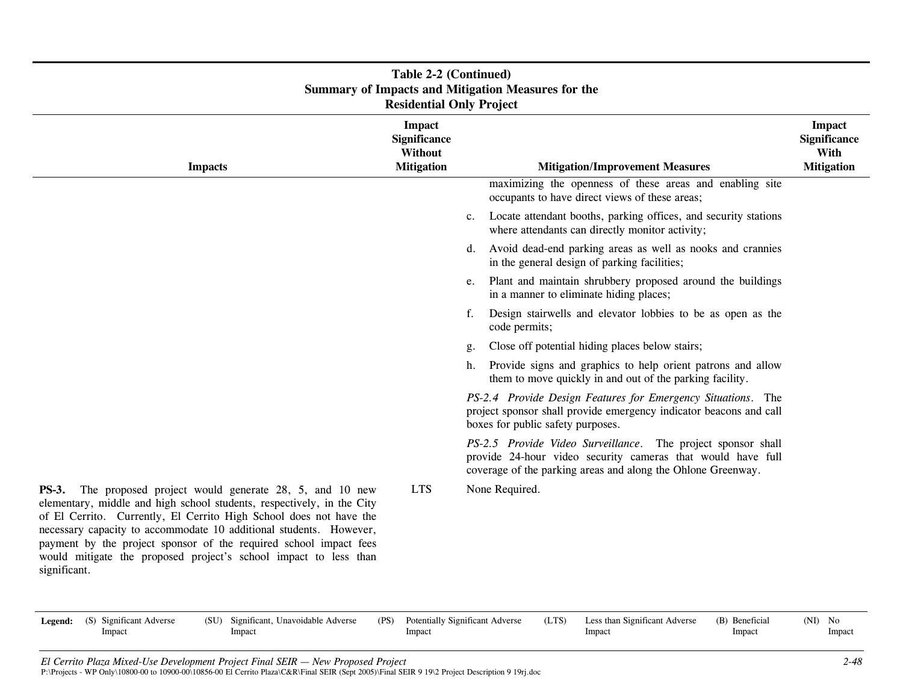**Table 2-2 (Continued)**
**Summary of Impacts and Mitigation Measures for the Residential Only Project**

| Impacts | Impact Significance Without Mitigation | Mitigation/Improvement Measures | Impact Significance With Mitigation |
|---|---|---|---|
| | | maximizing the openness of these areas and enabling site occupants to have direct views of these areas;<br><br>c. Locate attendant booths, parking offices, and security stations where attendants can directly monitor activity;<br><br>d. Avoid dead-end parking areas as well as nooks and crannies in the general design of parking facilities;<br><br>e. Plant and maintain shrubbery proposed around the buildings in a manner to eliminate hiding places;<br><br>f. Design stairwells and elevator lobbies to be as open as the code permits;<br><br>g. Close off potential hiding places below stairs;<br><br>h. Provide signs and graphics to help orient patrons and allow them to move quickly in and out of the parking facility.<br><br>*PS-2.4 Provide Design Features for Emergency Situations*. The project sponsor shall provide emergency indicator beacons and call boxes for public safety purposes.<br><br>*PS-2.5 Provide Video Surveillance*. The project sponsor shall provide 24-hour video security cameras that would have full coverage of the parking areas and along the Ohlone Greenway. | |
| **PS-3.** The proposed project would generate 28, 5, and 10 new elementary, middle and high school students, respectively, in the City of El Cerrito. Currently, El Cerrito High School does not have the necessary capacity to accommodate 10 additional students. However, payment by the project sponsor of the required school impact fees would mitigate the proposed project's school impact to less than significant. | LTS | None Required. | |

**Legend:** (S) Significant Adverse Impact (SU) Significant, Unavoidable Adverse Impact (PS) Potentially Significant Adverse Impact (LTS) Less than Significant Adverse Impact (B) Beneficial Impact (NI) No Impact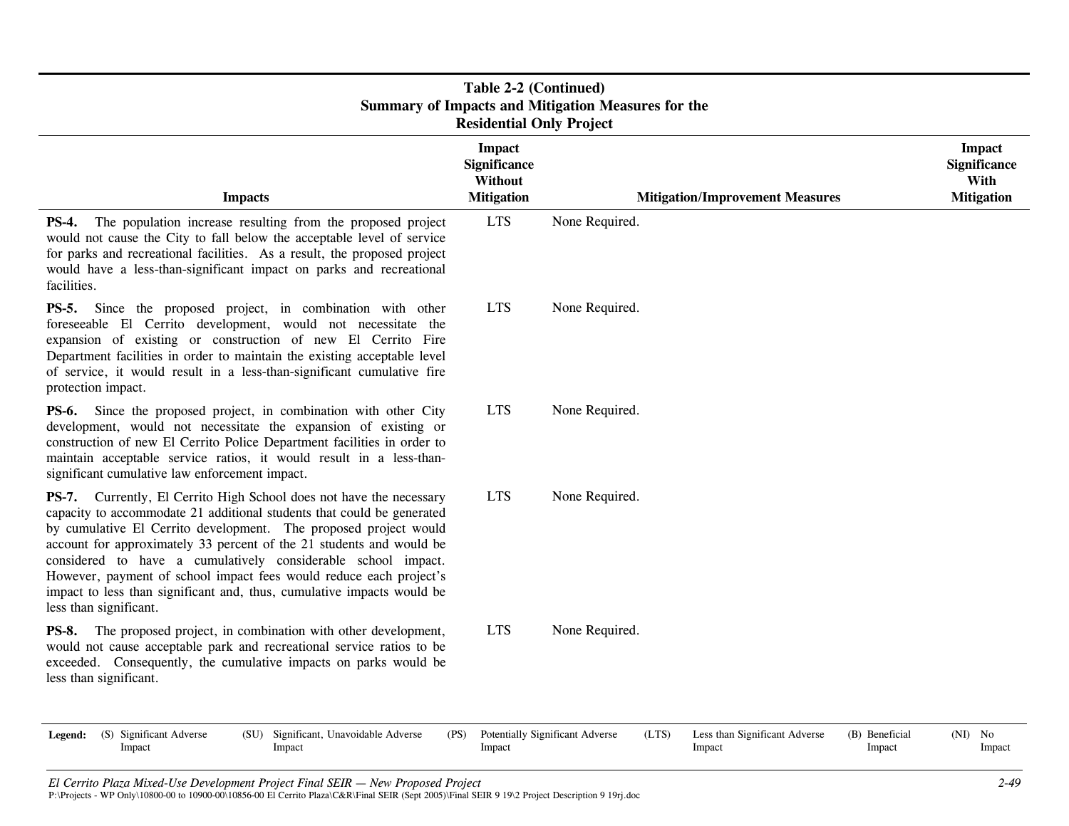**Table 2-2 (Continued)**
**Summary of Impacts and Mitigation Measures for the Residential Only Project**

| Impacts | Impact Significance Without Mitigation | Mitigation/Improvement Measures | Impact Significance With Mitigation |
|---|---|---|---|
| **PS-4.** The population increase resulting from the proposed project would not cause the City to fall below the acceptable level of service for parks and recreational facilities. As a result, the proposed project would have a less-than-significant impact on parks and recreational facilities. | LTS | None Required. | |
| **PS-5.** Since the proposed project, in combination with other foreseeable El Cerrito development, would not necessitate the expansion of existing or construction of new El Cerrito Fire Department facilities in order to maintain the existing acceptable level of service, it would result in a less-than-significant cumulative fire protection impact. | LTS | None Required. | |
| **PS-6.** Since the proposed project, in combination with other City development, would not necessitate the expansion of existing or construction of new El Cerrito Police Department facilities in order to maintain acceptable service ratios, it would result in a less-than-significant cumulative law enforcement impact. | LTS | None Required. | |
| **PS-7.** Currently, El Cerrito High School does not have the necessary capacity to accommodate 21 additional students that could be generated by cumulative El Cerrito development. The proposed project would account for approximately 33 percent of the 21 students and would be considered to have a cumulatively considerable school impact. However, payment of school impact fees would reduce each project's impact to less than significant and, thus, cumulative impacts would be less than significant. | LTS | None Required. | |
| **PS-8.** The proposed project, in combination with other development, would not cause acceptable park and recreational service ratios to be exceeded. Consequently, the cumulative impacts on parks would be less than significant. | LTS | None Required. | |

**Legend:** (S) Significant Adverse Impact (SU) Significant, Unavoidable Adverse Impact (PS) Potentially Significant Adverse Impact (LTS) Less than Significant Adverse Impact (B) Beneficial Impact (NI) No Impact